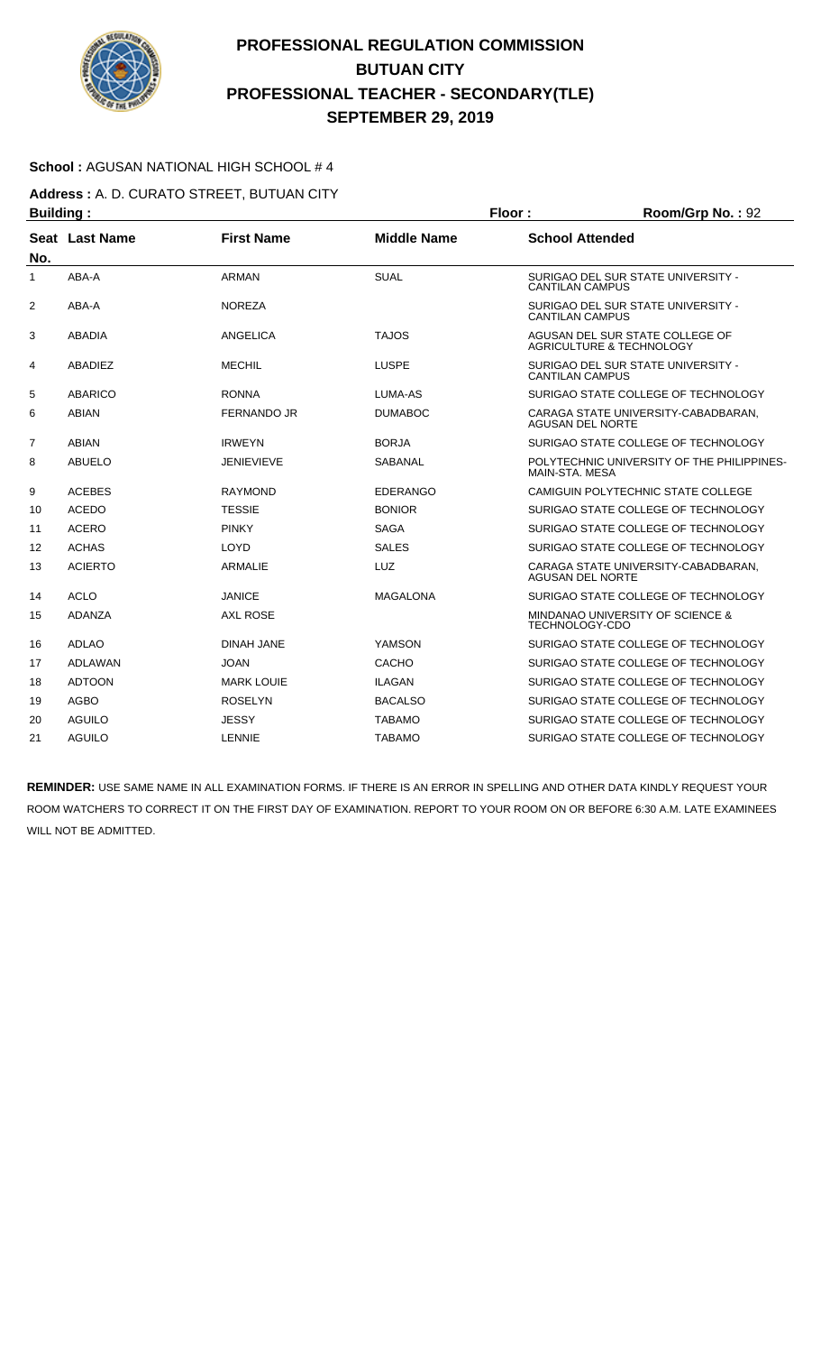# PROFESSIONAL REGULATION COMMISSION
# BUTUAN CITY
# PROFESSIONAL TEACHER - SECONDARY(TLE)
# SEPTEMBER 29, 2019

**School :** AGUSAN NATIONAL HIGH SCHOOL # 4

**Address :** A. D. CURATO STREET, BUTUAN CITY

**Building :** **Floor :** **Room/Grp No. :** 92

| Seat No. | Last Name | First Name | Middle Name | School Attended |
|---|---|---|---|---|
| 1 | ABA-A | ARMAN | SUAL | SURIGAO DEL SUR STATE UNIVERSITY - CANTILAN CAMPUS |
| 2 | ABA-A | NOREZA | | SURIGAO DEL SUR STATE UNIVERSITY - CANTILAN CAMPUS |
| 3 | ABADIA | ANGELICA | TAJOS | AGUSAN DEL SUR STATE COLLEGE OF AGRICULTURE & TECHNOLOGY |
| 4 | ABADIEZ | MECHIL | LUSPE | SURIGAO DEL SUR STATE UNIVERSITY - CANTILAN CAMPUS |
| 5 | ABARICO | RONNA | LUMA-AS | SURIGAO STATE COLLEGE OF TECHNOLOGY |
| 6 | ABIAN | FERNANDO JR | DUMABOC | CARAGA STATE UNIVERSITY-CABADBARAN, AGUSAN DEL NORTE |
| 7 | ABIAN | IRWEYN | BORJA | SURIGAO STATE COLLEGE OF TECHNOLOGY |
| 8 | ABUELO | JENIEVIEVE | SABANAL | POLYTECHNIC UNIVERSITY OF THE PHILIPPINES-MAIN-STA. MESA |
| 9 | ACEBES | RAYMOND | EDERANGO | CAMIGUIN POLYTECHNIC STATE COLLEGE |
| 10 | ACEDO | TESSIE | BONIOR | SURIGAO STATE COLLEGE OF TECHNOLOGY |
| 11 | ACERO | PINKY | SAGA | SURIGAO STATE COLLEGE OF TECHNOLOGY |
| 12 | ACHAS | LOYD | SALES | SURIGAO STATE COLLEGE OF TECHNOLOGY |
| 13 | ACIERTO | ARMALIE | LUZ | CARAGA STATE UNIVERSITY-CABADBARAN, AGUSAN DEL NORTE |
| 14 | ACLO | JANICE | MAGALONA | SURIGAO STATE COLLEGE OF TECHNOLOGY |
| 15 | ADANZA | AXL ROSE | | MINDANAO UNIVERSITY OF SCIENCE & TECHNOLOGY-CDO |
| 16 | ADLAO | DINAH JANE | YAMSON | SURIGAO STATE COLLEGE OF TECHNOLOGY |
| 17 | ADLAWAN | JOAN | CACHO | SURIGAO STATE COLLEGE OF TECHNOLOGY |
| 18 | ADTOON | MARK LOUIE | ILAGAN | SURIGAO STATE COLLEGE OF TECHNOLOGY |
| 19 | AGBO | ROSELYN | BACALSO | SURIGAO STATE COLLEGE OF TECHNOLOGY |
| 20 | AGUILO | JESSY | TABAMO | SURIGAO STATE COLLEGE OF TECHNOLOGY |
| 21 | AGUILO | LENNIE | TABAMO | SURIGAO STATE COLLEGE OF TECHNOLOGY |

**REMINDER:** USE SAME NAME IN ALL EXAMINATION FORMS. IF THERE IS AN ERROR IN SPELLING AND OTHER DATA KINDLY REQUEST YOUR ROOM WATCHERS TO CORRECT IT ON THE FIRST DAY OF EXAMINATION. REPORT TO YOUR ROOM ON OR BEFORE 6:30 A.M. LATE EXAMINEES WILL NOT BE ADMITTED.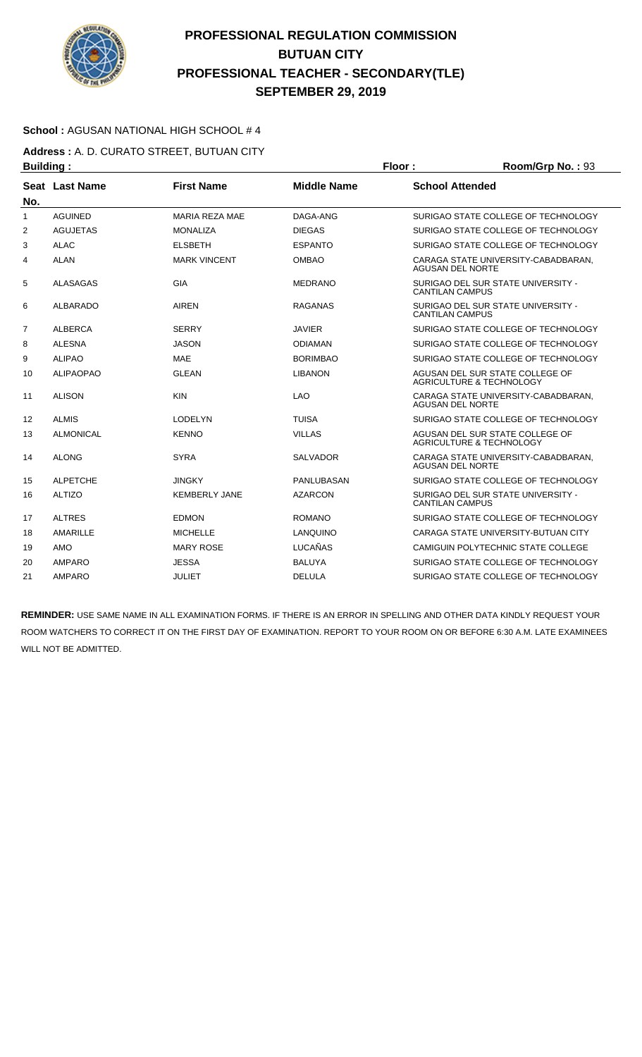# PROFESSIONAL REGULATION COMMISSION
## BUTUAN CITY
## PROFESSIONAL TEACHER - SECONDARY(TLE)
## SEPTEMBER 29, 2019

**School :** AGUSAN NATIONAL HIGH SCHOOL # 4

**Address :** A. D. CURATO STREET, BUTUAN CITY

**Building :** **Floor :** **Room/Grp No. :** 93

| Seat No. | Last Name | First Name | Middle Name | School Attended |
|---|---|---|---|---|
| 1 | AGUINED | MARIA REZA MAE | DAGA-ANG | SURIGAO STATE COLLEGE OF TECHNOLOGY |
| 2 | AGUJETAS | MONALIZA | DIEGAS | SURIGAO STATE COLLEGE OF TECHNOLOGY |
| 3 | ALAC | ELSBETH | ESPANTO | SURIGAO STATE COLLEGE OF TECHNOLOGY |
| 4 | ALAN | MARK VINCENT | OMBAO | CARAGA STATE UNIVERSITY-CABADBARAN, AGUSAN DEL NORTE |
| 5 | ALASAGAS | GIA | MEDRANO | SURIGAO DEL SUR STATE UNIVERSITY - CANTILAN CAMPUS |
| 6 | ALBARADO | AIREN | RAGANAS | SURIGAO DEL SUR STATE UNIVERSITY - CANTILAN CAMPUS |
| 7 | ALBERCA | SERRY | JAVIER | SURIGAO STATE COLLEGE OF TECHNOLOGY |
| 8 | ALESNA | JASON | ODIAMAN | SURIGAO STATE COLLEGE OF TECHNOLOGY |
| 9 | ALIPAO | MAE | BORIMBAO | SURIGAO STATE COLLEGE OF TECHNOLOGY |
| 10 | ALIPAOPAO | GLEAN | LIBANON | AGUSAN DEL SUR STATE COLLEGE OF AGRICULTURE & TECHNOLOGY |
| 11 | ALISON | KIN | LAO | CARAGA STATE UNIVERSITY-CABADBARAN, AGUSAN DEL NORTE |
| 12 | ALMIS | LODELYN | TUISA | SURIGAO STATE COLLEGE OF TECHNOLOGY |
| 13 | ALMONICAL | KENNO | VILLAS | AGUSAN DEL SUR STATE COLLEGE OF AGRICULTURE & TECHNOLOGY |
| 14 | ALONG | SYRA | SALVADOR | CARAGA STATE UNIVERSITY-CABADBARAN, AGUSAN DEL NORTE |
| 15 | ALPETCHE | JINGKY | PANLUBASAN | SURIGAO STATE COLLEGE OF TECHNOLOGY |
| 16 | ALTIZO | KEMBERLY JANE | AZARCON | SURIGAO DEL SUR STATE UNIVERSITY - CANTILAN CAMPUS |
| 17 | ALTRES | EDMON | ROMANO | SURIGAO STATE COLLEGE OF TECHNOLOGY |
| 18 | AMARILLE | MICHELLE | LANQUINO | CARAGA STATE UNIVERSITY-BUTUAN CITY |
| 19 | AMO | MARY ROSE | LUCAÑAS | CAMIGUIN POLYTECHNIC STATE COLLEGE |
| 20 | AMPARO | JESSA | BALUYA | SURIGAO STATE COLLEGE OF TECHNOLOGY |
| 21 | AMPARO | JULIET | DELULA | SURIGAO STATE COLLEGE OF TECHNOLOGY |

**REMINDER:** USE SAME NAME IN ALL EXAMINATION FORMS. IF THERE IS AN ERROR IN SPELLING AND OTHER DATA KINDLY REQUEST YOUR ROOM WATCHERS TO CORRECT IT ON THE FIRST DAY OF EXAMINATION. REPORT TO YOUR ROOM ON OR BEFORE 6:30 A.M. LATE EXAMINEES WILL NOT BE ADMITTED.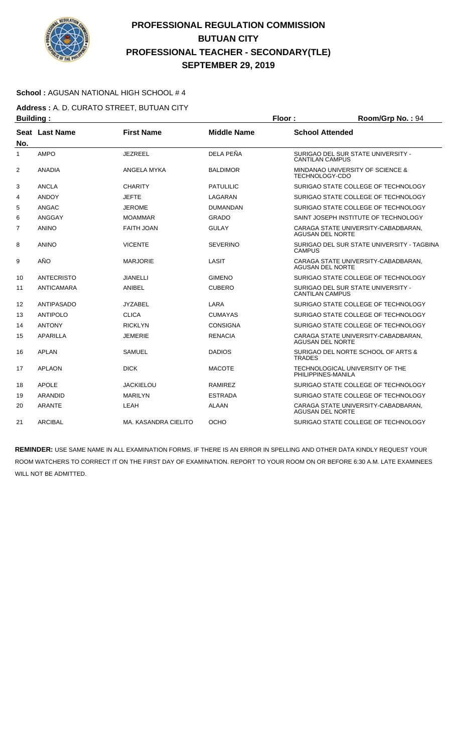# PROFESSIONAL REGULATION COMMISSION
## BUTUAN CITY
## PROFESSIONAL TEACHER - SECONDARY(TLE)
## SEPTEMBER 29, 2019

**School :** AGUSAN NATIONAL HIGH SCHOOL # 4

**Address :** A. D. CURATO STREET, BUTUAN CITY

**Building :** **Floor :** **Room/Grp No. :** 94

| Seat No. | Last Name | First Name | Middle Name | School Attended |
|---|---|---|---|---|
| 1 | AMPO | JEZREEL | DELA PEÑA | SURIGAO DEL SUR STATE UNIVERSITY - CANTILAN CAMPUS |
| 2 | ANADIA | ANGELA MYKA | BALDIMOR | MINDANAO UNIVERSITY OF SCIENCE & TECHNOLOGY-CDO |
| 3 | ANCLA | CHARITY | PATULILIC | SURIGAO STATE COLLEGE OF TECHNOLOGY |
| 4 | ANDOY | JEFTE | LAGARAN | SURIGAO STATE COLLEGE OF TECHNOLOGY |
| 5 | ANGAC | JEROME | DUMANDAN | SURIGAO STATE COLLEGE OF TECHNOLOGY |
| 6 | ANGGAY | MOAMMAR | GRADO | SAINT JOSEPH INSTITUTE OF TECHNOLOGY |
| 7 | ANINO | FAITH JOAN | GULAY | CARAGA STATE UNIVERSITY-CABADBARAN, AGUSAN DEL NORTE |
| 8 | ANINO | VICENTE | SEVERINO | SURIGAO DEL SUR STATE UNIVERSITY - TAGBINA CAMPUS |
| 9 | AÑO | MARJORIE | LASIT | CARAGA STATE UNIVERSITY-CABADBARAN, AGUSAN DEL NORTE |
| 10 | ANTECRISTO | JIANELLI | GIMENO | SURIGAO STATE COLLEGE OF TECHNOLOGY |
| 11 | ANTICAMARA | ANIBEL | CUBERO | SURIGAO DEL SUR STATE UNIVERSITY - CANTILAN CAMPUS |
| 12 | ANTIPASADO | JYZABEL | LARA | SURIGAO STATE COLLEGE OF TECHNOLOGY |
| 13 | ANTIPOLO | CLICA | CUMAYAS | SURIGAO STATE COLLEGE OF TECHNOLOGY |
| 14 | ANTONY | RICKLYN | CONSIGNA | SURIGAO STATE COLLEGE OF TECHNOLOGY |
| 15 | APARILLA | JEMERIE | RENACIA | CARAGA STATE UNIVERSITY-CABADBARAN, AGUSAN DEL NORTE |
| 16 | APLAN | SAMUEL | DADIOS | SURIGAO DEL NORTE SCHOOL OF ARTS & TRADES |
| 17 | APLAON | DICK | MACOTE | TECHNOLOGICAL UNIVERSITY OF THE PHILIPPINES-MANILA |
| 18 | APOLE | JACKIELOU | RAMIREZ | SURIGAO STATE COLLEGE OF TECHNOLOGY |
| 19 | ARANDID | MARILYN | ESTRADA | SURIGAO STATE COLLEGE OF TECHNOLOGY |
| 20 | ARANTE | LEAH | ALAAN | CARAGA STATE UNIVERSITY-CABADBARAN, AGUSAN DEL NORTE |
| 21 | ARCIBAL | MA. KASANDRA CIELITO | OCHO | SURIGAO STATE COLLEGE OF TECHNOLOGY |

**REMINDER:** USE SAME NAME IN ALL EXAMINATION FORMS. IF THERE IS AN ERROR IN SPELLING AND OTHER DATA KINDLY REQUEST YOUR ROOM WATCHERS TO CORRECT IT ON THE FIRST DAY OF EXAMINATION. REPORT TO YOUR ROOM ON OR BEFORE 6:30 A.M. LATE EXAMINEES WILL NOT BE ADMITTED.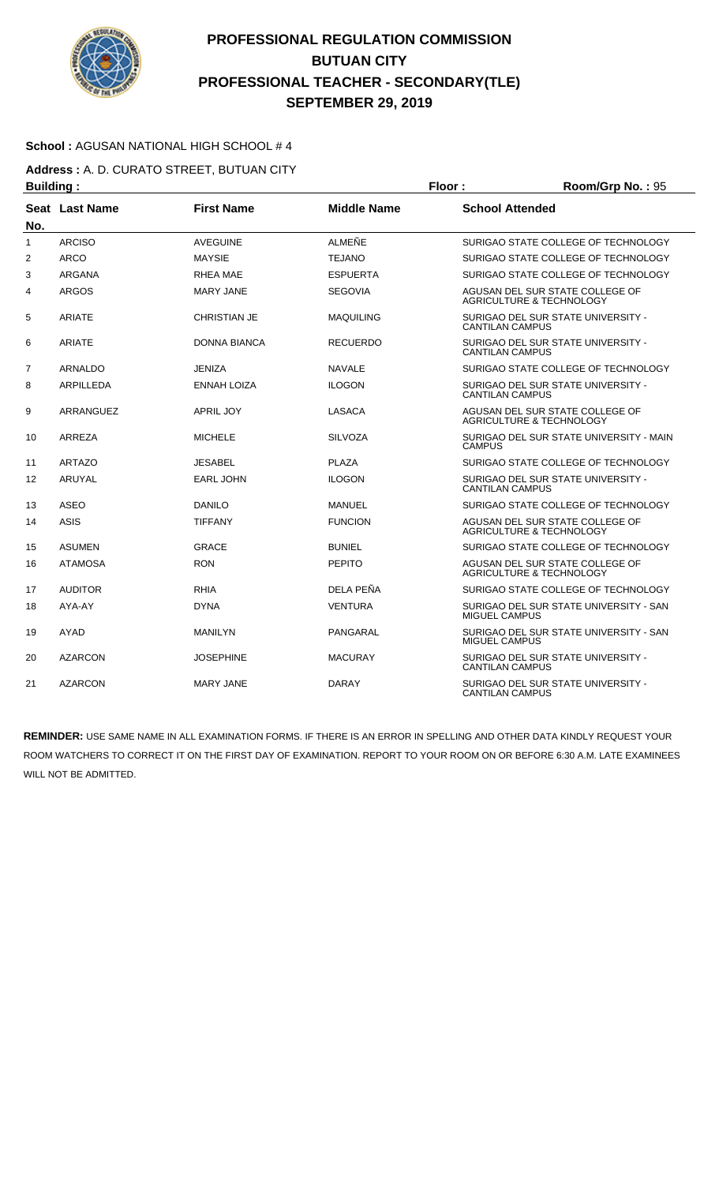# PROFESSIONAL REGULATION COMMISSION
# BUTUAN CITY
# PROFESSIONAL TEACHER - SECONDARY(TLE)
# SEPTEMBER 29, 2019

**School :** AGUSAN NATIONAL HIGH SCHOOL # 4

**Address :** A. D. CURATO STREET, BUTUAN CITY

**Building :** **Floor :** **Room/Grp No. :** 95

| Seat No. | Last Name | First Name | Middle Name | School Attended |
|---|---|---|---|---|
| 1 | ARCISO | AVEGUINE | ALMEÑE | SURIGAO STATE COLLEGE OF TECHNOLOGY |
| 2 | ARCO | MAYSIE | TEJANO | SURIGAO STATE COLLEGE OF TECHNOLOGY |
| 3 | ARGANA | RHEA MAE | ESPUERTA | SURIGAO STATE COLLEGE OF TECHNOLOGY |
| 4 | ARGOS | MARY JANE | SEGOVIA | AGUSAN DEL SUR STATE COLLEGE OF AGRICULTURE & TECHNOLOGY |
| 5 | ARIATE | CHRISTIAN JE | MAQUILING | SURIGAO DEL SUR STATE UNIVERSITY - CANTILAN CAMPUS |
| 6 | ARIATE | DONNA BIANCA | RECUERDO | SURIGAO DEL SUR STATE UNIVERSITY - CANTILAN CAMPUS |
| 7 | ARNALDO | JENIZA | NAVALE | SURIGAO STATE COLLEGE OF TECHNOLOGY |
| 8 | ARPILLEDA | ENNAH LOIZA | ILOGON | SURIGAO DEL SUR STATE UNIVERSITY - CANTILAN CAMPUS |
| 9 | ARRANGUEZ | APRIL JOY | LASACA | AGUSAN DEL SUR STATE COLLEGE OF AGRICULTURE & TECHNOLOGY |
| 10 | ARREZA | MICHELE | SILVOZA | SURIGAO DEL SUR STATE UNIVERSITY - MAIN CAMPUS |
| 11 | ARTAZO | JESABEL | PLAZA | SURIGAO STATE COLLEGE OF TECHNOLOGY |
| 12 | ARUYAL | EARL JOHN | ILOGON | SURIGAO DEL SUR STATE UNIVERSITY - CANTILAN CAMPUS |
| 13 | ASEO | DANILO | MANUEL | SURIGAO STATE COLLEGE OF TECHNOLOGY |
| 14 | ASIS | TIFFANY | FUNCION | AGUSAN DEL SUR STATE COLLEGE OF AGRICULTURE & TECHNOLOGY |
| 15 | ASUMEN | GRACE | BUNIEL | SURIGAO STATE COLLEGE OF TECHNOLOGY |
| 16 | ATAMOSA | RON | PEPITO | AGUSAN DEL SUR STATE COLLEGE OF AGRICULTURE & TECHNOLOGY |
| 17 | AUDITOR | RHIA | DELA PEÑA | SURIGAO STATE COLLEGE OF TECHNOLOGY |
| 18 | AYA-AY | DYNA | VENTURA | SURIGAO DEL SUR STATE UNIVERSITY - SAN MIGUEL CAMPUS |
| 19 | AYAD | MANILYN | PANGARAL | SURIGAO DEL SUR STATE UNIVERSITY - SAN MIGUEL CAMPUS |
| 20 | AZARCON | JOSEPHINE | MACURAY | SURIGAO DEL SUR STATE UNIVERSITY - CANTILAN CAMPUS |
| 21 | AZARCON | MARY JANE | DARAY | SURIGAO DEL SUR STATE UNIVERSITY - CANTILAN CAMPUS |

**REMINDER:** USE SAME NAME IN ALL EXAMINATION FORMS. IF THERE IS AN ERROR IN SPELLING AND OTHER DATA KINDLY REQUEST YOUR ROOM WATCHERS TO CORRECT IT ON THE FIRST DAY OF EXAMINATION. REPORT TO YOUR ROOM ON OR BEFORE 6:30 A.M. LATE EXAMINEES WILL NOT BE ADMITTED.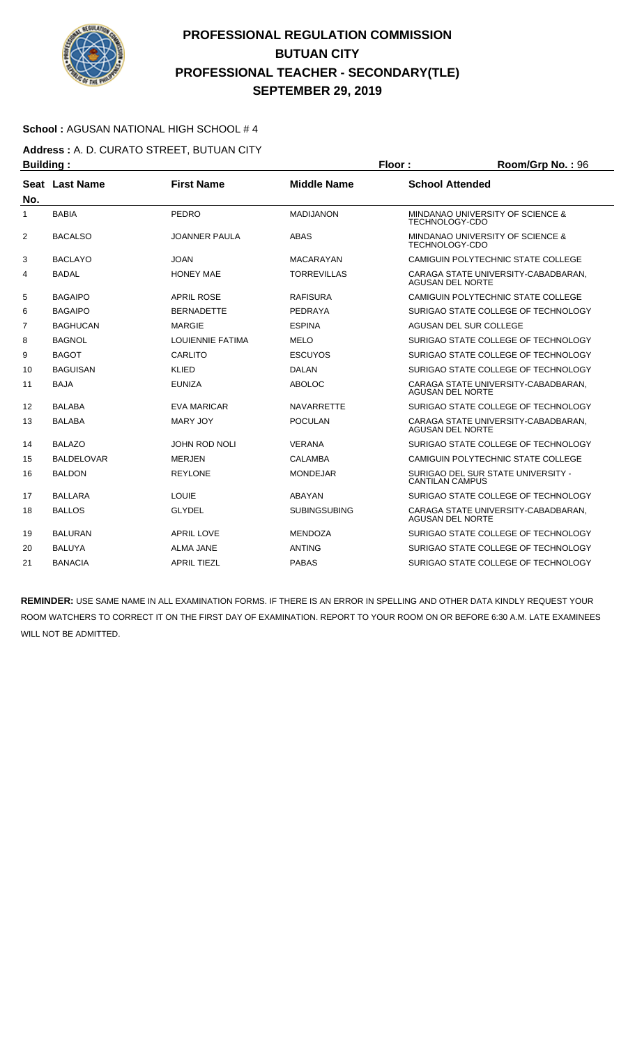# PROFESSIONAL REGULATION COMMISSION
## BUTUAN CITY
## PROFESSIONAL TEACHER - SECONDARY(TLE)
## SEPTEMBER 29, 2019

**School :** AGUSAN NATIONAL HIGH SCHOOL # 4

**Address :** A. D. CURATO STREET, BUTUAN CITY

**Building :** **Floor :** **Room/Grp No. :** 96

| Seat No. | Last Name | First Name | Middle Name | School Attended |
|---|---|---|---|---|
| 1 | BABIA | PEDRO | MADIJANON | MINDANAO UNIVERSITY OF SCIENCE & TECHNOLOGY-CDO |
| 2 | BACALSO | JOANNER PAULA | ABAS | MINDANAO UNIVERSITY OF SCIENCE & TECHNOLOGY-CDO |
| 3 | BACLAYO | JOAN | MACARAYAN | CAMIGUIN POLYTECHNIC STATE COLLEGE |
| 4 | BADAL | HONEY MAE | TORREVILLAS | CARAGA STATE UNIVERSITY-CABADBARAN, AGUSAN DEL NORTE |
| 5 | BAGAIPO | APRIL ROSE | RAFISURA | CAMIGUIN POLYTECHNIC STATE COLLEGE |
| 6 | BAGAIPO | BERNADETTE | PEDRAYA | SURIGAO STATE COLLEGE OF TECHNOLOGY |
| 7 | BAGHUCAN | MARGIE | ESPINA | AGUSAN DEL SUR COLLEGE |
| 8 | BAGNOL | LOUIENNIE FATIMA | MELO | SURIGAO STATE COLLEGE OF TECHNOLOGY |
| 9 | BAGOT | CARLITO | ESCUYOS | SURIGAO STATE COLLEGE OF TECHNOLOGY |
| 10 | BAGUISAN | KLIED | DALAN | SURIGAO STATE COLLEGE OF TECHNOLOGY |
| 11 | BAJA | EUNIZA | ABOLOC | CARAGA STATE UNIVERSITY-CABADBARAN, AGUSAN DEL NORTE |
| 12 | BALABA | EVA MARICAR | NAVARRETTE | SURIGAO STATE COLLEGE OF TECHNOLOGY |
| 13 | BALABA | MARY JOY | POCULAN | CARAGA STATE UNIVERSITY-CABADBARAN, AGUSAN DEL NORTE |
| 14 | BALAZO | JOHN ROD NOLI | VERANA | SURIGAO STATE COLLEGE OF TECHNOLOGY |
| 15 | BALDELOVAR | MERJEN | CALAMBA | CAMIGUIN POLYTECHNIC STATE COLLEGE |
| 16 | BALDON | REYLONE | MONDEJAR | SURIGAO DEL SUR STATE UNIVERSITY - CANTILAN CAMPUS |
| 17 | BALLARA | LOUIE | ABAYAN | SURIGAO STATE COLLEGE OF TECHNOLOGY |
| 18 | BALLOS | GLYDEL | SUBINGSUBING | CARAGA STATE UNIVERSITY-CABADBARAN, AGUSAN DEL NORTE |
| 19 | BALURAN | APRIL LOVE | MENDOZA | SURIGAO STATE COLLEGE OF TECHNOLOGY |
| 20 | BALUYA | ALMA JANE | ANTING | SURIGAO STATE COLLEGE OF TECHNOLOGY |
| 21 | BANACIA | APRIL TIEZL | PABAS | SURIGAO STATE COLLEGE OF TECHNOLOGY |

**REMINDER:** USE SAME NAME IN ALL EXAMINATION FORMS. IF THERE IS AN ERROR IN SPELLING AND OTHER DATA KINDLY REQUEST YOUR ROOM WATCHERS TO CORRECT IT ON THE FIRST DAY OF EXAMINATION. REPORT TO YOUR ROOM ON OR BEFORE 6:30 A.M. LATE EXAMINEES WILL NOT BE ADMITTED.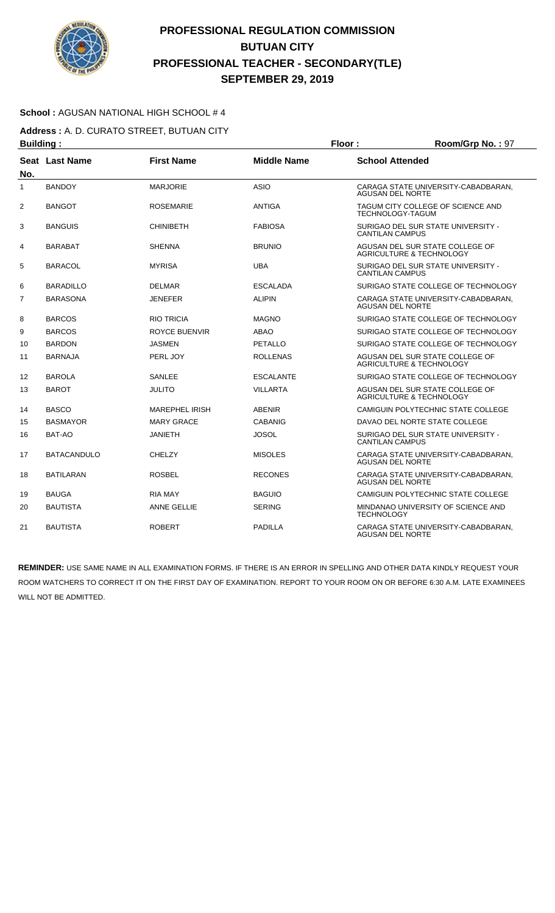# PROFESSIONAL REGULATION COMMISSION
# BUTUAN CITY
# PROFESSIONAL TEACHER - SECONDARY(TLE)
# SEPTEMBER 29, 2019

**School :** AGUSAN NATIONAL HIGH SCHOOL # 4

**Address :** A. D. CURATO STREET, BUTUAN CITY

**Building :** **Floor :** **Room/Grp No. :** 97

| Seat No. | Last Name | First Name | Middle Name | School Attended |
|---|---|---|---|---|
| 1 | BANDOY | MARJORIE | ASIO | CARAGA STATE UNIVERSITY-CABADBARAN, AGUSAN DEL NORTE |
| 2 | BANGOT | ROSEMARIE | ANTIGA | TAGUM CITY COLLEGE OF SCIENCE AND TECHNOLOGY-TAGUM |
| 3 | BANGUIS | CHINIBETH | FABIOSA | SURIGAO DEL SUR STATE UNIVERSITY - CANTILAN CAMPUS |
| 4 | BARABAT | SHENNA | BRUNIO | AGUSAN DEL SUR STATE COLLEGE OF AGRICULTURE & TECHNOLOGY |
| 5 | BARACOL | MYRISA | UBA | SURIGAO DEL SUR STATE UNIVERSITY - CANTILAN CAMPUS |
| 6 | BARADILLO | DELMAR | ESCALADA | SURIGAO STATE COLLEGE OF TECHNOLOGY |
| 7 | BARASONA | JENEFER | ALIPIN | CARAGA STATE UNIVERSITY-CABADBARAN, AGUSAN DEL NORTE |
| 8 | BARCOS | RIO TRICIA | MAGNO | SURIGAO STATE COLLEGE OF TECHNOLOGY |
| 9 | BARCOS | ROYCE BUENVIR | ABAO | SURIGAO STATE COLLEGE OF TECHNOLOGY |
| 10 | BARDON | JASMEN | PETALLO | SURIGAO STATE COLLEGE OF TECHNOLOGY |
| 11 | BARNAJA | PERL JOY | ROLLENAS | AGUSAN DEL SUR STATE COLLEGE OF AGRICULTURE & TECHNOLOGY |
| 12 | BAROLA | SANLEE | ESCALANTE | SURIGAO STATE COLLEGE OF TECHNOLOGY |
| 13 | BAROT | JULITO | VILLARTA | AGUSAN DEL SUR STATE COLLEGE OF AGRICULTURE & TECHNOLOGY |
| 14 | BASCO | MAREPHEL IRISH | ABENIR | CAMIGUIN POLYTECHNIC STATE COLLEGE |
| 15 | BASMAYOR | MARY GRACE | CABANIG | DAVAO DEL NORTE STATE COLLEGE |
| 16 | BAT-AO | JANIETH | JOSOL | SURIGAO DEL SUR STATE UNIVERSITY - CANTILAN CAMPUS |
| 17 | BATACANDULO | CHELZY | MISOLES | CARAGA STATE UNIVERSITY-CABADBARAN, AGUSAN DEL NORTE |
| 18 | BATILARAN | ROSBEL | RECONES | CARAGA STATE UNIVERSITY-CABADBARAN, AGUSAN DEL NORTE |
| 19 | BAUGA | RIA MAY | BAGUIO | CAMIGUIN POLYTECHNIC STATE COLLEGE |
| 20 | BAUTISTA | ANNE GELLIE | SERING | MINDANAO UNIVERSITY OF SCIENCE AND TECHNOLOGY |
| 21 | BAUTISTA | ROBERT | PADILLA | CARAGA STATE UNIVERSITY-CABADBARAN, AGUSAN DEL NORTE |

**REMINDER:** USE SAME NAME IN ALL EXAMINATION FORMS. IF THERE IS AN ERROR IN SPELLING AND OTHER DATA KINDLY REQUEST YOUR ROOM WATCHERS TO CORRECT IT ON THE FIRST DAY OF EXAMINATION. REPORT TO YOUR ROOM ON OR BEFORE 6:30 A.M. LATE EXAMINEES WILL NOT BE ADMITTED.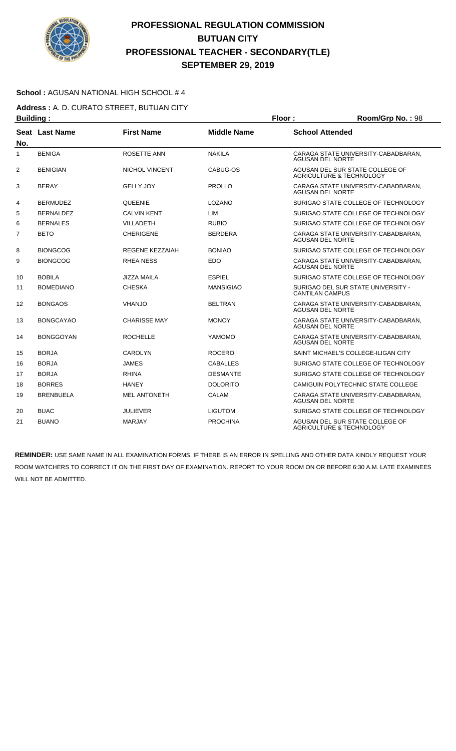# PROFESSIONAL REGULATION COMMISSION
# BUTUAN CITY
# PROFESSIONAL TEACHER - SECONDARY(TLE)
# SEPTEMBER 29, 2019

**School :** AGUSAN NATIONAL HIGH SCHOOL # 4

**Address :** A. D. CURATO STREET, BUTUAN CITY

**Building :** **Floor :** **Room/Grp No. :** 98

| Seat No. | Last Name | First Name | Middle Name | School Attended |
|---|---|---|---|---|
| 1 | BENIGA | ROSETTE ANN | NAKILA | CARAGA STATE UNIVERSITY-CABADBARAN, AGUSAN DEL NORTE |
| 2 | BENIGIAN | NICHOL VINCENT | CABUG-OS | AGUSAN DEL SUR STATE COLLEGE OF AGRICULTURE & TECHNOLOGY |
| 3 | BERAY | GELLY JOY | PROLLO | CARAGA STATE UNIVERSITY-CABADBARAN, AGUSAN DEL NORTE |
| 4 | BERMUDEZ | QUEENIE | LOZANO | SURIGAO STATE COLLEGE OF TECHNOLOGY |
| 5 | BERNALDEZ | CALVIN KENT | LIM | SURIGAO STATE COLLEGE OF TECHNOLOGY |
| 6 | BERNALES | VILLADETH | RUBIO | SURIGAO STATE COLLEGE OF TECHNOLOGY |
| 7 | BETO | CHERIGENE | BERDERA | CARAGA STATE UNIVERSITY-CABADBARAN, AGUSAN DEL NORTE |
| 8 | BIONGCOG | REGENE KEZZAIAH | BONIAO | SURIGAO STATE COLLEGE OF TECHNOLOGY |
| 9 | BIONGCOG | RHEA NESS | EDO | CARAGA STATE UNIVERSITY-CABADBARAN, AGUSAN DEL NORTE |
| 10 | BOBILA | JIZZA MAILA | ESPIEL | SURIGAO STATE COLLEGE OF TECHNOLOGY |
| 11 | BOMEDIANO | CHESKA | MANSIGIAO | SURIGAO DEL SUR STATE UNIVERSITY - CANTILAN CAMPUS |
| 12 | BONGAOS | VHANJO | BELTRAN | CARAGA STATE UNIVERSITY-CABADBARAN, AGUSAN DEL NORTE |
| 13 | BONGCAYAO | CHARISSE MAY | MONOY | CARAGA STATE UNIVERSITY-CABADBARAN, AGUSAN DEL NORTE |
| 14 | BONGGOYAN | ROCHELLE | YAMOMO | CARAGA STATE UNIVERSITY-CABADBARAN, AGUSAN DEL NORTE |
| 15 | BORJA | CAROLYN | ROCERO | SAINT MICHAEL'S COLLEGE-ILIGAN CITY |
| 16 | BORJA | JAMES | CABALLES | SURIGAO STATE COLLEGE OF TECHNOLOGY |
| 17 | BORJA | RHINA | DESMANTE | SURIGAO STATE COLLEGE OF TECHNOLOGY |
| 18 | BORRES | HANEY | DOLORITO | CAMIGUIN POLYTECHNIC STATE COLLEGE |
| 19 | BRENBUELA | MEL ANTONETH | CALAM | CARAGA STATE UNIVERSITY-CABADBARAN, AGUSAN DEL NORTE |
| 20 | BUAC | JULIEVER | LIGUTOM | SURIGAO STATE COLLEGE OF TECHNOLOGY |
| 21 | BUANO | MARJAY | PROCHINA | AGUSAN DEL SUR STATE COLLEGE OF AGRICULTURE & TECHNOLOGY |

**REMINDER:** USE SAME NAME IN ALL EXAMINATION FORMS. IF THERE IS AN ERROR IN SPELLING AND OTHER DATA KINDLY REQUEST YOUR ROOM WATCHERS TO CORRECT IT ON THE FIRST DAY OF EXAMINATION. REPORT TO YOUR ROOM ON OR BEFORE 6:30 A.M. LATE EXAMINEES WILL NOT BE ADMITTED.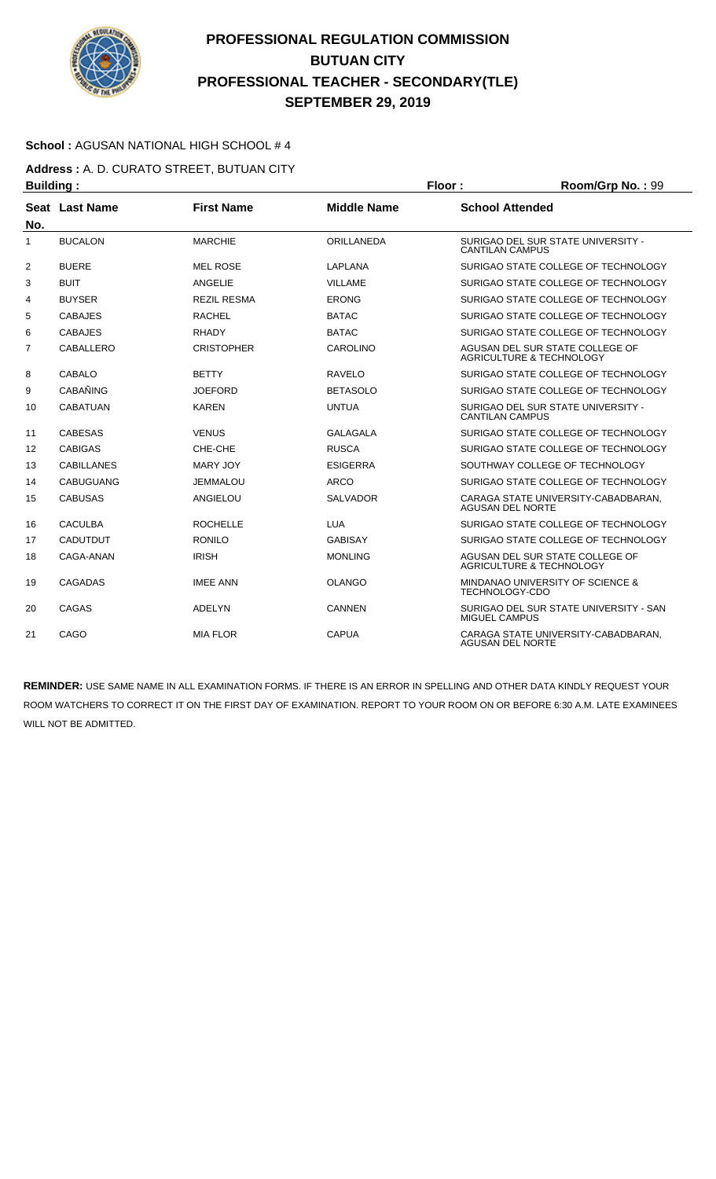# PROFESSIONAL REGULATION COMMISSION
## BUTUAN CITY
## PROFESSIONAL TEACHER - SECONDARY(TLE)
## SEPTEMBER 29, 2019

**School :** AGUSAN NATIONAL HIGH SCHOOL # 4

**Address :** A. D. CURATO STREET, BUTUAN CITY

**Building :** **Floor :** **Room/Grp No. :** 99

| Seat No. | Last Name | First Name | Middle Name | School Attended |
|---|---|---|---|---|
| 1 | BUCALON | MARCHIE | ORILLANEDA | SURIGAO DEL SUR STATE UNIVERSITY - CANTILAN CAMPUS |
| 2 | BUERE | MEL ROSE | LAPLANA | SURIGAO STATE COLLEGE OF TECHNOLOGY |
| 3 | BUIT | ANGELIE | VILLAME | SURIGAO STATE COLLEGE OF TECHNOLOGY |
| 4 | BUYSER | REZIL RESMA | ERONG | SURIGAO STATE COLLEGE OF TECHNOLOGY |
| 5 | CABAJES | RACHEL | BATAC | SURIGAO STATE COLLEGE OF TECHNOLOGY |
| 6 | CABAJES | RHADY | BATAC | SURIGAO STATE COLLEGE OF TECHNOLOGY |
| 7 | CABALLERO | CRISTOPHER | CAROLINO | AGUSAN DEL SUR STATE COLLEGE OF AGRICULTURE & TECHNOLOGY |
| 8 | CABALO | BETTY | RAVELO | SURIGAO STATE COLLEGE OF TECHNOLOGY |
| 9 | CABAÑING | JOEFORD | BETASOLO | SURIGAO STATE COLLEGE OF TECHNOLOGY |
| 10 | CABATUAN | KAREN | UNTUA | SURIGAO DEL SUR STATE UNIVERSITY - CANTILAN CAMPUS |
| 11 | CABESAS | VENUS | GALAGALA | SURIGAO STATE COLLEGE OF TECHNOLOGY |
| 12 | CABIGAS | CHE-CHE | RUSCA | SURIGAO STATE COLLEGE OF TECHNOLOGY |
| 13 | CABILLANES | MARY JOY | ESIGERRA | SOUTHWAY COLLEGE OF TECHNOLOGY |
| 14 | CABUGUANG | JEMMALOU | ARCO | SURIGAO STATE COLLEGE OF TECHNOLOGY |
| 15 | CABUSAS | ANGIELOU | SALVADOR | CARAGA STATE UNIVERSITY-CABADBARAN, AGUSAN DEL NORTE |
| 16 | CACULBA | ROCHELLE | LUA | SURIGAO STATE COLLEGE OF TECHNOLOGY |
| 17 | CADUTDUT | RONILO | GABISAY | SURIGAO STATE COLLEGE OF TECHNOLOGY |
| 18 | CAGA-ANAN | IRISH | MONLING | AGUSAN DEL SUR STATE COLLEGE OF AGRICULTURE & TECHNOLOGY |
| 19 | CAGADAS | IMEE ANN | OLANGO | MINDANAO UNIVERSITY OF SCIENCE & TECHNOLOGY-CDO |
| 20 | CAGAS | ADELYN | CANNEN | SURIGAO DEL SUR STATE UNIVERSITY - SAN MIGUEL CAMPUS |
| 21 | CAGO | MIA FLOR | CAPUA | CARAGA STATE UNIVERSITY-CABADBARAN, AGUSAN DEL NORTE |

**REMINDER:** USE SAME NAME IN ALL EXAMINATION FORMS. IF THERE IS AN ERROR IN SPELLING AND OTHER DATA KINDLY REQUEST YOUR ROOM WATCHERS TO CORRECT IT ON THE FIRST DAY OF EXAMINATION. REPORT TO YOUR ROOM ON OR BEFORE 6:30 A.M. LATE EXAMINEES WILL NOT BE ADMITTED.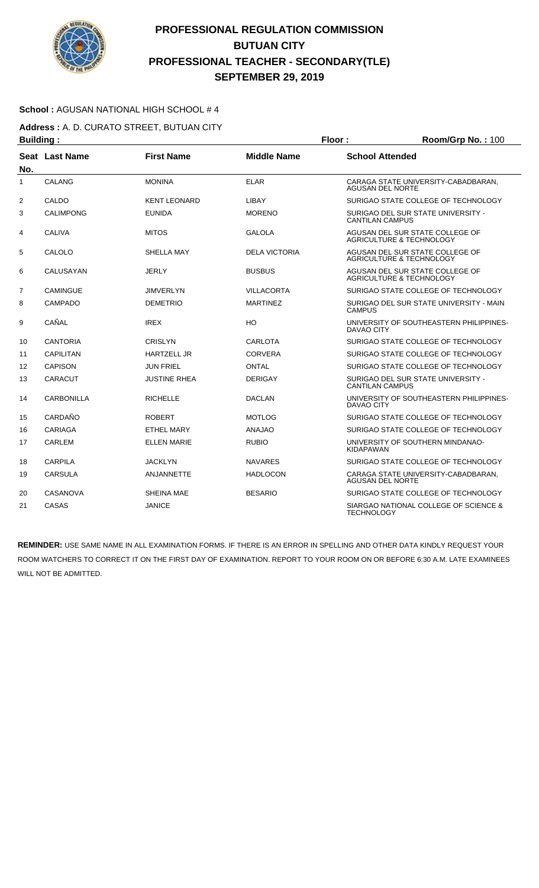# PROFESSIONAL REGULATION COMMISSION
## BUTUAN CITY
## PROFESSIONAL TEACHER - SECONDARY(TLE)
## SEPTEMBER 29, 2019

**School :** AGUSAN NATIONAL HIGH SCHOOL # 4

**Address :** A. D. CURATO STREET, BUTUAN CITY

**Building :** **Floor :** **Room/Grp No. :** 100

| Seat No. | Last Name | First Name | Middle Name | School Attended |
|---|---|---|---|---|
| 1 | CALANG | MONINA | ELAR | CARAGA STATE UNIVERSITY-CABADBARAN, AGUSAN DEL NORTE |
| 2 | CALDO | KENT LEONARD | LIBAY | SURIGAO STATE COLLEGE OF TECHNOLOGY |
| 3 | CALIMPONG | EUNIDA | MORENO | SURIGAO DEL SUR STATE UNIVERSITY - CANTILAN CAMPUS |
| 4 | CALIVA | MITOS | GALOLA | AGUSAN DEL SUR STATE COLLEGE OF AGRICULTURE & TECHNOLOGY |
| 5 | CALOLO | SHELLA MAY | DELA VICTORIA | AGUSAN DEL SUR STATE COLLEGE OF AGRICULTURE & TECHNOLOGY |
| 6 | CALUSAYAN | JERLY | BUSBUS | AGUSAN DEL SUR STATE COLLEGE OF AGRICULTURE & TECHNOLOGY |
| 7 | CAMINGUE | JIMVERLYN | VILLACORTA | SURIGAO STATE COLLEGE OF TECHNOLOGY |
| 8 | CAMPADO | DEMETRIO | MARTINEZ | SURIGAO DEL SUR STATE UNIVERSITY - MAIN CAMPUS |
| 9 | CAÑAL | IREX | HO | UNIVERSITY OF SOUTHEASTERN PHILIPPINES-DAVAO CITY |
| 10 | CANTORIA | CRISLYN | CARLOTA | SURIGAO STATE COLLEGE OF TECHNOLOGY |
| 11 | CAPILITAN | HARTZELL JR | CORVERA | SURIGAO STATE COLLEGE OF TECHNOLOGY |
| 12 | CAPISON | JUN FRIEL | ONTAL | SURIGAO STATE COLLEGE OF TECHNOLOGY |
| 13 | CARACUT | JUSTINE RHEA | DERIGAY | SURIGAO DEL SUR STATE UNIVERSITY - CANTILAN CAMPUS |
| 14 | CARBONILLA | RICHELLE | DACLAN | UNIVERSITY OF SOUTHEASTERN PHILIPPINES-DAVAO CITY |
| 15 | CARDAÑO | ROBERT | MOTLOG | SURIGAO STATE COLLEGE OF TECHNOLOGY |
| 16 | CARIAGA | ETHEL MARY | ANAJAO | SURIGAO STATE COLLEGE OF TECHNOLOGY |
| 17 | CARLEM | ELLEN MARIE | RUBIO | UNIVERSITY OF SOUTHERN MINDANAO-KIDAPAWAN |
| 18 | CARPILA | JACKLYN | NAVARES | SURIGAO STATE COLLEGE OF TECHNOLOGY |
| 19 | CARSULA | ANJANNETTE | HADLOCON | CARAGA STATE UNIVERSITY-CABADBARAN, AGUSAN DEL NORTE |
| 20 | CASANOVA | SHEINA MAE | BESARIO | SURIGAO STATE COLLEGE OF TECHNOLOGY |
| 21 | CASAS | JANICE | | SIARGAO NATIONAL COLLEGE OF SCIENCE & TECHNOLOGY |

**REMINDER:** USE SAME NAME IN ALL EXAMINATION FORMS. IF THERE IS AN ERROR IN SPELLING AND OTHER DATA KINDLY REQUEST YOUR ROOM WATCHERS TO CORRECT IT ON THE FIRST DAY OF EXAMINATION. REPORT TO YOUR ROOM ON OR BEFORE 6:30 A.M. LATE EXAMINEES WILL NOT BE ADMITTED.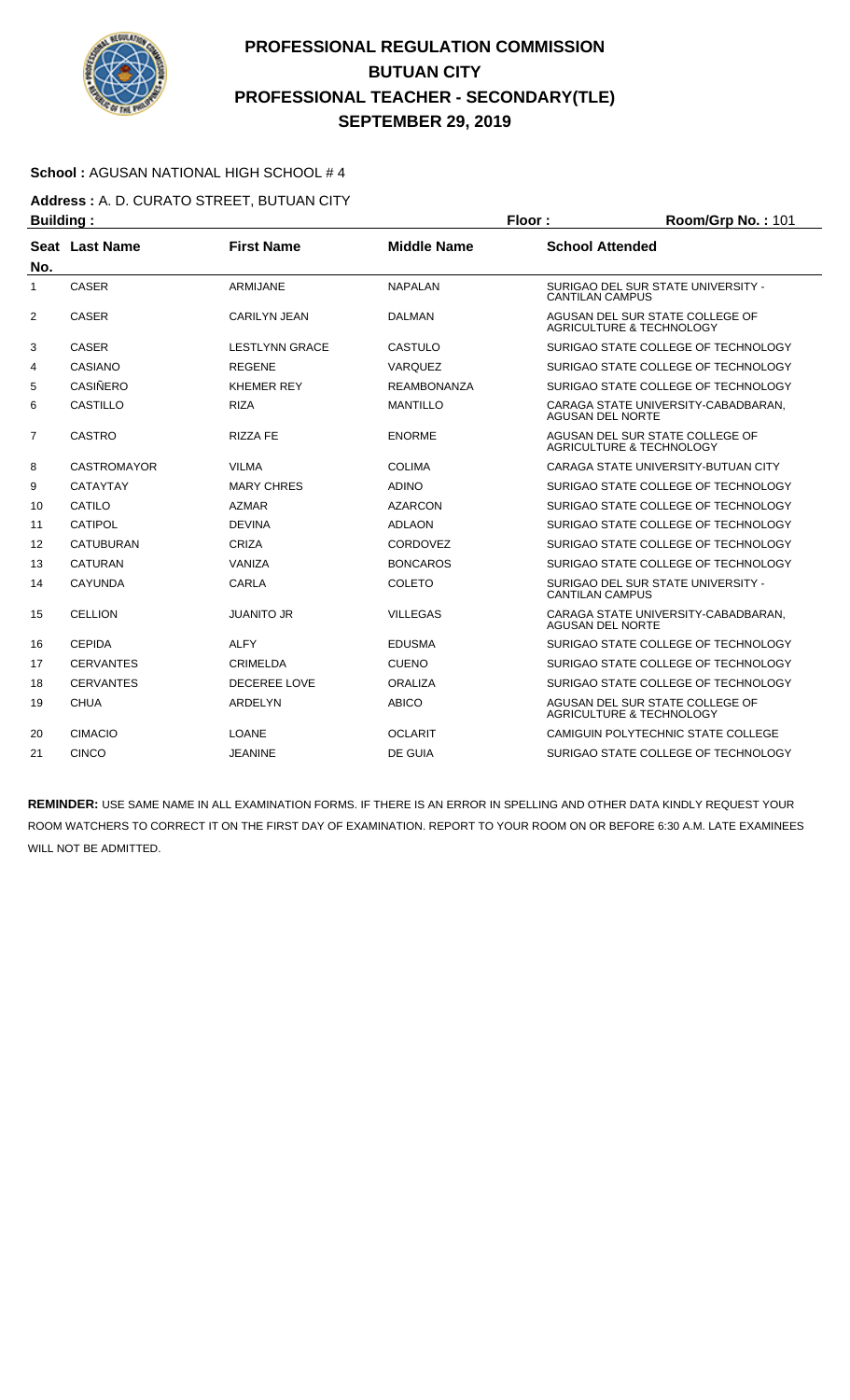# PROFESSIONAL REGULATION COMMISSION
## BUTUAN CITY
## PROFESSIONAL TEACHER - SECONDARY(TLE)
## SEPTEMBER 29, 2019

**School :** AGUSAN NATIONAL HIGH SCHOOL # 4

**Address :** A. D. CURATO STREET, BUTUAN CITY

**Building :** **Floor :** **Room/Grp No. :** 101

| Seat No. | Last Name | First Name | Middle Name | School Attended |
|---|---|---|---|---|
| 1 | CASER | ARMIJANE | NAPALAN | SURIGAO DEL SUR STATE UNIVERSITY - CANTILAN CAMPUS |
| 2 | CASER | CARILYN JEAN | DALMAN | AGUSAN DEL SUR STATE COLLEGE OF AGRICULTURE & TECHNOLOGY |
| 3 | CASER | LESTLYNN GRACE | CASTULO | SURIGAO STATE COLLEGE OF TECHNOLOGY |
| 4 | CASIANO | REGENE | VARQUEZ | SURIGAO STATE COLLEGE OF TECHNOLOGY |
| 5 | CASIÑERO | KHEMER REY | REAMBONANZA | SURIGAO STATE COLLEGE OF TECHNOLOGY |
| 6 | CASTILLO | RIZA | MANTILLO | CARAGA STATE UNIVERSITY-CABADBARAN, AGUSAN DEL NORTE |
| 7 | CASTRO | RIZZA FE | ENORME | AGUSAN DEL SUR STATE COLLEGE OF AGRICULTURE & TECHNOLOGY |
| 8 | CASTROMAYOR | VILMA | COLIMA | CARAGA STATE UNIVERSITY-BUTUAN CITY |
| 9 | CATAYTAY | MARY CHRES | ADINO | SURIGAO STATE COLLEGE OF TECHNOLOGY |
| 10 | CATILO | AZMAR | AZARCON | SURIGAO STATE COLLEGE OF TECHNOLOGY |
| 11 | CATIPOL | DEVINA | ADLAON | SURIGAO STATE COLLEGE OF TECHNOLOGY |
| 12 | CATUBURAN | CRIZA | CORDOVEZ | SURIGAO STATE COLLEGE OF TECHNOLOGY |
| 13 | CATURAN | VANIZA | BONCAROS | SURIGAO STATE COLLEGE OF TECHNOLOGY |
| 14 | CAYUNDA | CARLA | COLETO | SURIGAO DEL SUR STATE UNIVERSITY - CANTILAN CAMPUS |
| 15 | CELLION | JUANITO JR | VILLEGAS | CARAGA STATE UNIVERSITY-CABADBARAN, AGUSAN DEL NORTE |
| 16 | CEPIDA | ALFY | EDUSMA | SURIGAO STATE COLLEGE OF TECHNOLOGY |
| 17 | CERVANTES | CRIMELDA | CUENO | SURIGAO STATE COLLEGE OF TECHNOLOGY |
| 18 | CERVANTES | DECEREE LOVE | ORALIZA | SURIGAO STATE COLLEGE OF TECHNOLOGY |
| 19 | CHUA | ARDELYN | ABICO | AGUSAN DEL SUR STATE COLLEGE OF AGRICULTURE & TECHNOLOGY |
| 20 | CIMACIO | LOANE | OCLARIT | CAMIGUIN POLYTECHNIC STATE COLLEGE |
| 21 | CINCO | JEANINE | DE GUIA | SURIGAO STATE COLLEGE OF TECHNOLOGY |

**REMINDER:** USE SAME NAME IN ALL EXAMINATION FORMS. IF THERE IS AN ERROR IN SPELLING AND OTHER DATA KINDLY REQUEST YOUR ROOM WATCHERS TO CORRECT IT ON THE FIRST DAY OF EXAMINATION. REPORT TO YOUR ROOM ON OR BEFORE 6:30 A.M. LATE EXAMINEES WILL NOT BE ADMITTED.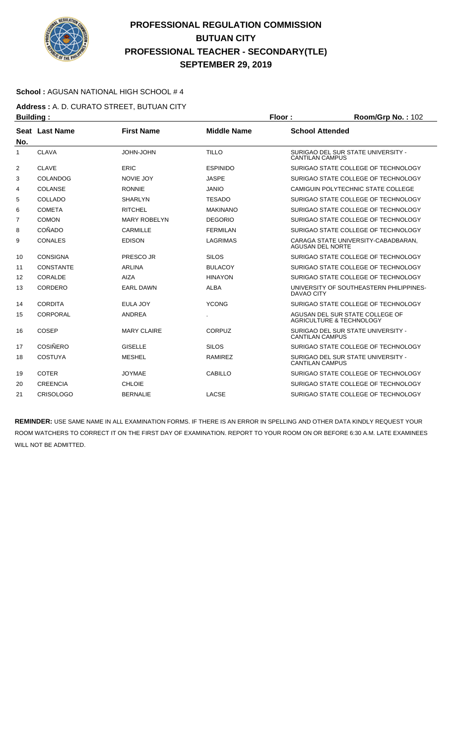# PROFESSIONAL REGULATION COMMISSION
## BUTUAN CITY
## PROFESSIONAL TEACHER - SECONDARY(TLE)
## SEPTEMBER 29, 2019

**School :** AGUSAN NATIONAL HIGH SCHOOL # 4

**Address :** A. D. CURATO STREET, BUTUAN CITY

**Building :** **Floor :** **Room/Grp No. :** 102

| Seat No. | Last Name | First Name | Middle Name | School Attended |
|---|---|---|---|---|
| 1 | CLAVA | JOHN-JOHN | TILLO | SURIGAO DEL SUR STATE UNIVERSITY - CANTILAN CAMPUS |
| 2 | CLAVE | ERIC | ESPINIDO | SURIGAO STATE COLLEGE OF TECHNOLOGY |
| 3 | COLANDOG | NOVIE JOY | JASPE | SURIGAO STATE COLLEGE OF TECHNOLOGY |
| 4 | COLANSE | RONNIE | JANIO | CAMIGUIN POLYTECHNIC STATE COLLEGE |
| 5 | COLLADO | SHARLYN | TESADO | SURIGAO STATE COLLEGE OF TECHNOLOGY |
| 6 | COMETA | RITCHEL | MAKINANO | SURIGAO STATE COLLEGE OF TECHNOLOGY |
| 7 | COMON | MARY ROBELYN | DEGORIO | SURIGAO STATE COLLEGE OF TECHNOLOGY |
| 8 | COÑADO | CARMILLE | FERMILAN | SURIGAO STATE COLLEGE OF TECHNOLOGY |
| 9 | CONALES | EDISON | LAGRIMAS | CARAGA STATE UNIVERSITY-CABADBARAN, AGUSAN DEL NORTE |
| 10 | CONSIGNA | PRESCO JR | SILOS | SURIGAO STATE COLLEGE OF TECHNOLOGY |
| 11 | CONSTANTE | ARLINA | BULACOY | SURIGAO STATE COLLEGE OF TECHNOLOGY |
| 12 | CORALDE | AIZA | HINAYON | SURIGAO STATE COLLEGE OF TECHNOLOGY |
| 13 | CORDERO | EARL DAWN | ALBA | UNIVERSITY OF SOUTHEASTERN PHILIPPINES-DAVAO CITY |
| 14 | CORDITA | EULA JOY | YCONG | SURIGAO STATE COLLEGE OF TECHNOLOGY |
| 15 | CORPORAL | ANDREA | . | AGUSAN DEL SUR STATE COLLEGE OF AGRICULTURE & TECHNOLOGY |
| 16 | COSEP | MARY CLAIRE | CORPUZ | SURIGAO DEL SUR STATE UNIVERSITY - CANTILAN CAMPUS |
| 17 | COSIÑERO | GISELLE | SILOS | SURIGAO STATE COLLEGE OF TECHNOLOGY |
| 18 | COSTUYA | MESHEL | RAMIREZ | SURIGAO DEL SUR STATE UNIVERSITY - CANTILAN CAMPUS |
| 19 | COTER | JOYMAE | CABILLO | SURIGAO STATE COLLEGE OF TECHNOLOGY |
| 20 | CREENCIA | CHLOIE | | SURIGAO STATE COLLEGE OF TECHNOLOGY |
| 21 | CRISOLOGO | BERNALIE | LACSE | SURIGAO STATE COLLEGE OF TECHNOLOGY |

**REMINDER:** USE SAME NAME IN ALL EXAMINATION FORMS. IF THERE IS AN ERROR IN SPELLING AND OTHER DATA KINDLY REQUEST YOUR ROOM WATCHERS TO CORRECT IT ON THE FIRST DAY OF EXAMINATION. REPORT TO YOUR ROOM ON OR BEFORE 6:30 A.M. LATE EXAMINEES WILL NOT BE ADMITTED.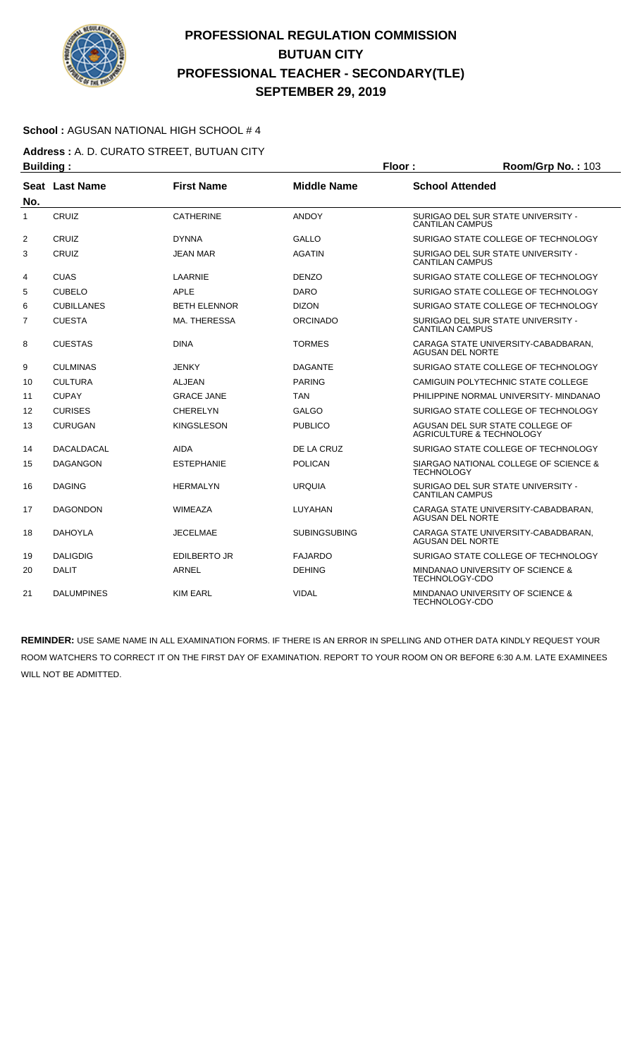# PROFESSIONAL REGULATION COMMISSION
## BUTUAN CITY
## PROFESSIONAL TEACHER - SECONDARY(TLE)
## SEPTEMBER 29, 2019

**School :** AGUSAN NATIONAL HIGH SCHOOL # 4

**Address :** A. D. CURATO STREET, BUTUAN CITY

**Building :** **Floor :** **Room/Grp No. :** 103

| Seat No. | Last Name | First Name | Middle Name | School Attended |
|---|---|---|---|---|
| 1 | CRUIZ | CATHERINE | ANDOY | SURIGAO DEL SUR STATE UNIVERSITY - CANTILAN CAMPUS |
| 2 | CRUIZ | DYNNA | GALLO | SURIGAO STATE COLLEGE OF TECHNOLOGY |
| 3 | CRUIZ | JEAN MAR | AGATIN | SURIGAO DEL SUR STATE UNIVERSITY - CANTILAN CAMPUS |
| 4 | CUAS | LAARNIE | DENZO | SURIGAO STATE COLLEGE OF TECHNOLOGY |
| 5 | CUBELO | APLE | DARO | SURIGAO STATE COLLEGE OF TECHNOLOGY |
| 6 | CUBILLANES | BETH ELENNOR | DIZON | SURIGAO STATE COLLEGE OF TECHNOLOGY |
| 7 | CUESTA | MA. THERESSA | ORCINADO | SURIGAO DEL SUR STATE UNIVERSITY - CANTILAN CAMPUS |
| 8 | CUESTAS | DINA | TORMES | CARAGA STATE UNIVERSITY-CABADBARAN, AGUSAN DEL NORTE |
| 9 | CULMINAS | JENKY | DAGANTE | SURIGAO STATE COLLEGE OF TECHNOLOGY |
| 10 | CULTURA | ALJEAN | PARING | CAMIGUIN POLYTECHNIC STATE COLLEGE |
| 11 | CUPAY | GRACE JANE | TAN | PHILIPPINE NORMAL UNIVERSITY- MINDANAO |
| 12 | CURISES | CHERELYN | GALGO | SURIGAO STATE COLLEGE OF TECHNOLOGY |
| 13 | CURUGAN | KINGSLESON | PUBLICO | AGUSAN DEL SUR STATE COLLEGE OF AGRICULTURE & TECHNOLOGY |
| 14 | DACALDACAL | AIDA | DE LA CRUZ | SURIGAO STATE COLLEGE OF TECHNOLOGY |
| 15 | DAGANGON | ESTEPHANIE | POLICAN | SIARGAO NATIONAL COLLEGE OF SCIENCE & TECHNOLOGY |
| 16 | DAGING | HERMALYN | URQUIA | SURIGAO DEL SUR STATE UNIVERSITY - CANTILAN CAMPUS |
| 17 | DAGONDON | WIMEAZA | LUYAHAN | CARAGA STATE UNIVERSITY-CABADBARAN, AGUSAN DEL NORTE |
| 18 | DAHOYLA | JECELMAE | SUBINGSUBING | CARAGA STATE UNIVERSITY-CABADBARAN, AGUSAN DEL NORTE |
| 19 | DALIGDIG | EDILBERTO JR | FAJARDO | SURIGAO STATE COLLEGE OF TECHNOLOGY |
| 20 | DALIT | ARNEL | DEHING | MINDANAO UNIVERSITY OF SCIENCE & TECHNOLOGY-CDO |
| 21 | DALUMPINES | KIM EARL | VIDAL | MINDANAO UNIVERSITY OF SCIENCE & TECHNOLOGY-CDO |

**REMINDER:** USE SAME NAME IN ALL EXAMINATION FORMS. IF THERE IS AN ERROR IN SPELLING AND OTHER DATA KINDLY REQUEST YOUR ROOM WATCHERS TO CORRECT IT ON THE FIRST DAY OF EXAMINATION. REPORT TO YOUR ROOM ON OR BEFORE 6:30 A.M. LATE EXAMINEES WILL NOT BE ADMITTED.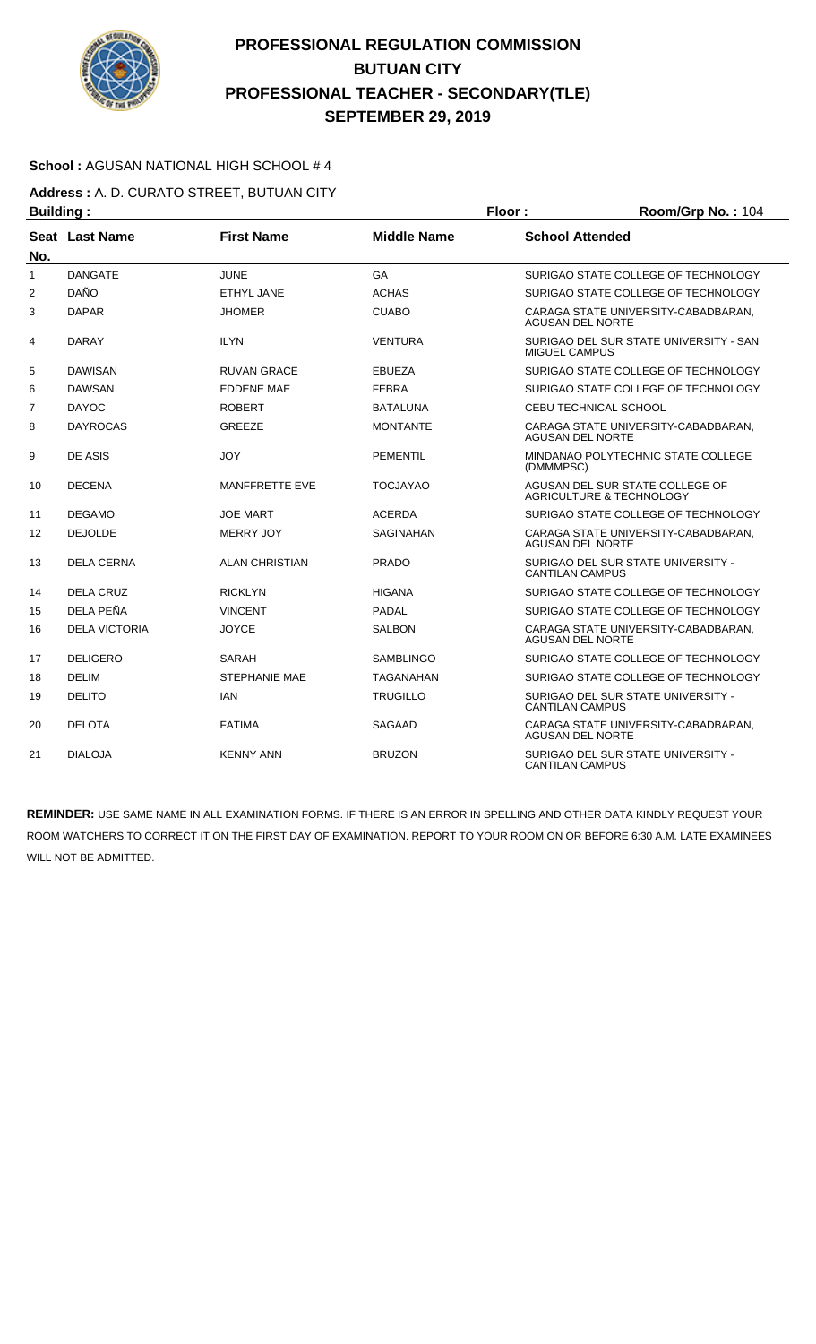# PROFESSIONAL REGULATION COMMISSION
# BUTUAN CITY
# PROFESSIONAL TEACHER - SECONDARY(TLE)
# SEPTEMBER 29, 2019

**School :** AGUSAN NATIONAL HIGH SCHOOL # 4

**Address :** A. D. CURATO STREET, BUTUAN CITY

**Building :** **Floor :** **Room/Grp No. :** 104

| Seat No. | Last Name | First Name | Middle Name | School Attended |
|---|---|---|---|---|
| 1 | DANGATE | JUNE | GA | SURIGAO STATE COLLEGE OF TECHNOLOGY |
| 2 | DAÑO | ETHYL JANE | ACHAS | SURIGAO STATE COLLEGE OF TECHNOLOGY |
| 3 | DAPAR | JHOMER | CUABO | CARAGA STATE UNIVERSITY-CABADBARAN, AGUSAN DEL NORTE |
| 4 | DARAY | ILYN | VENTURA | SURIGAO DEL SUR STATE UNIVERSITY - SAN MIGUEL CAMPUS |
| 5 | DAWISAN | RUVAN GRACE | EBUEZA | SURIGAO STATE COLLEGE OF TECHNOLOGY |
| 6 | DAWSAN | EDDENE MAE | FEBRA | SURIGAO STATE COLLEGE OF TECHNOLOGY |
| 7 | DAYOC | ROBERT | BATALUNA | CEBU TECHNICAL SCHOOL |
| 8 | DAYROCAS | GREEZE | MONTANTE | CARAGA STATE UNIVERSITY-CABADBARAN, AGUSAN DEL NORTE |
| 9 | DE ASIS | JOY | PEMENTIL | MINDANAO POLYTECHNIC STATE COLLEGE (DMMMPSC) |
| 10 | DECENA | MANFFRETTE EVE | TOCJAYAO | AGUSAN DEL SUR STATE COLLEGE OF AGRICULTURE & TECHNOLOGY |
| 11 | DEGAMO | JOE MART | ACERDA | SURIGAO STATE COLLEGE OF TECHNOLOGY |
| 12 | DEJOLDE | MERRY JOY | SAGINAHAN | CARAGA STATE UNIVERSITY-CABADBARAN, AGUSAN DEL NORTE |
| 13 | DELA CERNA | ALAN CHRISTIAN | PRADO | SURIGAO DEL SUR STATE UNIVERSITY - CANTILAN CAMPUS |
| 14 | DELA CRUZ | RICKLYN | HIGANA | SURIGAO STATE COLLEGE OF TECHNOLOGY |
| 15 | DELA PEÑA | VINCENT | PADAL | SURIGAO STATE COLLEGE OF TECHNOLOGY |
| 16 | DELA VICTORIA | JOYCE | SALBON | CARAGA STATE UNIVERSITY-CABADBARAN, AGUSAN DEL NORTE |
| 17 | DELIGERO | SARAH | SAMBLINGO | SURIGAO STATE COLLEGE OF TECHNOLOGY |
| 18 | DELIM | STEPHANIE MAE | TAGANAHAN | SURIGAO STATE COLLEGE OF TECHNOLOGY |
| 19 | DELITO | IAN | TRUGILLO | SURIGAO DEL SUR STATE UNIVERSITY - CANTILAN CAMPUS |
| 20 | DELOTA | FATIMA | SAGAAD | CARAGA STATE UNIVERSITY-CABADBARAN, AGUSAN DEL NORTE |
| 21 | DIALOJA | KENNY ANN | BRUZON | SURIGAO DEL SUR STATE UNIVERSITY - CANTILAN CAMPUS |

**REMINDER:** USE SAME NAME IN ALL EXAMINATION FORMS. IF THERE IS AN ERROR IN SPELLING AND OTHER DATA KINDLY REQUEST YOUR ROOM WATCHERS TO CORRECT IT ON THE FIRST DAY OF EXAMINATION. REPORT TO YOUR ROOM ON OR BEFORE 6:30 A.M. LATE EXAMINEES WILL NOT BE ADMITTED.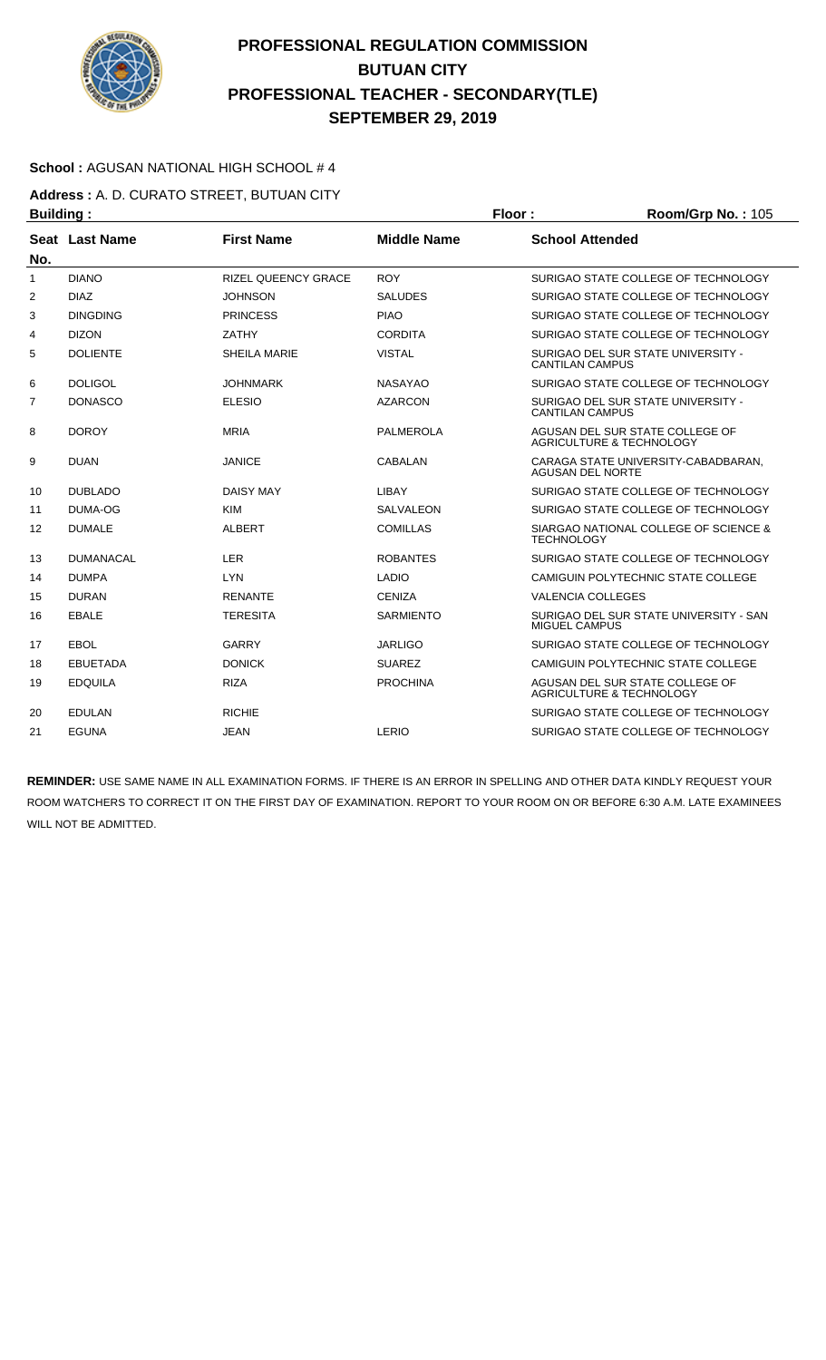# PROFESSIONAL REGULATION COMMISSION
## BUTUAN CITY
## PROFESSIONAL TEACHER - SECONDARY(TLE)
## SEPTEMBER 29, 2019

**School :** AGUSAN NATIONAL HIGH SCHOOL # 4

**Address :** A. D. CURATO STREET, BUTUAN CITY

**Building :** **Floor :** **Room/Grp No. :** 105

| Seat No. | Last Name | First Name | Middle Name | School Attended |
|---|---|---|---|---|
| 1 | DIANO | RIZEL QUEENCY GRACE | ROY | SURIGAO STATE COLLEGE OF TECHNOLOGY |
| 2 | DIAZ | JOHNSON | SALUDES | SURIGAO STATE COLLEGE OF TECHNOLOGY |
| 3 | DINGDING | PRINCESS | PIAO | SURIGAO STATE COLLEGE OF TECHNOLOGY |
| 4 | DIZON | ZATHY | CORDITA | SURIGAO STATE COLLEGE OF TECHNOLOGY |
| 5 | DOLIENTE | SHEILA MARIE | VISTAL | SURIGAO DEL SUR STATE UNIVERSITY - CANTILAN CAMPUS |
| 6 | DOLIGOL | JOHNMARK | NASAYAO | SURIGAO STATE COLLEGE OF TECHNOLOGY |
| 7 | DONASCO | ELESIO | AZARCON | SURIGAO DEL SUR STATE UNIVERSITY - CANTILAN CAMPUS |
| 8 | DOROY | MRIA | PALMEROLA | AGUSAN DEL SUR STATE COLLEGE OF AGRICULTURE & TECHNOLOGY |
| 9 | DUAN | JANICE | CABALAN | CARAGA STATE UNIVERSITY-CABADBARAN, AGUSAN DEL NORTE |
| 10 | DUBLADO | DAISY MAY | LIBAY | SURIGAO STATE COLLEGE OF TECHNOLOGY |
| 11 | DUMA-OG | KIM | SALVALEON | SURIGAO STATE COLLEGE OF TECHNOLOGY |
| 12 | DUMALE | ALBERT | COMILLAS | SIARGAO NATIONAL COLLEGE OF SCIENCE & TECHNOLOGY |
| 13 | DUMANACAL | LER | ROBANTES | SURIGAO STATE COLLEGE OF TECHNOLOGY |
| 14 | DUMPA | LYN | LADIO | CAMIGUIN POLYTECHNIC STATE COLLEGE |
| 15 | DURAN | RENANTE | CENIZA | VALENCIA COLLEGES |
| 16 | EBALE | TERESITA | SARMIENTO | SURIGAO DEL SUR STATE UNIVERSITY - SAN MIGUEL CAMPUS |
| 17 | EBOL | GARRY | JARLIGO | SURIGAO STATE COLLEGE OF TECHNOLOGY |
| 18 | EBUETADA | DONICK | SUAREZ | CAMIGUIN POLYTECHNIC STATE COLLEGE |
| 19 | EDQUILA | RIZA | PROCHINA | AGUSAN DEL SUR STATE COLLEGE OF AGRICULTURE & TECHNOLOGY |
| 20 | EDULAN | RICHIE | | SURIGAO STATE COLLEGE OF TECHNOLOGY |
| 21 | EGUNA | JEAN | LERIO | SURIGAO STATE COLLEGE OF TECHNOLOGY |

**REMINDER:** USE SAME NAME IN ALL EXAMINATION FORMS. IF THERE IS AN ERROR IN SPELLING AND OTHER DATA KINDLY REQUEST YOUR ROOM WATCHERS TO CORRECT IT ON THE FIRST DAY OF EXAMINATION. REPORT TO YOUR ROOM ON OR BEFORE 6:30 A.M. LATE EXAMINEES WILL NOT BE ADMITTED.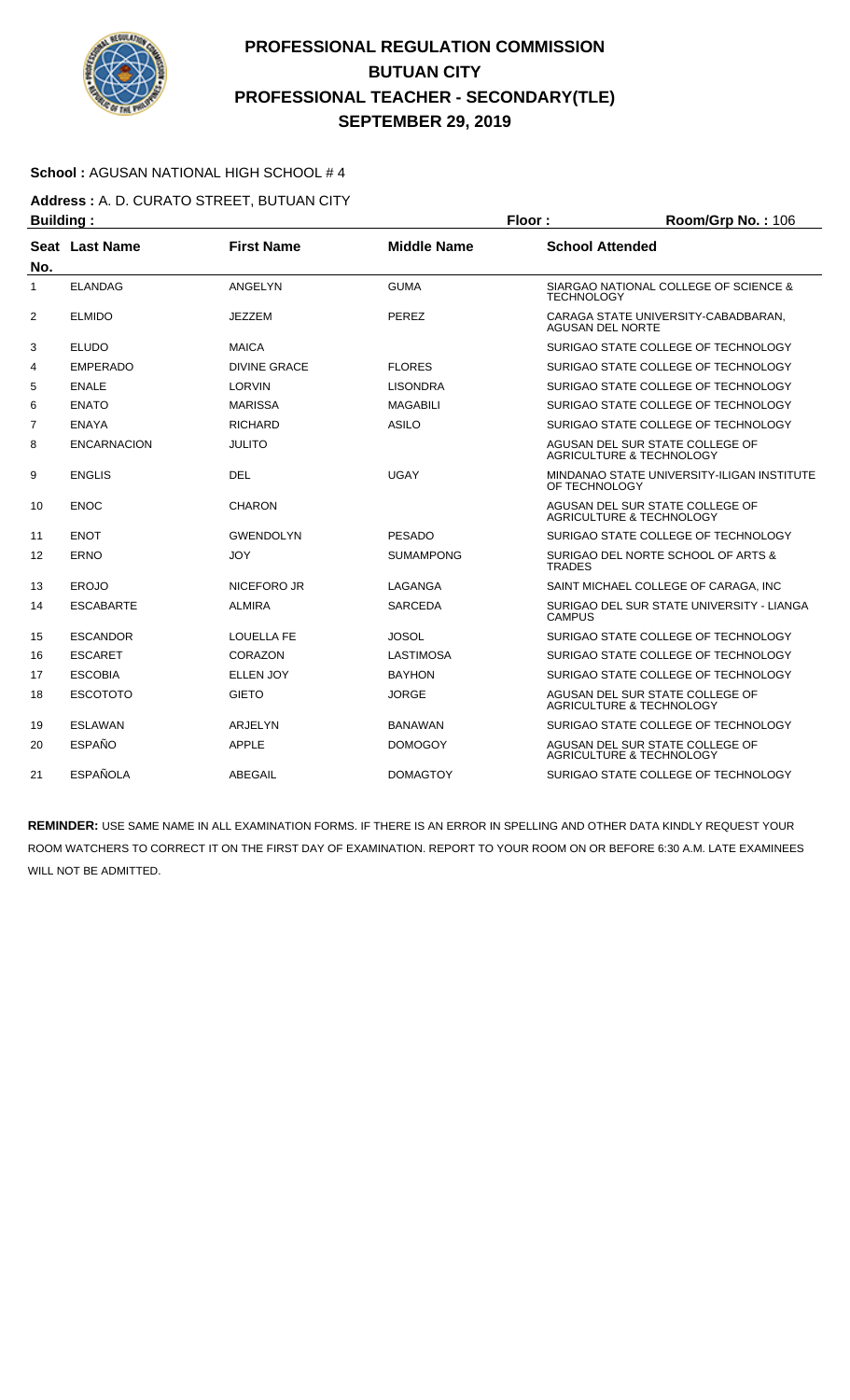# PROFESSIONAL REGULATION COMMISSION
## BUTUAN CITY
## PROFESSIONAL TEACHER - SECONDARY(TLE)
## SEPTEMBER 29, 2019

**School :** AGUSAN NATIONAL HIGH SCHOOL # 4

**Address :** A. D. CURATO STREET, BUTUAN CITY

**Building :** **Floor :** **Room/Grp No. :** 106

| Seat No. | Last Name | First Name | Middle Name | School Attended |
|---|---|---|---|---|
| 1 | ELANDAG | ANGELYN | GUMA | SIARGAO NATIONAL COLLEGE OF SCIENCE & TECHNOLOGY |
| 2 | ELMIDO | JEZZEM | PEREZ | CARAGA STATE UNIVERSITY-CABADBARAN, AGUSAN DEL NORTE |
| 3 | ELUDO | MAICA | | SURIGAO STATE COLLEGE OF TECHNOLOGY |
| 4 | EMPERADO | DIVINE GRACE | FLORES | SURIGAO STATE COLLEGE OF TECHNOLOGY |
| 5 | ENALE | LORVIN | LISONDRA | SURIGAO STATE COLLEGE OF TECHNOLOGY |
| 6 | ENATO | MARISSA | MAGABILI | SURIGAO STATE COLLEGE OF TECHNOLOGY |
| 7 | ENAYA | RICHARD | ASILO | SURIGAO STATE COLLEGE OF TECHNOLOGY |
| 8 | ENCARNACION | JULITO | | AGUSAN DEL SUR STATE COLLEGE OF AGRICULTURE & TECHNOLOGY |
| 9 | ENGLIS | DEL | UGAY | MINDANAO STATE UNIVERSITY-ILIGAN INSTITUTE OF TECHNOLOGY |
| 10 | ENOC | CHARON | | AGUSAN DEL SUR STATE COLLEGE OF AGRICULTURE & TECHNOLOGY |
| 11 | ENOT | GWENDOLYN | PESADO | SURIGAO STATE COLLEGE OF TECHNOLOGY |
| 12 | ERNO | JOY | SUMAMPONG | SURIGAO DEL NORTE SCHOOL OF ARTS & TRADES |
| 13 | EROJO | NICEFORO JR | LAGANGA | SAINT MICHAEL COLLEGE OF CARAGA, INC |
| 14 | ESCABARTE | ALMIRA | SARCEDA | SURIGAO DEL SUR STATE UNIVERSITY - LIANGA CAMPUS |
| 15 | ESCANDOR | LOUELLA FE | JOSOL | SURIGAO STATE COLLEGE OF TECHNOLOGY |
| 16 | ESCARET | CORAZON | LASTIMOSA | SURIGAO STATE COLLEGE OF TECHNOLOGY |
| 17 | ESCOBIA | ELLEN JOY | BAYHON | SURIGAO STATE COLLEGE OF TECHNOLOGY |
| 18 | ESCOTOTO | GIETO | JORGE | AGUSAN DEL SUR STATE COLLEGE OF AGRICULTURE & TECHNOLOGY |
| 19 | ESLAWAN | ARJELYN | BANAWAN | SURIGAO STATE COLLEGE OF TECHNOLOGY |
| 20 | ESPAÑO | APPLE | DOMOGOY | AGUSAN DEL SUR STATE COLLEGE OF AGRICULTURE & TECHNOLOGY |
| 21 | ESPAÑOLA | ABEGAIL | DOMAGTOY | SURIGAO STATE COLLEGE OF TECHNOLOGY |

**REMINDER:** USE SAME NAME IN ALL EXAMINATION FORMS. IF THERE IS AN ERROR IN SPELLING AND OTHER DATA KINDLY REQUEST YOUR ROOM WATCHERS TO CORRECT IT ON THE FIRST DAY OF EXAMINATION. REPORT TO YOUR ROOM ON OR BEFORE 6:30 A.M. LATE EXAMINEES WILL NOT BE ADMITTED.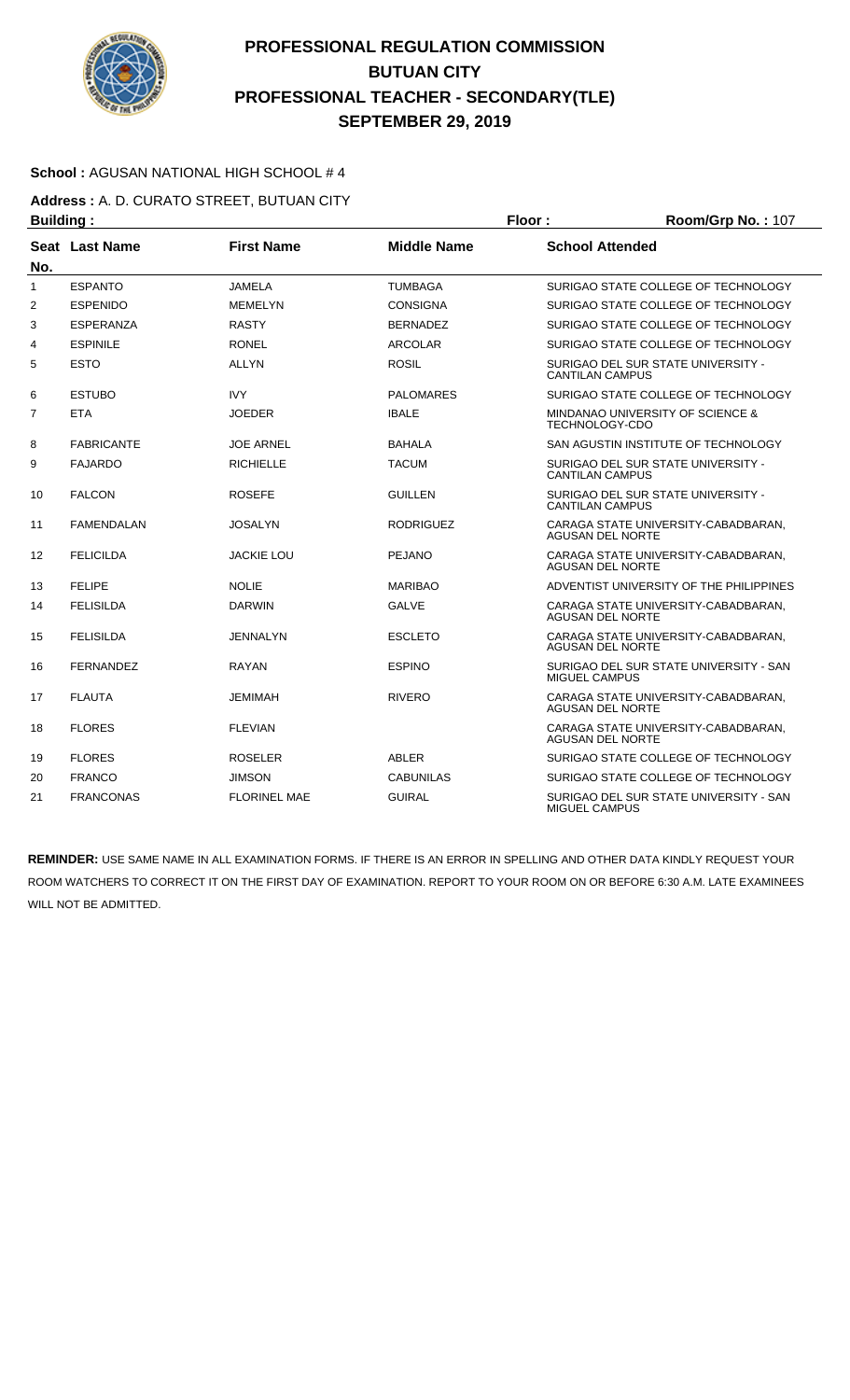# PROFESSIONAL REGULATION COMMISSION
## BUTUAN CITY
## PROFESSIONAL TEACHER - SECONDARY(TLE)
## SEPTEMBER 29, 2019

**School :** AGUSAN NATIONAL HIGH SCHOOL # 4

**Address :** A. D. CURATO STREET, BUTUAN CITY

**Building :** **Floor :** **Room/Grp No. :** 107

| Seat No. | Last Name | First Name | Middle Name | School Attended |
|---|---|---|---|---|
| 1 | ESPANTO | JAMELA | TUMBAGA | SURIGAO STATE COLLEGE OF TECHNOLOGY |
| 2 | ESPENIDO | MEMELYN | CONSIGNA | SURIGAO STATE COLLEGE OF TECHNOLOGY |
| 3 | ESPERANZA | RASTY | BERNADEZ | SURIGAO STATE COLLEGE OF TECHNOLOGY |
| 4 | ESPINILE | RONEL | ARCOLAR | SURIGAO STATE COLLEGE OF TECHNOLOGY |
| 5 | ESTO | ALLYN | ROSIL | SURIGAO DEL SUR STATE UNIVERSITY - CANTILAN CAMPUS |
| 6 | ESTUBO | IVY | PALOMARES | SURIGAO STATE COLLEGE OF TECHNOLOGY |
| 7 | ETA | JOEDER | IBALE | MINDANAO UNIVERSITY OF SCIENCE & TECHNOLOGY-CDO |
| 8 | FABRICANTE | JOE ARNEL | BAHALA | SAN AGUSTIN INSTITUTE OF TECHNOLOGY |
| 9 | FAJARDO | RICHIELLE | TACUM | SURIGAO DEL SUR STATE UNIVERSITY - CANTILAN CAMPUS |
| 10 | FALCON | ROSEFE | GUILLEN | SURIGAO DEL SUR STATE UNIVERSITY - CANTILAN CAMPUS |
| 11 | FAMENDALAN | JOSALYN | RODRIGUEZ | CARAGA STATE UNIVERSITY-CABADBARAN, AGUSAN DEL NORTE |
| 12 | FELICILDA | JACKIE LOU | PEJANO | CARAGA STATE UNIVERSITY-CABADBARAN, AGUSAN DEL NORTE |
| 13 | FELIPE | NOLIE | MARIBAO | ADVENTIST UNIVERSITY OF THE PHILIPPINES |
| 14 | FELISILDA | DARWIN | GALVE | CARAGA STATE UNIVERSITY-CABADBARAN, AGUSAN DEL NORTE |
| 15 | FELISILDA | JENNALYN | ESCLETO | CARAGA STATE UNIVERSITY-CABADBARAN, AGUSAN DEL NORTE |
| 16 | FERNANDEZ | RAYAN | ESPINO | SURIGAO DEL SUR STATE UNIVERSITY - SAN MIGUEL CAMPUS |
| 17 | FLAUTA | JEMIMAH | RIVERO | CARAGA STATE UNIVERSITY-CABADBARAN, AGUSAN DEL NORTE |
| 18 | FLORES | FLEVIAN | | CARAGA STATE UNIVERSITY-CABADBARAN, AGUSAN DEL NORTE |
| 19 | FLORES | ROSELER | ABLER | SURIGAO STATE COLLEGE OF TECHNOLOGY |
| 20 | FRANCO | JIMSON | CABUNILAS | SURIGAO STATE COLLEGE OF TECHNOLOGY |
| 21 | FRANCONAS | FLORINEL MAE | GUIRAL | SURIGAO DEL SUR STATE UNIVERSITY - SAN MIGUEL CAMPUS |

**REMINDER:** USE SAME NAME IN ALL EXAMINATION FORMS. IF THERE IS AN ERROR IN SPELLING AND OTHER DATA KINDLY REQUEST YOUR ROOM WATCHERS TO CORRECT IT ON THE FIRST DAY OF EXAMINATION. REPORT TO YOUR ROOM ON OR BEFORE 6:30 A.M. LATE EXAMINEES WILL NOT BE ADMITTED.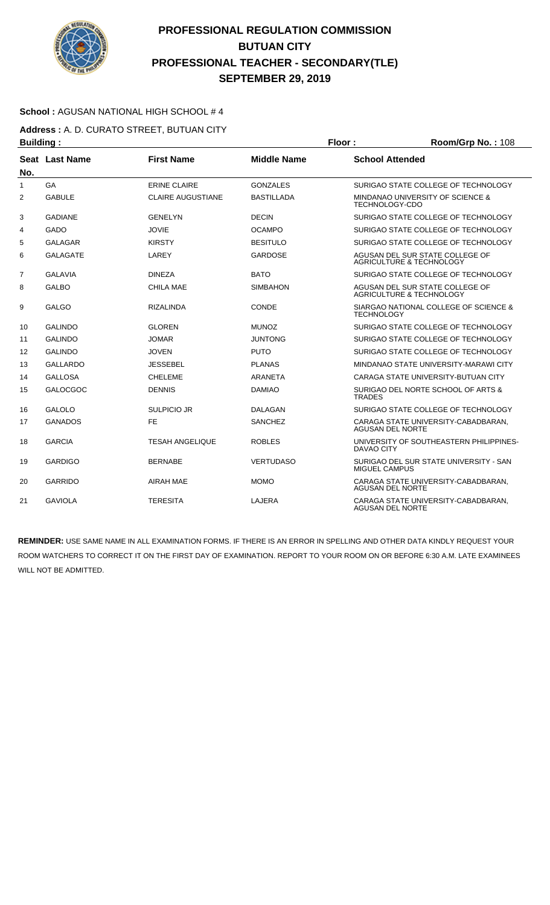# PROFESSIONAL REGULATION COMMISSION
# BUTUAN CITY
# PROFESSIONAL TEACHER - SECONDARY(TLE)
# SEPTEMBER 29, 2019

**School :** AGUSAN NATIONAL HIGH SCHOOL # 4

**Address :** A. D. CURATO STREET, BUTUAN CITY

**Building :** **Floor :** **Room/Grp No. :** 108

| Seat No. | Last Name | First Name | Middle Name | School Attended |
|---|---|---|---|---|
| 1 | GA | ERINE CLAIRE | GONZALES | SURIGAO STATE COLLEGE OF TECHNOLOGY |
| 2 | GABULE | CLAIRE AUGUSTIANE | BASTILLADA | MINDANAO UNIVERSITY OF SCIENCE & TECHNOLOGY-CDO |
| 3 | GADIANE | GENELYN | DECIN | SURIGAO STATE COLLEGE OF TECHNOLOGY |
| 4 | GADO | JOVIE | OCAMPO | SURIGAO STATE COLLEGE OF TECHNOLOGY |
| 5 | GALAGAR | KIRSTY | BESITULO | SURIGAO STATE COLLEGE OF TECHNOLOGY |
| 6 | GALAGATE | LAREY | GARDOSE | AGUSAN DEL SUR STATE COLLEGE OF AGRICULTURE & TECHNOLOGY |
| 7 | GALAVIA | DINEZA | BATO | SURIGAO STATE COLLEGE OF TECHNOLOGY |
| 8 | GALBO | CHILA MAE | SIMBAHON | AGUSAN DEL SUR STATE COLLEGE OF AGRICULTURE & TECHNOLOGY |
| 9 | GALGO | RIZALINDA | CONDE | SIARGAO NATIONAL COLLEGE OF SCIENCE & TECHNOLOGY |
| 10 | GALINDO | GLOREN | MUNOZ | SURIGAO STATE COLLEGE OF TECHNOLOGY |
| 11 | GALINDO | JOMAR | JUNTONG | SURIGAO STATE COLLEGE OF TECHNOLOGY |
| 12 | GALINDO | JOVEN | PUTO | SURIGAO STATE COLLEGE OF TECHNOLOGY |
| 13 | GALLARDO | JESSEBEL | PLANAS | MINDANAO STATE UNIVERSITY-MARAWI CITY |
| 14 | GALLOSA | CHELEME | ARANETA | CARAGA STATE UNIVERSITY-BUTUAN CITY |
| 15 | GALOCGOC | DENNIS | DAMIAO | SURIGAO DEL NORTE SCHOOL OF ARTS & TRADES |
| 16 | GALOLO | SULPICIO JR | DALAGAN | SURIGAO STATE COLLEGE OF TECHNOLOGY |
| 17 | GANADOS | FE | SANCHEZ | CARAGA STATE UNIVERSITY-CABADBARAN, AGUSAN DEL NORTE |
| 18 | GARCIA | TESAH ANGELIQUE | ROBLES | UNIVERSITY OF SOUTHEASTERN PHILIPPINES-DAVAO CITY |
| 19 | GARDIGO | BERNABE | VERTUDASO | SURIGAO DEL SUR STATE UNIVERSITY - SAN MIGUEL CAMPUS |
| 20 | GARRIDO | AIRAH MAE | MOMO | CARAGA STATE UNIVERSITY-CABADBARAN, AGUSAN DEL NORTE |
| 21 | GAVIOLA | TERESITA | LAJERA | CARAGA STATE UNIVERSITY-CABADBARAN, AGUSAN DEL NORTE |

**REMINDER:** USE SAME NAME IN ALL EXAMINATION FORMS. IF THERE IS AN ERROR IN SPELLING AND OTHER DATA KINDLY REQUEST YOUR ROOM WATCHERS TO CORRECT IT ON THE FIRST DAY OF EXAMINATION. REPORT TO YOUR ROOM ON OR BEFORE 6:30 A.M. LATE EXAMINEES WILL NOT BE ADMITTED.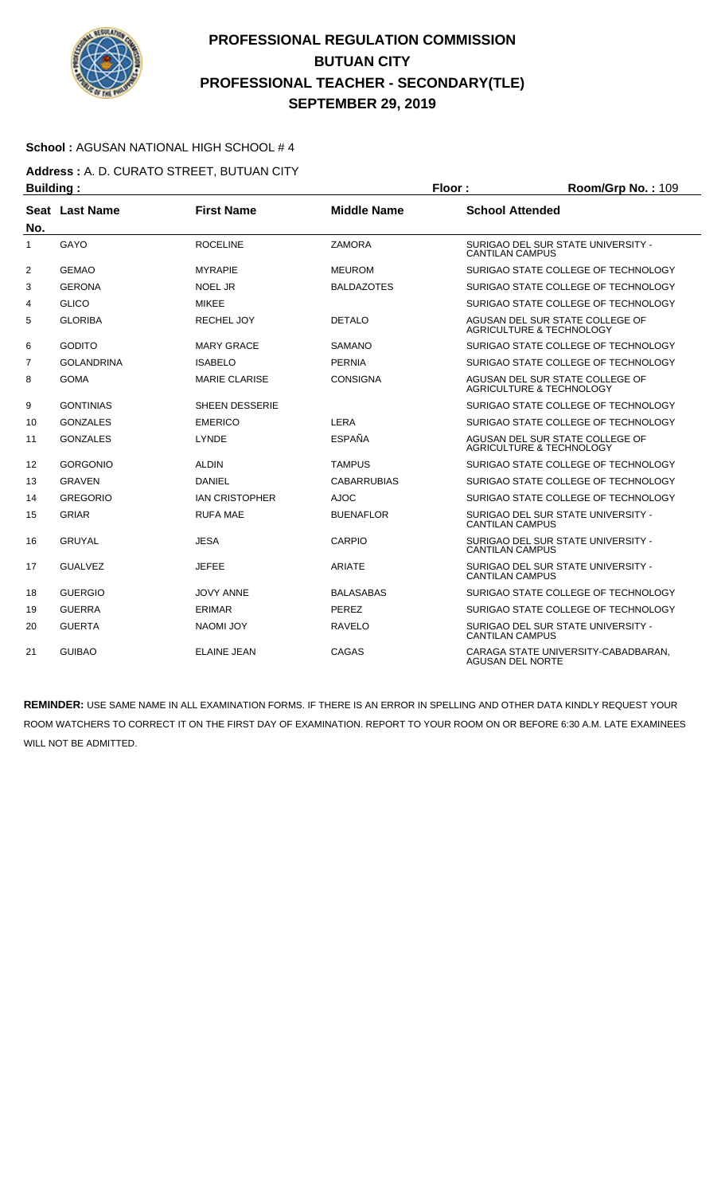# PROFESSIONAL REGULATION COMMISSION
## BUTUAN CITY
## PROFESSIONAL TEACHER - SECONDARY(TLE)
## SEPTEMBER 29, 2019

**School :** AGUSAN NATIONAL HIGH SCHOOL # 4

**Address :** A. D. CURATO STREET, BUTUAN CITY

**Building :** **Floor :** **Room/Grp No. :** 109

| Seat No. | Last Name | First Name | Middle Name | School Attended |
|---|---|---|---|---|
| 1 | GAYO | ROCELINE | ZAMORA | SURIGAO DEL SUR STATE UNIVERSITY - CANTILAN CAMPUS |
| 2 | GEMAO | MYRAPIE | MEUROM | SURIGAO STATE COLLEGE OF TECHNOLOGY |
| 3 | GERONA | NOEL JR | BALDAZOTES | SURIGAO STATE COLLEGE OF TECHNOLOGY |
| 4 | GLICO | MIKEE | | SURIGAO STATE COLLEGE OF TECHNOLOGY |
| 5 | GLORIBA | RECHEL JOY | DETALO | AGUSAN DEL SUR STATE COLLEGE OF AGRICULTURE & TECHNOLOGY |
| 6 | GODITO | MARY GRACE | SAMANO | SURIGAO STATE COLLEGE OF TECHNOLOGY |
| 7 | GOLANDRINA | ISABELO | PERNIA | SURIGAO STATE COLLEGE OF TECHNOLOGY |
| 8 | GOMA | MARIE CLARISE | CONSIGNA | AGUSAN DEL SUR STATE COLLEGE OF AGRICULTURE & TECHNOLOGY |
| 9 | GONTINIAS | SHEEN DESSERIE | | SURIGAO STATE COLLEGE OF TECHNOLOGY |
| 10 | GONZALES | EMERICO | LERA | SURIGAO STATE COLLEGE OF TECHNOLOGY |
| 11 | GONZALES | LYNDE | ESPAÑA | AGUSAN DEL SUR STATE COLLEGE OF AGRICULTURE & TECHNOLOGY |
| 12 | GORGONIO | ALDIN | TAMPUS | SURIGAO STATE COLLEGE OF TECHNOLOGY |
| 13 | GRAVEN | DANIEL | CABARRUBIAS | SURIGAO STATE COLLEGE OF TECHNOLOGY |
| 14 | GREGORIO | IAN CRISTOPHER | AJOC | SURIGAO STATE COLLEGE OF TECHNOLOGY |
| 15 | GRIAR | RUFA MAE | BUENAFLOR | SURIGAO DEL SUR STATE UNIVERSITY - CANTILAN CAMPUS |
| 16 | GRUYAL | JESA | CARPIO | SURIGAO DEL SUR STATE UNIVERSITY - CANTILAN CAMPUS |
| 17 | GUALVEZ | JEFEE | ARIATE | SURIGAO DEL SUR STATE UNIVERSITY - CANTILAN CAMPUS |
| 18 | GUERGIO | JOVY ANNE | BALASABAS | SURIGAO STATE COLLEGE OF TECHNOLOGY |
| 19 | GUERRA | ERIMAR | PEREZ | SURIGAO STATE COLLEGE OF TECHNOLOGY |
| 20 | GUERTA | NAOMI JOY | RAVELO | SURIGAO DEL SUR STATE UNIVERSITY - CANTILAN CAMPUS |
| 21 | GUIBAO | ELAINE JEAN | CAGAS | CARAGA STATE UNIVERSITY-CABADBARAN, AGUSAN DEL NORTE |

**REMINDER:** USE SAME NAME IN ALL EXAMINATION FORMS. IF THERE IS AN ERROR IN SPELLING AND OTHER DATA KINDLY REQUEST YOUR ROOM WATCHERS TO CORRECT IT ON THE FIRST DAY OF EXAMINATION. REPORT TO YOUR ROOM ON OR BEFORE 6:30 A.M. LATE EXAMINEES WILL NOT BE ADMITTED.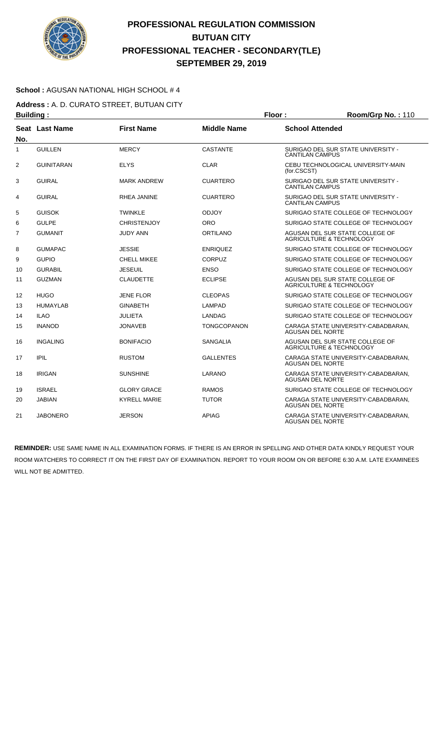# PROFESSIONAL REGULATION COMMISSION
## BUTUAN CITY
## PROFESSIONAL TEACHER - SECONDARY(TLE)
## SEPTEMBER 29, 2019

**School :** AGUSAN NATIONAL HIGH SCHOOL # 4

**Address :** A. D. CURATO STREET, BUTUAN CITY

**Building :** **Floor :** **Room/Grp No. :** 110

| Seat No. | Last Name | First Name | Middle Name | School Attended |
|---|---|---|---|---|
| 1 | GUILLEN | MERCY | CASTANTE | SURIGAO DEL SUR STATE UNIVERSITY - CANTILAN CAMPUS |
| 2 | GUINITARAN | ELYS | CLAR | CEBU TECHNOLOGICAL UNIVERSITY-MAIN (for.CSCST) |
| 3 | GUIRAL | MARK ANDREW | CUARTERO | SURIGAO DEL SUR STATE UNIVERSITY - CANTILAN CAMPUS |
| 4 | GUIRAL | RHEA JANINE | CUARTERO | SURIGAO DEL SUR STATE UNIVERSITY - CANTILAN CAMPUS |
| 5 | GUISOK | TWINKLE | ODJOY | SURIGAO STATE COLLEGE OF TECHNOLOGY |
| 6 | GULPE | CHRISTENJOY | ORO | SURIGAO STATE COLLEGE OF TECHNOLOGY |
| 7 | GUMANIT | JUDY ANN | ORTILANO | AGUSAN DEL SUR STATE COLLEGE OF AGRICULTURE & TECHNOLOGY |
| 8 | GUMAPAC | JESSIE | ENRIQUEZ | SURIGAO STATE COLLEGE OF TECHNOLOGY |
| 9 | GUPIO | CHELL MIKEE | CORPUZ | SURIGAO STATE COLLEGE OF TECHNOLOGY |
| 10 | GURABIL | JESEUIL | ENSO | SURIGAO STATE COLLEGE OF TECHNOLOGY |
| 11 | GUZMAN | CLAUDETTE | ECLIPSE | AGUSAN DEL SUR STATE COLLEGE OF AGRICULTURE & TECHNOLOGY |
| 12 | HUGO | JENE FLOR | CLEOPAS | SURIGAO STATE COLLEGE OF TECHNOLOGY |
| 13 | HUMAYLAB | GINABETH | LAMPAD | SURIGAO STATE COLLEGE OF TECHNOLOGY |
| 14 | ILAO | JULIETA | LANDAG | SURIGAO STATE COLLEGE OF TECHNOLOGY |
| 15 | INANOD | JONAVEB | TONGCOPANON | CARAGA STATE UNIVERSITY-CABADBARAN, AGUSAN DEL NORTE |
| 16 | INGALING | BONIFACIO | SANGALIA | AGUSAN DEL SUR STATE COLLEGE OF AGRICULTURE & TECHNOLOGY |
| 17 | IPIL | RUSTOM | GALLENTES | CARAGA STATE UNIVERSITY-CABADBARAN, AGUSAN DEL NORTE |
| 18 | IRIGAN | SUNSHINE | LARANO | CARAGA STATE UNIVERSITY-CABADBARAN, AGUSAN DEL NORTE |
| 19 | ISRAEL | GLORY GRACE | RAMOS | SURIGAO STATE COLLEGE OF TECHNOLOGY |
| 20 | JABIAN | KYRELL MARIE | TUTOR | CARAGA STATE UNIVERSITY-CABADBARAN, AGUSAN DEL NORTE |
| 21 | JABONERO | JERSON | APIAG | CARAGA STATE UNIVERSITY-CABADBARAN, AGUSAN DEL NORTE |

**REMINDER:** USE SAME NAME IN ALL EXAMINATION FORMS. IF THERE IS AN ERROR IN SPELLING AND OTHER DATA KINDLY REQUEST YOUR ROOM WATCHERS TO CORRECT IT ON THE FIRST DAY OF EXAMINATION. REPORT TO YOUR ROOM ON OR BEFORE 6:30 A.M. LATE EXAMINEES WILL NOT BE ADMITTED.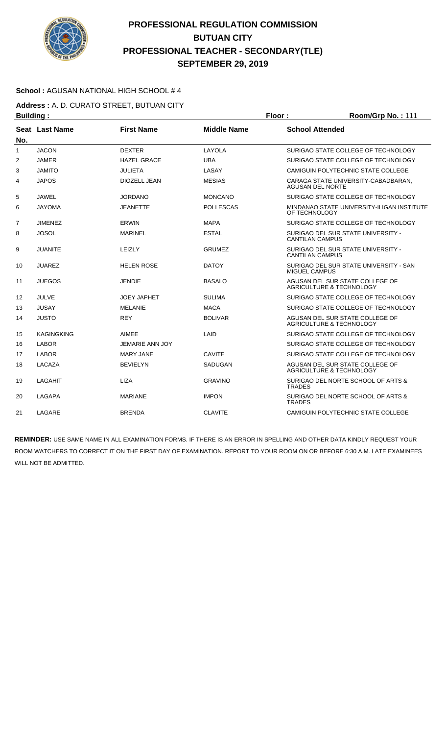# PROFESSIONAL REGULATION COMMISSION
## BUTUAN CITY
## PROFESSIONAL TEACHER - SECONDARY(TLE)
## SEPTEMBER 29, 2019

**School :** AGUSAN NATIONAL HIGH SCHOOL # 4

**Address :** A. D. CURATO STREET, BUTUAN CITY

**Building :** **Floor :** **Room/Grp No. :** 111

| Seat No. | Last Name | First Name | Middle Name | School Attended |
|---|---|---|---|---|
| 1 | JACON | DEXTER | LAYOLA | SURIGAO STATE COLLEGE OF TECHNOLOGY |
| 2 | JAMER | HAZEL GRACE | UBA | SURIGAO STATE COLLEGE OF TECHNOLOGY |
| 3 | JAMITO | JULIETA | LASAY | CAMIGUIN POLYTECHNIC STATE COLLEGE |
| 4 | JAPOS | DIOZELL JEAN | MESIAS | CARAGA STATE UNIVERSITY-CABADBARAN, AGUSAN DEL NORTE |
| 5 | JAWEL | JORDANO | MONCANO | SURIGAO STATE COLLEGE OF TECHNOLOGY |
| 6 | JAYOMA | JEANETTE | POLLESCAS | MINDANAO STATE UNIVERSITY-ILIGAN INSTITUTE OF TECHNOLOGY |
| 7 | JIMENEZ | ERWIN | MAPA | SURIGAO STATE COLLEGE OF TECHNOLOGY |
| 8 | JOSOL | MARINEL | ESTAL | SURIGAO DEL SUR STATE UNIVERSITY - CANTILAN CAMPUS |
| 9 | JUANITE | LEIZLY | GRUMEZ | SURIGAO DEL SUR STATE UNIVERSITY - CANTILAN CAMPUS |
| 10 | JUAREZ | HELEN ROSE | DATOY | SURIGAO DEL SUR STATE UNIVERSITY - SAN MIGUEL CAMPUS |
| 11 | JUEGOS | JENDIE | BASALO | AGUSAN DEL SUR STATE COLLEGE OF AGRICULTURE & TECHNOLOGY |
| 12 | JULVE | JOEY JAPHET | SULIMA | SURIGAO STATE COLLEGE OF TECHNOLOGY |
| 13 | JUSAY | MELANIE | MACA | SURIGAO STATE COLLEGE OF TECHNOLOGY |
| 14 | JUSTO | REY | BOLIVAR | AGUSAN DEL SUR STATE COLLEGE OF AGRICULTURE & TECHNOLOGY |
| 15 | KAGINGKING | AIMEE | LAID | SURIGAO STATE COLLEGE OF TECHNOLOGY |
| 16 | LABOR | JEMARIE ANN JOY | | SURIGAO STATE COLLEGE OF TECHNOLOGY |
| 17 | LABOR | MARY JANE | CAVITE | SURIGAO STATE COLLEGE OF TECHNOLOGY |
| 18 | LACAZA | BEVIELYN | SADUGAN | AGUSAN DEL SUR STATE COLLEGE OF AGRICULTURE & TECHNOLOGY |
| 19 | LAGAHIT | LIZA | GRAVINO | SURIGAO DEL NORTE SCHOOL OF ARTS & TRADES |
| 20 | LAGAPA | MARIANE | IMPON | SURIGAO DEL NORTE SCHOOL OF ARTS & TRADES |
| 21 | LAGARE | BRENDA | CLAVITE | CAMIGUIN POLYTECHNIC STATE COLLEGE |

**REMINDER:** USE SAME NAME IN ALL EXAMINATION FORMS. IF THERE IS AN ERROR IN SPELLING AND OTHER DATA KINDLY REQUEST YOUR ROOM WATCHERS TO CORRECT IT ON THE FIRST DAY OF EXAMINATION. REPORT TO YOUR ROOM ON OR BEFORE 6:30 A.M. LATE EXAMINEES WILL NOT BE ADMITTED.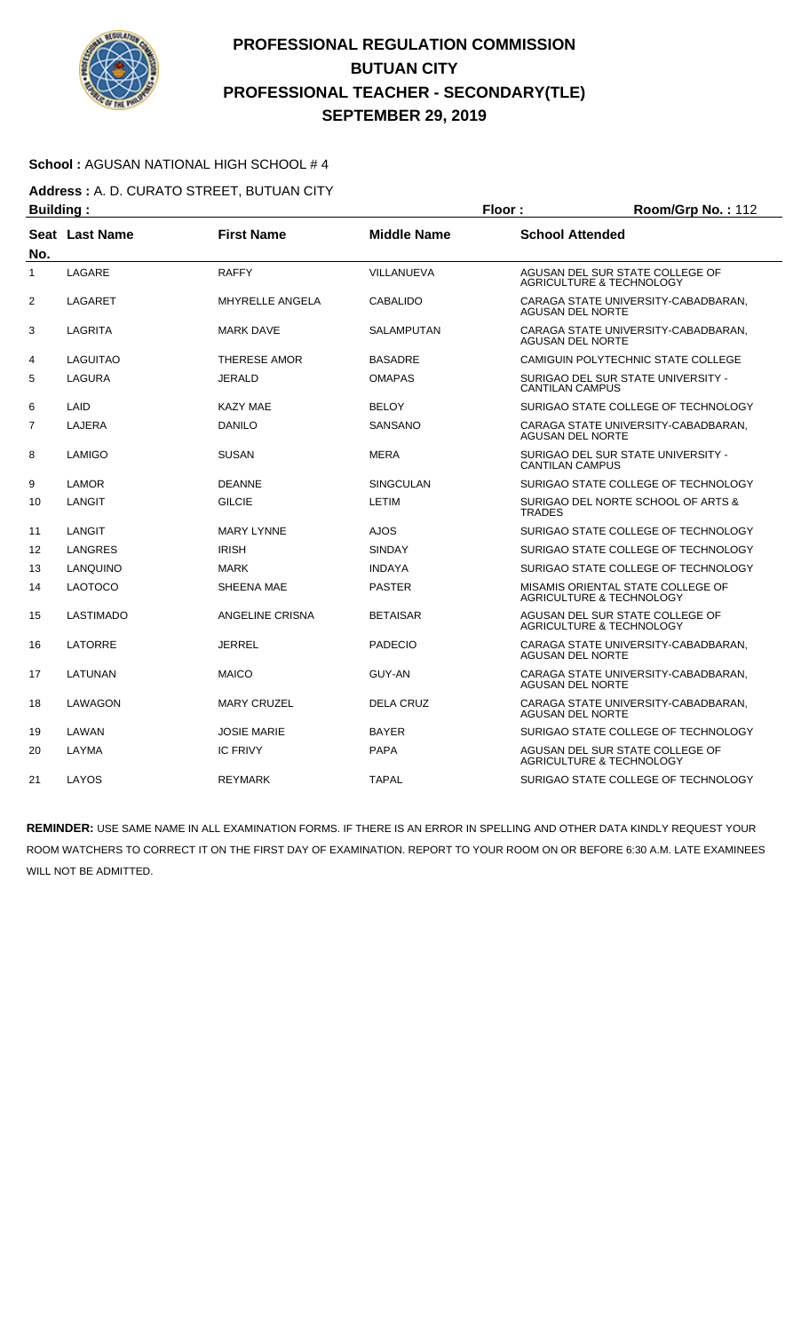# PROFESSIONAL REGULATION COMMISSION
# BUTUAN CITY
# PROFESSIONAL TEACHER - SECONDARY(TLE)
# SEPTEMBER 29, 2019

**School :** AGUSAN NATIONAL HIGH SCHOOL # 4

**Address :** A. D. CURATO STREET, BUTUAN CITY

**Building :** **Floor :** **Room/Grp No. :** 112

| Seat No. | Last Name | First Name | Middle Name | School Attended |
|---|---|---|---|---|
| 1 | LAGARE | RAFFY | VILLANUEVA | AGUSAN DEL SUR STATE COLLEGE OF AGRICULTURE & TECHNOLOGY |
| 2 | LAGARET | MHYRELLE ANGELA | CABALIDO | CARAGA STATE UNIVERSITY-CABADBARAN, AGUSAN DEL NORTE |
| 3 | LAGRITA | MARK DAVE | SALAMPUTAN | CARAGA STATE UNIVERSITY-CABADBARAN, AGUSAN DEL NORTE |
| 4 | LAGUITAO | THERESE AMOR | BASADRE | CAMIGUIN POLYTECHNIC STATE COLLEGE |
| 5 | LAGURA | JERALD | OMAPAS | SURIGAO DEL SUR STATE UNIVERSITY - CANTILAN CAMPUS |
| 6 | LAID | KAZY MAE | BELOY | SURIGAO STATE COLLEGE OF TECHNOLOGY |
| 7 | LAJERA | DANILO | SANSANO | CARAGA STATE UNIVERSITY-CABADBARAN, AGUSAN DEL NORTE |
| 8 | LAMIGO | SUSAN | MERA | SURIGAO DEL SUR STATE UNIVERSITY - CANTILAN CAMPUS |
| 9 | LAMOR | DEANNE | SINGCULAN | SURIGAO STATE COLLEGE OF TECHNOLOGY |
| 10 | LANGIT | GILCIE | LETIM | SURIGAO DEL NORTE SCHOOL OF ARTS & TRADES |
| 11 | LANGIT | MARY LYNNE | AJOS | SURIGAO STATE COLLEGE OF TECHNOLOGY |
| 12 | LANGRES | IRISH | SINDAY | SURIGAO STATE COLLEGE OF TECHNOLOGY |
| 13 | LANQUINO | MARK | INDAYA | SURIGAO STATE COLLEGE OF TECHNOLOGY |
| 14 | LAOTOCO | SHEENA MAE | PASTER | MISAMIS ORIENTAL STATE COLLEGE OF AGRICULTURE & TECHNOLOGY |
| 15 | LASTIMADO | ANGELINE CRISNA | BETAISAR | AGUSAN DEL SUR STATE COLLEGE OF AGRICULTURE & TECHNOLOGY |
| 16 | LATORRE | JERREL | PADECIO | CARAGA STATE UNIVERSITY-CABADBARAN, AGUSAN DEL NORTE |
| 17 | LATUNAN | MAICO | GUY-AN | CARAGA STATE UNIVERSITY-CABADBARAN, AGUSAN DEL NORTE |
| 18 | LAWAGON | MARY CRUZEL | DELA CRUZ | CARAGA STATE UNIVERSITY-CABADBARAN, AGUSAN DEL NORTE |
| 19 | LAWAN | JOSIE MARIE | BAYER | SURIGAO STATE COLLEGE OF TECHNOLOGY |
| 20 | LAYMA | IC FRIVY | PAPA | AGUSAN DEL SUR STATE COLLEGE OF AGRICULTURE & TECHNOLOGY |
| 21 | LAYOS | REYMARK | TAPAL | SURIGAO STATE COLLEGE OF TECHNOLOGY |

**REMINDER:** USE SAME NAME IN ALL EXAMINATION FORMS. IF THERE IS AN ERROR IN SPELLING AND OTHER DATA KINDLY REQUEST YOUR ROOM WATCHERS TO CORRECT IT ON THE FIRST DAY OF EXAMINATION. REPORT TO YOUR ROOM ON OR BEFORE 6:30 A.M. LATE EXAMINEES WILL NOT BE ADMITTED.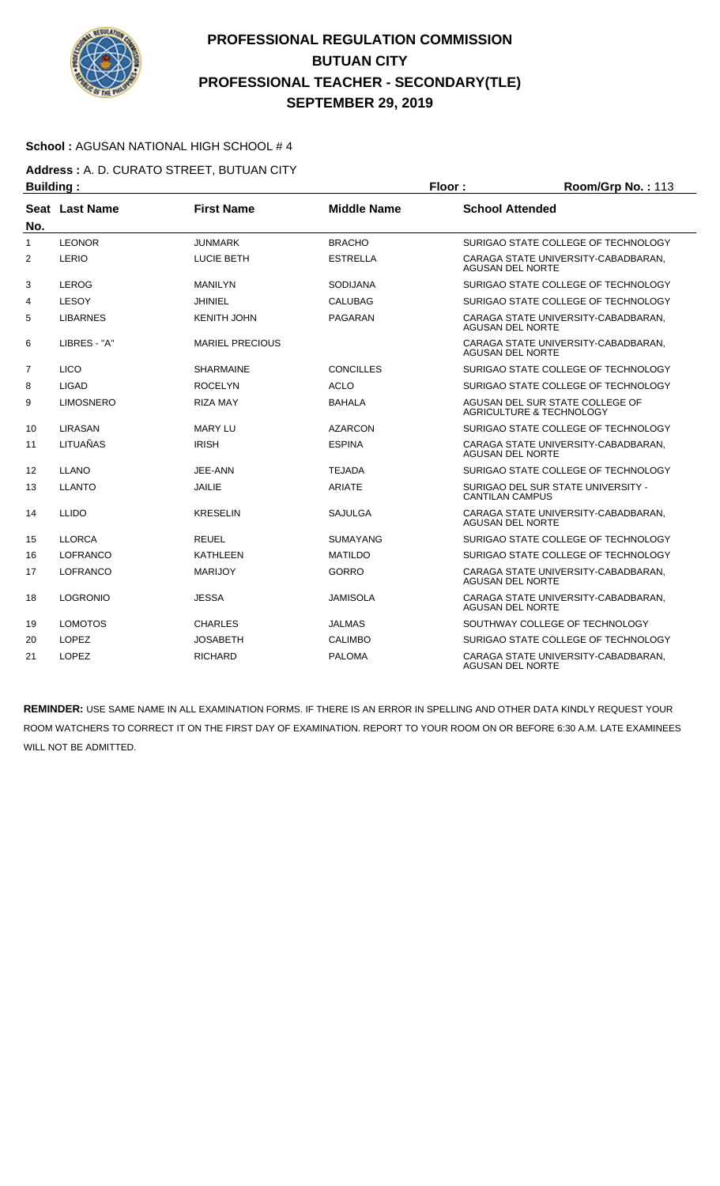# PROFESSIONAL REGULATION COMMISSION
# BUTUAN CITY
# PROFESSIONAL TEACHER - SECONDARY(TLE)
# SEPTEMBER 29, 2019

**School :** AGUSAN NATIONAL HIGH SCHOOL # 4

**Address :** A. D. CURATO STREET, BUTUAN CITY

**Building :** **Floor :** **Room/Grp No. :** 113

| Seat No. | Last Name | First Name | Middle Name | School Attended |
|---|---|---|---|---|
| 1 | LEONOR | JUNMARK | BRACHO | SURIGAO STATE COLLEGE OF TECHNOLOGY |
| 2 | LERIO | LUCIE BETH | ESTRELLA | CARAGA STATE UNIVERSITY-CABADBARAN, AGUSAN DEL NORTE |
| 3 | LEROG | MANILYN | SODIJANA | SURIGAO STATE COLLEGE OF TECHNOLOGY |
| 4 | LESOY | JHINIEL | CALUBAG | SURIGAO STATE COLLEGE OF TECHNOLOGY |
| 5 | LIBARNES | KENITH JOHN | PAGARAN | CARAGA STATE UNIVERSITY-CABADBARAN, AGUSAN DEL NORTE |
| 6 | LIBRES - "A" | MARIEL PRECIOUS | | CARAGA STATE UNIVERSITY-CABADBARAN, AGUSAN DEL NORTE |
| 7 | LICO | SHARMAINE | CONCILLES | SURIGAO STATE COLLEGE OF TECHNOLOGY |
| 8 | LIGAD | ROCELYN | ACLO | SURIGAO STATE COLLEGE OF TECHNOLOGY |
| 9 | LIMOSNERO | RIZA MAY | BAHALA | AGUSAN DEL SUR STATE COLLEGE OF AGRICULTURE & TECHNOLOGY |
| 10 | LIRASAN | MARY LU | AZARCON | SURIGAO STATE COLLEGE OF TECHNOLOGY |
| 11 | LITUAÑAS | IRISH | ESPINA | CARAGA STATE UNIVERSITY-CABADBARAN, AGUSAN DEL NORTE |
| 12 | LLANO | JEE-ANN | TEJADA | SURIGAO STATE COLLEGE OF TECHNOLOGY |
| 13 | LLANTO | JAILIE | ARIATE | SURIGAO DEL SUR STATE UNIVERSITY - CANTILAN CAMPUS |
| 14 | LLIDO | KRESELIN | SAJULGA | CARAGA STATE UNIVERSITY-CABADBARAN, AGUSAN DEL NORTE |
| 15 | LLORCA | REUEL | SUMAYANG | SURIGAO STATE COLLEGE OF TECHNOLOGY |
| 16 | LOFRANCO | KATHLEEN | MATILDO | SURIGAO STATE COLLEGE OF TECHNOLOGY |
| 17 | LOFRANCO | MARIJOY | GORRO | CARAGA STATE UNIVERSITY-CABADBARAN, AGUSAN DEL NORTE |
| 18 | LOGRONIO | JESSA | JAMISOLA | CARAGA STATE UNIVERSITY-CABADBARAN, AGUSAN DEL NORTE |
| 19 | LOMOTOS | CHARLES | JALMAS | SOUTHWAY COLLEGE OF TECHNOLOGY |
| 20 | LOPEZ | JOSABETH | CALIMBO | SURIGAO STATE COLLEGE OF TECHNOLOGY |
| 21 | LOPEZ | RICHARD | PALOMA | CARAGA STATE UNIVERSITY-CABADBARAN, AGUSAN DEL NORTE |

**REMINDER:** USE SAME NAME IN ALL EXAMINATION FORMS. IF THERE IS AN ERROR IN SPELLING AND OTHER DATA KINDLY REQUEST YOUR ROOM WATCHERS TO CORRECT IT ON THE FIRST DAY OF EXAMINATION. REPORT TO YOUR ROOM ON OR BEFORE 6:30 A.M. LATE EXAMINEES WILL NOT BE ADMITTED.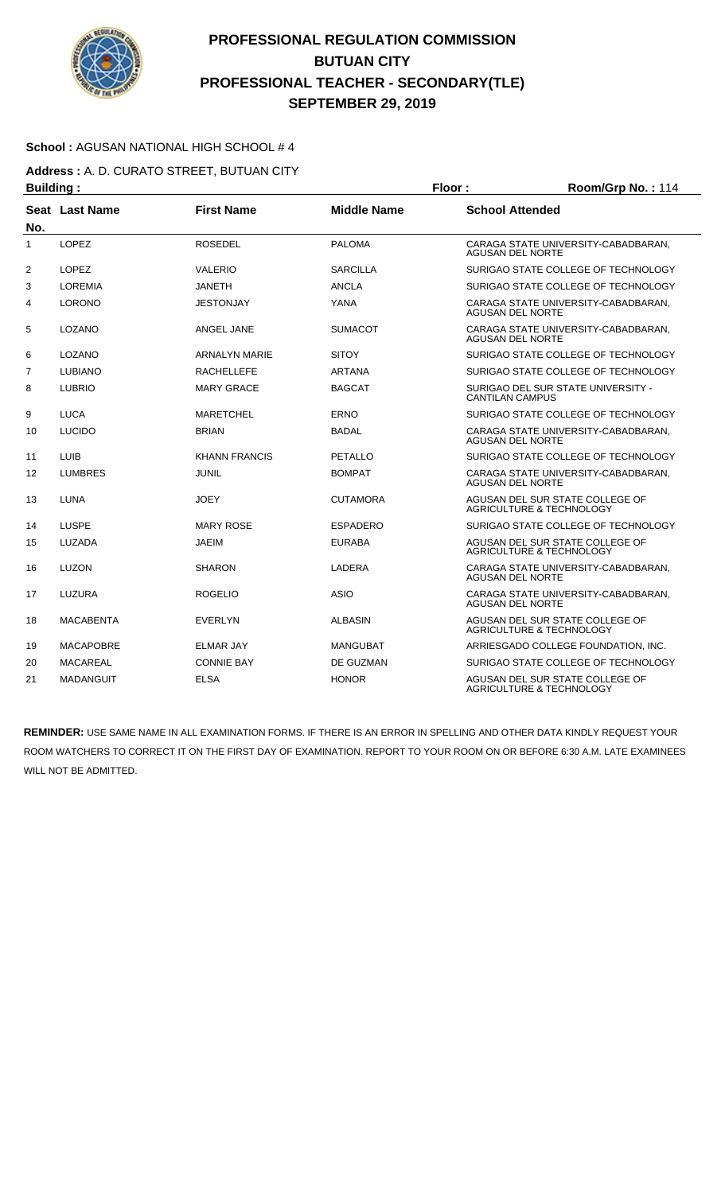# PROFESSIONAL REGULATION COMMISSION
## BUTUAN CITY
## PROFESSIONAL TEACHER - SECONDARY(TLE)
## SEPTEMBER 29, 2019

**School :** AGUSAN NATIONAL HIGH SCHOOL # 4

**Address :** A. D. CURATO STREET, BUTUAN CITY

**Building :** **Floor :** **Room/Grp No. :** 114

| Seat No. | Last Name | First Name | Middle Name | School Attended |
|---|---|---|---|---|
| 1 | LOPEZ | ROSEDEL | PALOMA | CARAGA STATE UNIVERSITY-CABADBARAN, AGUSAN DEL NORTE |
| 2 | LOPEZ | VALERIO | SARCILLA | SURIGAO STATE COLLEGE OF TECHNOLOGY |
| 3 | LOREMIA | JANETH | ANCLA | SURIGAO STATE COLLEGE OF TECHNOLOGY |
| 4 | LORONO | JESTONJAY | YANA | CARAGA STATE UNIVERSITY-CABADBARAN, AGUSAN DEL NORTE |
| 5 | LOZANO | ANGEL JANE | SUMACOT | CARAGA STATE UNIVERSITY-CABADBARAN, AGUSAN DEL NORTE |
| 6 | LOZANO | ARNALYN MARIE | SITOY | SURIGAO STATE COLLEGE OF TECHNOLOGY |
| 7 | LUBIANO | RACHELLEFE | ARTANA | SURIGAO STATE COLLEGE OF TECHNOLOGY |
| 8 | LUBRIO | MARY GRACE | BAGCAT | SURIGAO DEL SUR STATE UNIVERSITY - CANTILAN CAMPUS |
| 9 | LUCA | MARETCHEL | ERNO | SURIGAO STATE COLLEGE OF TECHNOLOGY |
| 10 | LUCIDO | BRIAN | BADAL | CARAGA STATE UNIVERSITY-CABADBARAN, AGUSAN DEL NORTE |
| 11 | LUIB | KHANN FRANCIS | PETALLO | SURIGAO STATE COLLEGE OF TECHNOLOGY |
| 12 | LUMBRES | JUNIL | BOMPAT | CARAGA STATE UNIVERSITY-CABADBARAN, AGUSAN DEL NORTE |
| 13 | LUNA | JOEY | CUTAMORA | AGUSAN DEL SUR STATE COLLEGE OF AGRICULTURE & TECHNOLOGY |
| 14 | LUSPE | MARY ROSE | ESPADERO | SURIGAO STATE COLLEGE OF TECHNOLOGY |
| 15 | LUZADA | JAEIM | EURABA | AGUSAN DEL SUR STATE COLLEGE OF AGRICULTURE & TECHNOLOGY |
| 16 | LUZON | SHARON | LADERA | CARAGA STATE UNIVERSITY-CABADBARAN, AGUSAN DEL NORTE |
| 17 | LUZURA | ROGELIO | ASIO | CARAGA STATE UNIVERSITY-CABADBARAN, AGUSAN DEL NORTE |
| 18 | MACABENTA | EVERLYN | ALBASIN | AGUSAN DEL SUR STATE COLLEGE OF AGRICULTURE & TECHNOLOGY |
| 19 | MACAPOBRE | ELMAR JAY | MANGUBAT | ARRIESGADO COLLEGE FOUNDATION, INC. |
| 20 | MACAREAL | CONNIE BAY | DE GUZMAN | SURIGAO STATE COLLEGE OF TECHNOLOGY |
| 21 | MADANGUIT | ELSA | HONOR | AGUSAN DEL SUR STATE COLLEGE OF AGRICULTURE & TECHNOLOGY |

**REMINDER:** USE SAME NAME IN ALL EXAMINATION FORMS. IF THERE IS AN ERROR IN SPELLING AND OTHER DATA KINDLY REQUEST YOUR ROOM WATCHERS TO CORRECT IT ON THE FIRST DAY OF EXAMINATION. REPORT TO YOUR ROOM ON OR BEFORE 6:30 A.M. LATE EXAMINEES WILL NOT BE ADMITTED.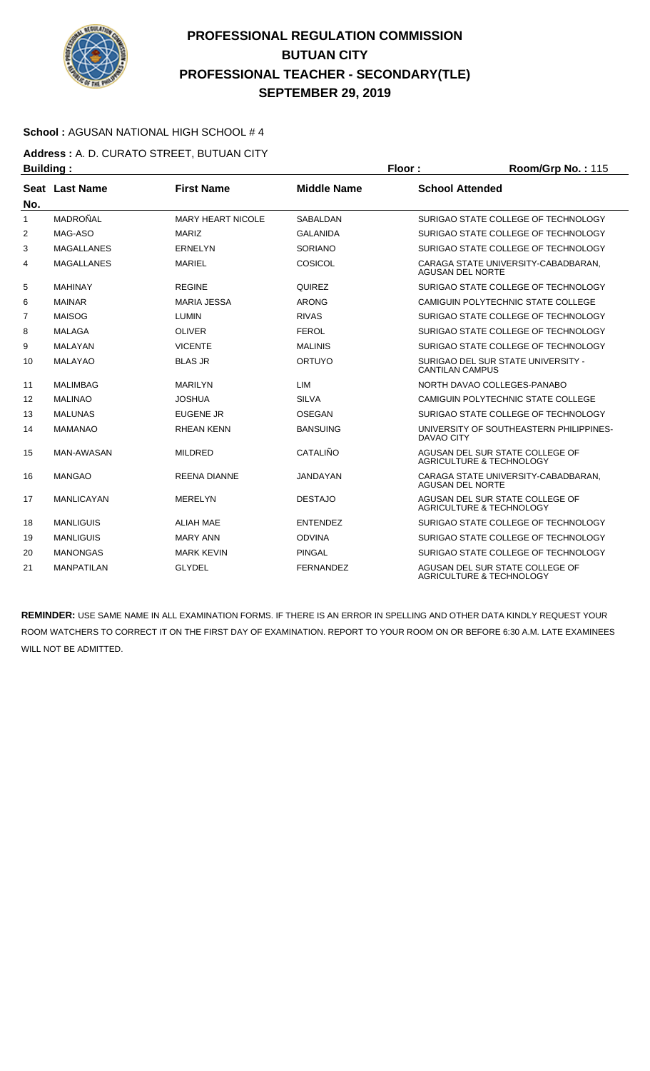# PROFESSIONAL REGULATION COMMISSION
## BUTUAN CITY
## PROFESSIONAL TEACHER - SECONDARY(TLE)
## SEPTEMBER 29, 2019

**School :** AGUSAN NATIONAL HIGH SCHOOL # 4

**Address :** A. D. CURATO STREET, BUTUAN CITY

**Building :** **Floor :** **Room/Grp No. :** 115

| Seat No. | Last Name | First Name | Middle Name | School Attended |
|---|---|---|---|---|
| 1 | MADROÑAL | MARY HEART NICOLE | SABALDAN | SURIGAO STATE COLLEGE OF TECHNOLOGY |
| 2 | MAG-ASO | MARIZ | GALANIDA | SURIGAO STATE COLLEGE OF TECHNOLOGY |
| 3 | MAGALLANES | ERNELYN | SORIANO | SURIGAO STATE COLLEGE OF TECHNOLOGY |
| 4 | MAGALLANES | MARIEL | COSICOL | CARAGA STATE UNIVERSITY-CABADBARAN, AGUSAN DEL NORTE |
| 5 | MAHINAY | REGINE | QUIREZ | SURIGAO STATE COLLEGE OF TECHNOLOGY |
| 6 | MAINAR | MARIA JESSA | ARONG | CAMIGUIN POLYTECHNIC STATE COLLEGE |
| 7 | MAISOG | LUMIN | RIVAS | SURIGAO STATE COLLEGE OF TECHNOLOGY |
| 8 | MALAGA | OLIVER | FEROL | SURIGAO STATE COLLEGE OF TECHNOLOGY |
| 9 | MALAYAN | VICENTE | MALINIS | SURIGAO STATE COLLEGE OF TECHNOLOGY |
| 10 | MALAYAO | BLAS JR | ORTUYO | SURIGAO DEL SUR STATE UNIVERSITY - CANTILAN CAMPUS |
| 11 | MALIMBAG | MARILYN | LIM | NORTH DAVAO COLLEGES-PANABO |
| 12 | MALINAO | JOSHUA | SILVA | CAMIGUIN POLYTECHNIC STATE COLLEGE |
| 13 | MALUNAS | EUGENE JR | OSEGAN | SURIGAO STATE COLLEGE OF TECHNOLOGY |
| 14 | MAMANAO | RHEAN KENN | BANSUING | UNIVERSITY OF SOUTHEASTERN PHILIPPINES-DAVAO CITY |
| 15 | MAN-AWASAN | MILDRED | CATALIÑO | AGUSAN DEL SUR STATE COLLEGE OF AGRICULTURE & TECHNOLOGY |
| 16 | MANGAO | REENA DIANNE | JANDAYAN | CARAGA STATE UNIVERSITY-CABADBARAN, AGUSAN DEL NORTE |
| 17 | MANLICAYAN | MERELYN | DESTAJO | AGUSAN DEL SUR STATE COLLEGE OF AGRICULTURE & TECHNOLOGY |
| 18 | MANLIGUIS | ALIAH MAE | ENTENDEZ | SURIGAO STATE COLLEGE OF TECHNOLOGY |
| 19 | MANLIGUIS | MARY ANN | ODVINA | SURIGAO STATE COLLEGE OF TECHNOLOGY |
| 20 | MANONGAS | MARK KEVIN | PINGAL | SURIGAO STATE COLLEGE OF TECHNOLOGY |
| 21 | MANPATILAN | GLYDEL | FERNANDEZ | AGUSAN DEL SUR STATE COLLEGE OF AGRICULTURE & TECHNOLOGY |

**REMINDER:** USE SAME NAME IN ALL EXAMINATION FORMS. IF THERE IS AN ERROR IN SPELLING AND OTHER DATA KINDLY REQUEST YOUR ROOM WATCHERS TO CORRECT IT ON THE FIRST DAY OF EXAMINATION. REPORT TO YOUR ROOM ON OR BEFORE 6:30 A.M. LATE EXAMINEES WILL NOT BE ADMITTED.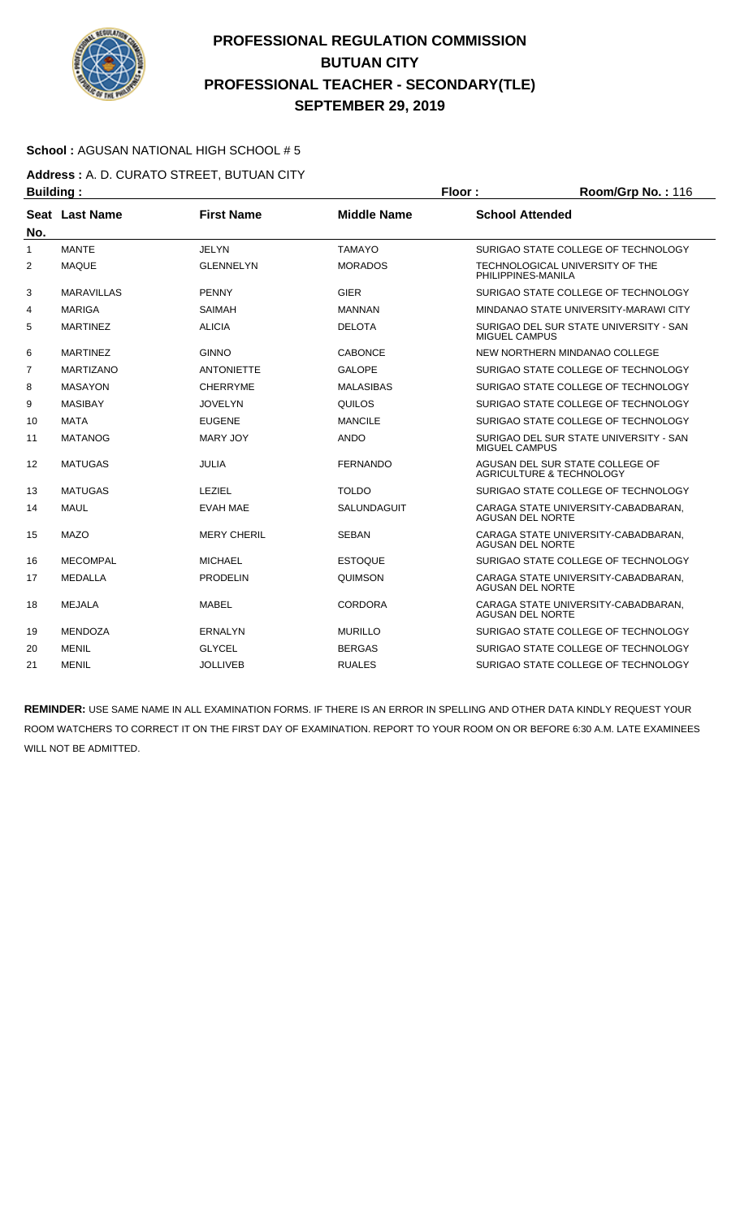# PROFESSIONAL REGULATION COMMISSION
## BUTUAN CITY
## PROFESSIONAL TEACHER - SECONDARY(TLE)
## SEPTEMBER 29, 2019

**School :** AGUSAN NATIONAL HIGH SCHOOL # 5

**Address :** A. D. CURATO STREET, BUTUAN CITY

**Building :** **Floor :** **Room/Grp No. :** 116

| Seat No. | Last Name | First Name | Middle Name | School Attended |
|---|---|---|---|---|
| 1 | MANTE | JELYN | TAMAYO | SURIGAO STATE COLLEGE OF TECHNOLOGY |
| 2 | MAQUE | GLENNELYN | MORADOS | TECHNOLOGICAL UNIVERSITY OF THE PHILIPPINES-MANILA |
| 3 | MARAVILLAS | PENNY | GIER | SURIGAO STATE COLLEGE OF TECHNOLOGY |
| 4 | MARIGA | SAIMAH | MANNAN | MINDANAO STATE UNIVERSITY-MARAWI CITY |
| 5 | MARTINEZ | ALICIA | DELOTA | SURIGAO DEL SUR STATE UNIVERSITY - SAN MIGUEL CAMPUS |
| 6 | MARTINEZ | GINNO | CABONCE | NEW NORTHERN MINDANAO COLLEGE |
| 7 | MARTIZANO | ANTONIETTE | GALOPE | SURIGAO STATE COLLEGE OF TECHNOLOGY |
| 8 | MASAYON | CHERRYME | MALASIBAS | SURIGAO STATE COLLEGE OF TECHNOLOGY |
| 9 | MASIBAY | JOVELYN | QUILOS | SURIGAO STATE COLLEGE OF TECHNOLOGY |
| 10 | MATA | EUGENE | MANCILE | SURIGAO STATE COLLEGE OF TECHNOLOGY |
| 11 | MATANOG | MARY JOY | ANDO | SURIGAO DEL SUR STATE UNIVERSITY - SAN MIGUEL CAMPUS |
| 12 | MATUGAS | JULIA | FERNANDO | AGUSAN DEL SUR STATE COLLEGE OF AGRICULTURE & TECHNOLOGY |
| 13 | MATUGAS | LEZIEL | TOLDO | SURIGAO STATE COLLEGE OF TECHNOLOGY |
| 14 | MAUL | EVAH MAE | SALUNDAGUIT | CARAGA STATE UNIVERSITY-CABADBARAN, AGUSAN DEL NORTE |
| 15 | MAZO | MERY CHERIL | SEBAN | CARAGA STATE UNIVERSITY-CABADBARAN, AGUSAN DEL NORTE |
| 16 | MECOMPAL | MICHAEL | ESTOQUE | SURIGAO STATE COLLEGE OF TECHNOLOGY |
| 17 | MEDALLA | PRODELIN | QUIMSON | CARAGA STATE UNIVERSITY-CABADBARAN, AGUSAN DEL NORTE |
| 18 | MEJALA | MABEL | CORDORA | CARAGA STATE UNIVERSITY-CABADBARAN, AGUSAN DEL NORTE |
| 19 | MENDOZA | ERNALYN | MURILLO | SURIGAO STATE COLLEGE OF TECHNOLOGY |
| 20 | MENIL | GLYCEL | BERGAS | SURIGAO STATE COLLEGE OF TECHNOLOGY |
| 21 | MENIL | JOLLIVEB | RUALES | SURIGAO STATE COLLEGE OF TECHNOLOGY |

**REMINDER:** USE SAME NAME IN ALL EXAMINATION FORMS. IF THERE IS AN ERROR IN SPELLING AND OTHER DATA KINDLY REQUEST YOUR ROOM WATCHERS TO CORRECT IT ON THE FIRST DAY OF EXAMINATION. REPORT TO YOUR ROOM ON OR BEFORE 6:30 A.M. LATE EXAMINEES WILL NOT BE ADMITTED.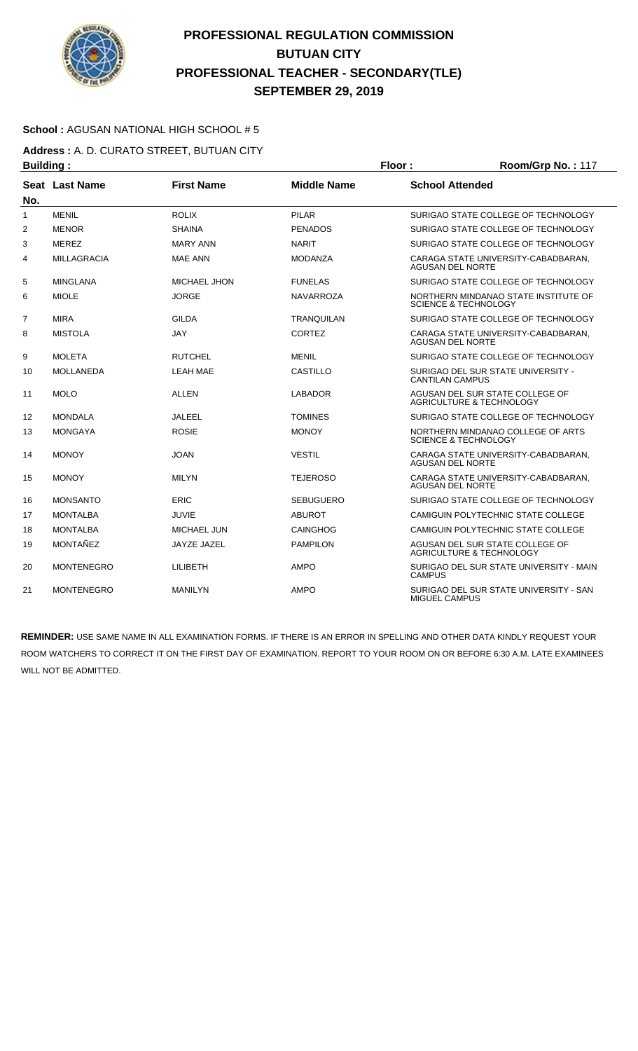# PROFESSIONAL REGULATION COMMISSION
## BUTUAN CITY
## PROFESSIONAL TEACHER - SECONDARY(TLE)
## SEPTEMBER 29, 2019

**School :** AGUSAN NATIONAL HIGH SCHOOL # 5

**Address :** A. D. CURATO STREET, BUTUAN CITY

**Building :** **Floor :** **Room/Grp No. :** 117

| Seat No. | Last Name | First Name | Middle Name | School Attended |
|---|---|---|---|---|
| 1 | MENIL | ROLIX | PILAR | SURIGAO STATE COLLEGE OF TECHNOLOGY |
| 2 | MENOR | SHAINA | PENADOS | SURIGAO STATE COLLEGE OF TECHNOLOGY |
| 3 | MEREZ | MARY ANN | NARIT | SURIGAO STATE COLLEGE OF TECHNOLOGY |
| 4 | MILLAGRACIA | MAE ANN | MODANZA | CARAGA STATE UNIVERSITY-CABADBARAN, AGUSAN DEL NORTE |
| 5 | MINGLANA | MICHAEL JHON | FUNELAS | SURIGAO STATE COLLEGE OF TECHNOLOGY |
| 6 | MIOLE | JORGE | NAVARROZA | NORTHERN MINDANAO STATE INSTITUTE OF SCIENCE & TECHNOLOGY |
| 7 | MIRA | GILDA | TRANQUILAN | SURIGAO STATE COLLEGE OF TECHNOLOGY |
| 8 | MISTOLA | JAY | CORTEZ | CARAGA STATE UNIVERSITY-CABADBARAN, AGUSAN DEL NORTE |
| 9 | MOLETA | RUTCHEL | MENIL | SURIGAO STATE COLLEGE OF TECHNOLOGY |
| 10 | MOLLANEDA | LEAH MAE | CASTILLO | SURIGAO DEL SUR STATE UNIVERSITY - CANTILAN CAMPUS |
| 11 | MOLO | ALLEN | LABADOR | AGUSAN DEL SUR STATE COLLEGE OF AGRICULTURE & TECHNOLOGY |
| 12 | MONDALA | JALEEL | TOMINES | SURIGAO STATE COLLEGE OF TECHNOLOGY |
| 13 | MONGAYA | ROSIE | MONOY | NORTHERN MINDANAO COLLEGE OF ARTS SCIENCE & TECHNOLOGY |
| 14 | MONOY | JOAN | VESTIL | CARAGA STATE UNIVERSITY-CABADBARAN, AGUSAN DEL NORTE |
| 15 | MONOY | MILYN | TEJEROSO | CARAGA STATE UNIVERSITY-CABADBARAN, AGUSAN DEL NORTE |
| 16 | MONSANTO | ERIC | SEBUGUERO | SURIGAO STATE COLLEGE OF TECHNOLOGY |
| 17 | MONTALBA | JUVIE | ABUROT | CAMIGUIN POLYTECHNIC STATE COLLEGE |
| 18 | MONTALBA | MICHAEL JUN | CAINGHOG | CAMIGUIN POLYTECHNIC STATE COLLEGE |
| 19 | MONTAÑEZ | JAYZE JAZEL | PAMPILON | AGUSAN DEL SUR STATE COLLEGE OF AGRICULTURE & TECHNOLOGY |
| 20 | MONTENEGRO | LILIBETH | AMPO | SURIGAO DEL SUR STATE UNIVERSITY - MAIN CAMPUS |
| 21 | MONTENEGRO | MANILYN | AMPO | SURIGAO DEL SUR STATE UNIVERSITY - SAN MIGUEL CAMPUS |

**REMINDER:** USE SAME NAME IN ALL EXAMINATION FORMS. IF THERE IS AN ERROR IN SPELLING AND OTHER DATA KINDLY REQUEST YOUR ROOM WATCHERS TO CORRECT IT ON THE FIRST DAY OF EXAMINATION. REPORT TO YOUR ROOM ON OR BEFORE 6:30 A.M. LATE EXAMINEES WILL NOT BE ADMITTED.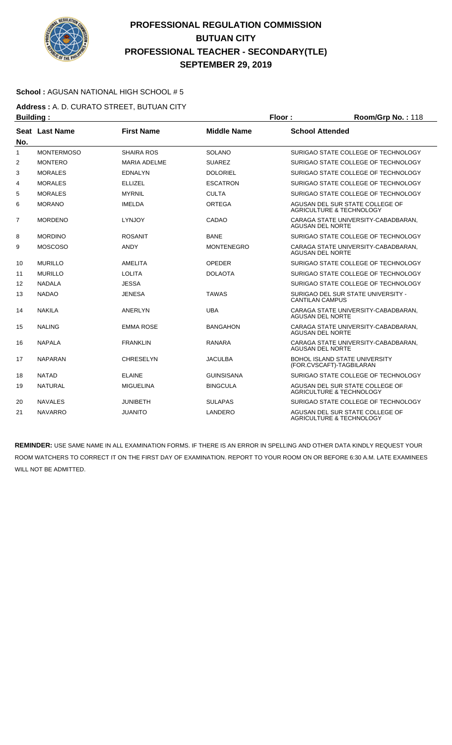# PROFESSIONAL REGULATION COMMISSION
## BUTUAN CITY
## PROFESSIONAL TEACHER - SECONDARY(TLE)
## SEPTEMBER 29, 2019

**School :** AGUSAN NATIONAL HIGH SCHOOL # 5

**Address :** A. D. CURATO STREET, BUTUAN CITY

**Building :** **Floor :** **Room/Grp No. :** 118

| Seat No. | Last Name | First Name | Middle Name | School Attended |
|---|---|---|---|---|
| 1 | MONTERMOSO | SHAIRA ROS | SOLANO | SURIGAO STATE COLLEGE OF TECHNOLOGY |
| 2 | MONTERO | MARIA ADELME | SUAREZ | SURIGAO STATE COLLEGE OF TECHNOLOGY |
| 3 | MORALES | EDNALYN | DOLORIEL | SURIGAO STATE COLLEGE OF TECHNOLOGY |
| 4 | MORALES | ELLIZEL | ESCATRON | SURIGAO STATE COLLEGE OF TECHNOLOGY |
| 5 | MORALES | MYRNIL | CULTA | SURIGAO STATE COLLEGE OF TECHNOLOGY |
| 6 | MORANO | IMELDA | ORTEGA | AGUSAN DEL SUR STATE COLLEGE OF AGRICULTURE & TECHNOLOGY |
| 7 | MORDENO | LYNJOY | CADAO | CARAGA STATE UNIVERSITY-CABADBARAN, AGUSAN DEL NORTE |
| 8 | MORDINO | ROSANIT | BANE | SURIGAO STATE COLLEGE OF TECHNOLOGY |
| 9 | MOSCOSO | ANDY | MONTENEGRO | CARAGA STATE UNIVERSITY-CABADBARAN, AGUSAN DEL NORTE |
| 10 | MURILLO | AMELITA | OPEDER | SURIGAO STATE COLLEGE OF TECHNOLOGY |
| 11 | MURILLO | LOLITA | DOLAOTA | SURIGAO STATE COLLEGE OF TECHNOLOGY |
| 12 | NADALA | JESSA | | SURIGAO STATE COLLEGE OF TECHNOLOGY |
| 13 | NADAO | JENESA | TAWAS | SURIGAO DEL SUR STATE UNIVERSITY - CANTILAN CAMPUS |
| 14 | NAKILA | ANERLYN | UBA | CARAGA STATE UNIVERSITY-CABADBARAN, AGUSAN DEL NORTE |
| 15 | NALING | EMMA ROSE | BANGAHON | CARAGA STATE UNIVERSITY-CABADBARAN, AGUSAN DEL NORTE |
| 16 | NAPALA | FRANKLIN | RANARA | CARAGA STATE UNIVERSITY-CABADBARAN, AGUSAN DEL NORTE |
| 17 | NAPARAN | CHRESELYN | JACULBA | BOHOL ISLAND STATE UNIVERSITY (FOR.CVSCAFT)-TAGBILARAN |
| 18 | NATAD | ELAINE | GUINSISANA | SURIGAO STATE COLLEGE OF TECHNOLOGY |
| 19 | NATURAL | MIGUELINA | BINGCULA | AGUSAN DEL SUR STATE COLLEGE OF AGRICULTURE & TECHNOLOGY |
| 20 | NAVALES | JUNIBETH | SULAPAS | SURIGAO STATE COLLEGE OF TECHNOLOGY |
| 21 | NAVARRO | JUANITO | LANDERO | AGUSAN DEL SUR STATE COLLEGE OF AGRICULTURE & TECHNOLOGY |

**REMINDER:** USE SAME NAME IN ALL EXAMINATION FORMS. IF THERE IS AN ERROR IN SPELLING AND OTHER DATA KINDLY REQUEST YOUR ROOM WATCHERS TO CORRECT IT ON THE FIRST DAY OF EXAMINATION. REPORT TO YOUR ROOM ON OR BEFORE 6:30 A.M. LATE EXAMINEES WILL NOT BE ADMITTED.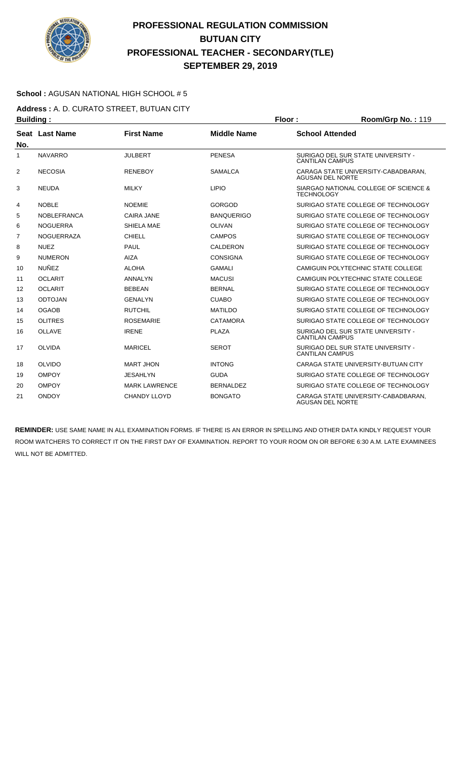# PROFESSIONAL REGULATION COMMISSION
## BUTUAN CITY
## PROFESSIONAL TEACHER - SECONDARY(TLE)
## SEPTEMBER 29, 2019

**School :** AGUSAN NATIONAL HIGH SCHOOL # 5

**Address :** A. D. CURATO STREET, BUTUAN CITY

**Building :** **Floor :** **Room/Grp No. :** 119

| Seat No. | Last Name | First Name | Middle Name | School Attended |
|---|---|---|---|---|
| 1 | NAVARRO | JULBERT | PENESA | SURIGAO DEL SUR STATE UNIVERSITY - CANTILAN CAMPUS |
| 2 | NECOSIA | RENEBOY | SAMALCA | CARAGA STATE UNIVERSITY-CABADBARAN, AGUSAN DEL NORTE |
| 3 | NEUDA | MILKY | LIPIO | SIARGAO NATIONAL COLLEGE OF SCIENCE & TECHNOLOGY |
| 4 | NOBLE | NOEMIE | GORGOD | SURIGAO STATE COLLEGE OF TECHNOLOGY |
| 5 | NOBLEFRANCA | CAIRA JANE | BANQUERIGO | SURIGAO STATE COLLEGE OF TECHNOLOGY |
| 6 | NOGUERRA | SHIELA MAE | OLIVAN | SURIGAO STATE COLLEGE OF TECHNOLOGY |
| 7 | NOGUERRAZA | CHIELL | CAMPOS | SURIGAO STATE COLLEGE OF TECHNOLOGY |
| 8 | NUEZ | PAUL | CALDERON | SURIGAO STATE COLLEGE OF TECHNOLOGY |
| 9 | NUMERON | AIZA | CONSIGNA | SURIGAO STATE COLLEGE OF TECHNOLOGY |
| 10 | NUÑEZ | ALOHA | GAMALI | CAMIGUIN POLYTECHNIC STATE COLLEGE |
| 11 | OCLARIT | ANNALYN | MACUSI | CAMIGUIN POLYTECHNIC STATE COLLEGE |
| 12 | OCLARIT | BEBEAN | BERNAL | SURIGAO STATE COLLEGE OF TECHNOLOGY |
| 13 | ODTOJAN | GENALYN | CUABO | SURIGAO STATE COLLEGE OF TECHNOLOGY |
| 14 | OGAOB | RUTCHIL | MATILDO | SURIGAO STATE COLLEGE OF TECHNOLOGY |
| 15 | OLITRES | ROSEMARIE | CATAMORA | SURIGAO STATE COLLEGE OF TECHNOLOGY |
| 16 | OLLAVE | IRENE | PLAZA | SURIGAO DEL SUR STATE UNIVERSITY - CANTILAN CAMPUS |
| 17 | OLVIDA | MARICEL | SEROT | SURIGAO DEL SUR STATE UNIVERSITY - CANTILAN CAMPUS |
| 18 | OLVIDO | MART JHON | INTONG | CARAGA STATE UNIVERSITY-BUTUAN CITY |
| 19 | OMPOY | JESAHLYN | GUDA | SURIGAO STATE COLLEGE OF TECHNOLOGY |
| 20 | OMPOY | MARK LAWRENCE | BERNALDEZ | SURIGAO STATE COLLEGE OF TECHNOLOGY |
| 21 | ONDOY | CHANDY LLOYD | BONGATO | CARAGA STATE UNIVERSITY-CABADBARAN, AGUSAN DEL NORTE |

**REMINDER:** USE SAME NAME IN ALL EXAMINATION FORMS. IF THERE IS AN ERROR IN SPELLING AND OTHER DATA KINDLY REQUEST YOUR ROOM WATCHERS TO CORRECT IT ON THE FIRST DAY OF EXAMINATION. REPORT TO YOUR ROOM ON OR BEFORE 6:30 A.M. LATE EXAMINEES WILL NOT BE ADMITTED.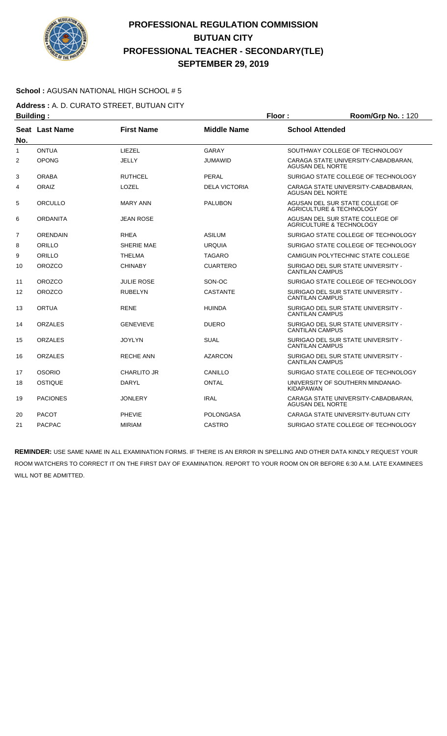# PROFESSIONAL REGULATION COMMISSION
## BUTUAN CITY
## PROFESSIONAL TEACHER - SECONDARY(TLE)
## SEPTEMBER 29, 2019

**School :** AGUSAN NATIONAL HIGH SCHOOL # 5

**Address :** A. D. CURATO STREET, BUTUAN CITY

**Building :** **Floor :** **Room/Grp No. :** 120

| Seat No. | Last Name | First Name | Middle Name | School Attended |
|---|---|---|---|---|
| 1 | ONTUA | LIEZEL | GARAY | SOUTHWAY COLLEGE OF TECHNOLOGY |
| 2 | OPONG | JELLY | JUMAWID | CARAGA STATE UNIVERSITY-CABADBARAN, AGUSAN DEL NORTE |
| 3 | ORABA | RUTHCEL | PERAL | SURIGAO STATE COLLEGE OF TECHNOLOGY |
| 4 | ORAIZ | LOZEL | DELA VICTORIA | CARAGA STATE UNIVERSITY-CABADBARAN, AGUSAN DEL NORTE |
| 5 | ORCULLO | MARY ANN | PALUBON | AGUSAN DEL SUR STATE COLLEGE OF AGRICULTURE & TECHNOLOGY |
| 6 | ORDANITA | JEAN ROSE | | AGUSAN DEL SUR STATE COLLEGE OF AGRICULTURE & TECHNOLOGY |
| 7 | ORENDAIN | RHEA | ASILUM | SURIGAO STATE COLLEGE OF TECHNOLOGY |
| 8 | ORILLO | SHERIE MAE | URQUIA | SURIGAO STATE COLLEGE OF TECHNOLOGY |
| 9 | ORILLO | THELMA | TAGARO | CAMIGUIN POLYTECHNIC STATE COLLEGE |
| 10 | OROZCO | CHINABY | CUARTERO | SURIGAO DEL SUR STATE UNIVERSITY - CANTILAN CAMPUS |
| 11 | OROZCO | JULIE ROSE | SON-OC | SURIGAO STATE COLLEGE OF TECHNOLOGY |
| 12 | OROZCO | RUBELYN | CASTANTE | SURIGAO DEL SUR STATE UNIVERSITY - CANTILAN CAMPUS |
| 13 | ORTUA | RENE | HUINDA | SURIGAO DEL SUR STATE UNIVERSITY - CANTILAN CAMPUS |
| 14 | ORZALES | GENEVIEVE | DUERO | SURIGAO DEL SUR STATE UNIVERSITY - CANTILAN CAMPUS |
| 15 | ORZALES | JOYLYN | SUAL | SURIGAO DEL SUR STATE UNIVERSITY - CANTILAN CAMPUS |
| 16 | ORZALES | RECHE ANN | AZARCON | SURIGAO DEL SUR STATE UNIVERSITY - CANTILAN CAMPUS |
| 17 | OSORIO | CHARLITO JR | CANILLO | SURIGAO STATE COLLEGE OF TECHNOLOGY |
| 18 | OSTIQUE | DARYL | ONTAL | UNIVERSITY OF SOUTHERN MINDANAO-KIDAPAWAN |
| 19 | PACIONES | JONLERY | IRAL | CARAGA STATE UNIVERSITY-CABADBARAN, AGUSAN DEL NORTE |
| 20 | PACOT | PHEVIE | POLONGASA | CARAGA STATE UNIVERSITY-BUTUAN CITY |
| 21 | PACPAC | MIRIAM | CASTRO | SURIGAO STATE COLLEGE OF TECHNOLOGY |

**REMINDER:** USE SAME NAME IN ALL EXAMINATION FORMS. IF THERE IS AN ERROR IN SPELLING AND OTHER DATA KINDLY REQUEST YOUR ROOM WATCHERS TO CORRECT IT ON THE FIRST DAY OF EXAMINATION. REPORT TO YOUR ROOM ON OR BEFORE 6:30 A.M. LATE EXAMINEES WILL NOT BE ADMITTED.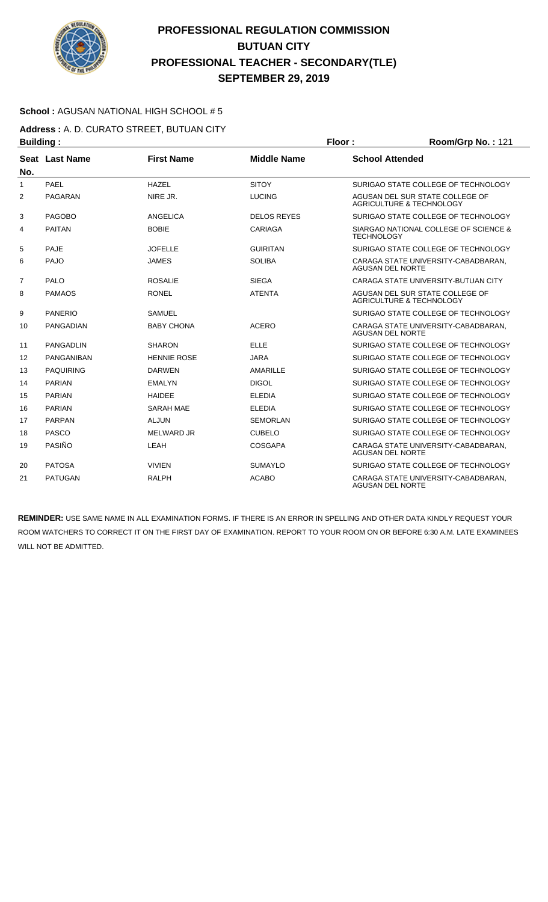# PROFESSIONAL REGULATION COMMISSION
## BUTUAN CITY
## PROFESSIONAL TEACHER - SECONDARY(TLE)
## SEPTEMBER 29, 2019

**School :** AGUSAN NATIONAL HIGH SCHOOL # 5

**Address :** A. D. CURATO STREET, BUTUAN CITY

**Building :** **Floor :** **Room/Grp No. :** 121

| Seat No. | Last Name | First Name | Middle Name | School Attended |
|---|---|---|---|---|
| 1 | PAEL | HAZEL | SITOY | SURIGAO STATE COLLEGE OF TECHNOLOGY |
| 2 | PAGARAN | NIRE JR. | LUCING | AGUSAN DEL SUR STATE COLLEGE OF AGRICULTURE & TECHNOLOGY |
| 3 | PAGOBO | ANGELICA | DELOS REYES | SURIGAO STATE COLLEGE OF TECHNOLOGY |
| 4 | PAITAN | BOBIE | CARIAGA | SIARGAO NATIONAL COLLEGE OF SCIENCE & TECHNOLOGY |
| 5 | PAJE | JOFELLE | GUIRITAN | SURIGAO STATE COLLEGE OF TECHNOLOGY |
| 6 | PAJO | JAMES | SOLIBA | CARAGA STATE UNIVERSITY-CABADBARAN, AGUSAN DEL NORTE |
| 7 | PALO | ROSALIE | SIEGA | CARAGA STATE UNIVERSITY-BUTUAN CITY |
| 8 | PAMAOS | RONEL | ATENTA | AGUSAN DEL SUR STATE COLLEGE OF AGRICULTURE & TECHNOLOGY |
| 9 | PANERIO | SAMUEL | | SURIGAO STATE COLLEGE OF TECHNOLOGY |
| 10 | PANGADIAN | BABY CHONA | ACERO | CARAGA STATE UNIVERSITY-CABADBARAN, AGUSAN DEL NORTE |
| 11 | PANGADLIN | SHARON | ELLE | SURIGAO STATE COLLEGE OF TECHNOLOGY |
| 12 | PANGANIBAN | HENNIE ROSE | JARA | SURIGAO STATE COLLEGE OF TECHNOLOGY |
| 13 | PAQUIRING | DARWEN | AMARILLE | SURIGAO STATE COLLEGE OF TECHNOLOGY |
| 14 | PARIAN | EMALYN | DIGOL | SURIGAO STATE COLLEGE OF TECHNOLOGY |
| 15 | PARIAN | HAIDEE | ELEDIA | SURIGAO STATE COLLEGE OF TECHNOLOGY |
| 16 | PARIAN | SARAH MAE | ELEDIA | SURIGAO STATE COLLEGE OF TECHNOLOGY |
| 17 | PARPAN | ALJUN | SEMORLAN | SURIGAO STATE COLLEGE OF TECHNOLOGY |
| 18 | PASCO | MELWARD JR | CUBELO | SURIGAO STATE COLLEGE OF TECHNOLOGY |
| 19 | PASIÑO | LEAH | COSGAPA | CARAGA STATE UNIVERSITY-CABADBARAN, AGUSAN DEL NORTE |
| 20 | PATOSA | VIVIEN | SUMAYLO | SURIGAO STATE COLLEGE OF TECHNOLOGY |
| 21 | PATUGAN | RALPH | ACABO | CARAGA STATE UNIVERSITY-CABADBARAN, AGUSAN DEL NORTE |

**REMINDER:** USE SAME NAME IN ALL EXAMINATION FORMS. IF THERE IS AN ERROR IN SPELLING AND OTHER DATA KINDLY REQUEST YOUR ROOM WATCHERS TO CORRECT IT ON THE FIRST DAY OF EXAMINATION. REPORT TO YOUR ROOM ON OR BEFORE 6:30 A.M. LATE EXAMINEES WILL NOT BE ADMITTED.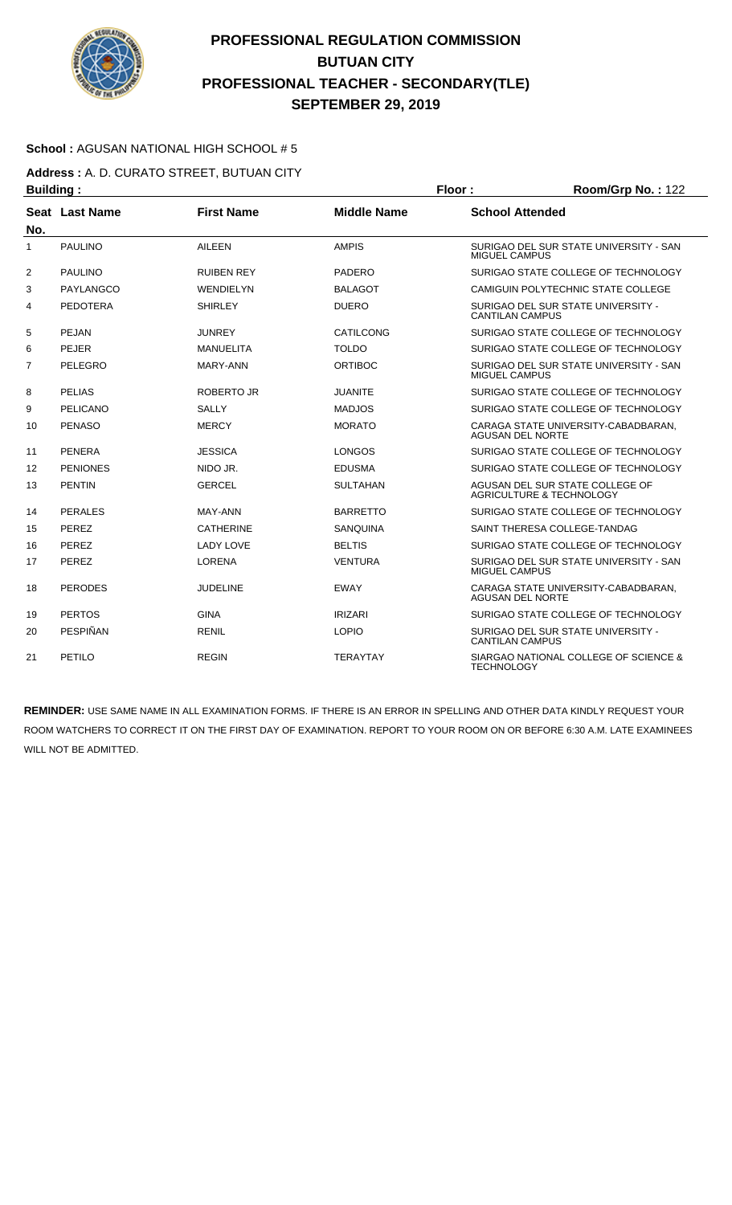# PROFESSIONAL REGULATION COMMISSION
## BUTUAN CITY
## PROFESSIONAL TEACHER - SECONDARY(TLE)
## SEPTEMBER 29, 2019

**School :** AGUSAN NATIONAL HIGH SCHOOL # 5

**Address :** A. D. CURATO STREET, BUTUAN CITY

**Building :** **Floor :** **Room/Grp No. :** 122

| Seat No. | Last Name | First Name | Middle Name | School Attended |
|---|---|---|---|---|
| 1 | PAULINO | AILEEN | AMPIS | SURIGAO DEL SUR STATE UNIVERSITY - SAN MIGUEL CAMPUS |
| 2 | PAULINO | RUIBEN REY | PADERO | SURIGAO STATE COLLEGE OF TECHNOLOGY |
| 3 | PAYLANGCO | WENDIELYN | BALAGOT | CAMIGUIN POLYTECHNIC STATE COLLEGE |
| 4 | PEDOTERA | SHIRLEY | DUERO | SURIGAO DEL SUR STATE UNIVERSITY - CANTILAN CAMPUS |
| 5 | PEJAN | JUNREY | CATILCONG | SURIGAO STATE COLLEGE OF TECHNOLOGY |
| 6 | PEJER | MANUELITA | TOLDO | SURIGAO STATE COLLEGE OF TECHNOLOGY |
| 7 | PELEGRO | MARY-ANN | ORTIBOC | SURIGAO DEL SUR STATE UNIVERSITY - SAN MIGUEL CAMPUS |
| 8 | PELIAS | ROBERTO JR | JUANITE | SURIGAO STATE COLLEGE OF TECHNOLOGY |
| 9 | PELICANO | SALLY | MADJOS | SURIGAO STATE COLLEGE OF TECHNOLOGY |
| 10 | PENASO | MERCY | MORATO | CARAGA STATE UNIVERSITY-CABADBARAN, AGUSAN DEL NORTE |
| 11 | PENERA | JESSICA | LONGOS | SURIGAO STATE COLLEGE OF TECHNOLOGY |
| 12 | PENIONES | NIDO JR. | EDUSMA | SURIGAO STATE COLLEGE OF TECHNOLOGY |
| 13 | PENTIN | GERCEL | SULTAHAN | AGUSAN DEL SUR STATE COLLEGE OF AGRICULTURE & TECHNOLOGY |
| 14 | PERALES | MAY-ANN | BARRETTO | SURIGAO STATE COLLEGE OF TECHNOLOGY |
| 15 | PEREZ | CATHERINE | SANQUINA | SAINT THERESA COLLEGE-TANDAG |
| 16 | PEREZ | LADY LOVE | BELTIS | SURIGAO STATE COLLEGE OF TECHNOLOGY |
| 17 | PEREZ | LORENA | VENTURA | SURIGAO DEL SUR STATE UNIVERSITY - SAN MIGUEL CAMPUS |
| 18 | PERODES | JUDELINE | EWAY | CARAGA STATE UNIVERSITY-CABADBARAN, AGUSAN DEL NORTE |
| 19 | PERTOS | GINA | IRIZARI | SURIGAO STATE COLLEGE OF TECHNOLOGY |
| 20 | PESPIÑAN | RENIL | LOPIO | SURIGAO DEL SUR STATE UNIVERSITY - CANTILAN CAMPUS |
| 21 | PETILO | REGIN | TERAYTAY | SIARGAO NATIONAL COLLEGE OF SCIENCE & TECHNOLOGY |

**REMINDER:** USE SAME NAME IN ALL EXAMINATION FORMS. IF THERE IS AN ERROR IN SPELLING AND OTHER DATA KINDLY REQUEST YOUR ROOM WATCHERS TO CORRECT IT ON THE FIRST DAY OF EXAMINATION. REPORT TO YOUR ROOM ON OR BEFORE 6:30 A.M. LATE EXAMINEES WILL NOT BE ADMITTED.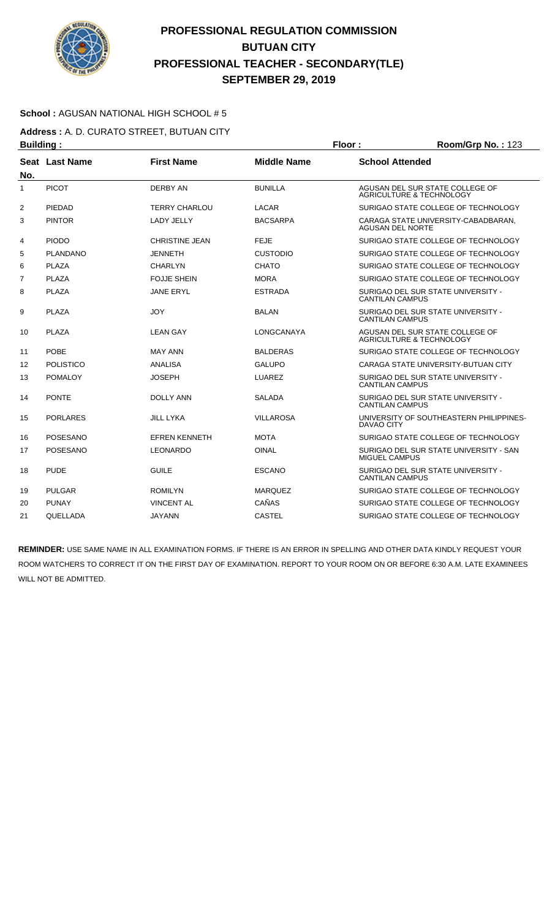# PROFESSIONAL REGULATION COMMISSION
## BUTUAN CITY
## PROFESSIONAL TEACHER - SECONDARY(TLE)
## SEPTEMBER 29, 2019

**School :** AGUSAN NATIONAL HIGH SCHOOL # 5

**Address :** A. D. CURATO STREET, BUTUAN CITY

**Building :** **Floor :** **Room/Grp No. :** 123

| Seat No. | Last Name | First Name | Middle Name | School Attended |
|---|---|---|---|---|
| 1 | PICOT | DERBY AN | BUNILLA | AGUSAN DEL SUR STATE COLLEGE OF AGRICULTURE & TECHNOLOGY |
| 2 | PIEDAD | TERRY CHARLOU | LACAR | SURIGAO STATE COLLEGE OF TECHNOLOGY |
| 3 | PINTOR | LADY JELLY | BACSARPA | CARAGA STATE UNIVERSITY-CABADBARAN, AGUSAN DEL NORTE |
| 4 | PIODO | CHRISTINE JEAN | FEJE | SURIGAO STATE COLLEGE OF TECHNOLOGY |
| 5 | PLANDANO | JENNETH | CUSTODIO | SURIGAO STATE COLLEGE OF TECHNOLOGY |
| 6 | PLAZA | CHARLYN | CHATO | SURIGAO STATE COLLEGE OF TECHNOLOGY |
| 7 | PLAZA | FOJJE SHEIN | MORA | SURIGAO STATE COLLEGE OF TECHNOLOGY |
| 8 | PLAZA | JANE ERYL | ESTRADA | SURIGAO DEL SUR STATE UNIVERSITY - CANTILAN CAMPUS |
| 9 | PLAZA | JOY | BALAN | SURIGAO DEL SUR STATE UNIVERSITY - CANTILAN CAMPUS |
| 10 | PLAZA | LEAN GAY | LONGCANAYA | AGUSAN DEL SUR STATE COLLEGE OF AGRICULTURE & TECHNOLOGY |
| 11 | POBE | MAY ANN | BALDERAS | SURIGAO STATE COLLEGE OF TECHNOLOGY |
| 12 | POLISTICO | ANALISA | GALUPO | CARAGA STATE UNIVERSITY-BUTUAN CITY |
| 13 | POMALOY | JOSEPH | LUAREZ | SURIGAO DEL SUR STATE UNIVERSITY - CANTILAN CAMPUS |
| 14 | PONTE | DOLLY ANN | SALADA | SURIGAO DEL SUR STATE UNIVERSITY - CANTILAN CAMPUS |
| 15 | PORLARES | JILL LYKA | VILLAROSA | UNIVERSITY OF SOUTHEASTERN PHILIPPINES-DAVAO CITY |
| 16 | POSESANO | EFREN KENNETH | MOTA | SURIGAO STATE COLLEGE OF TECHNOLOGY |
| 17 | POSESANO | LEONARDO | OINAL | SURIGAO DEL SUR STATE UNIVERSITY - SAN MIGUEL CAMPUS |
| 18 | PUDE | GUILE | ESCANO | SURIGAO DEL SUR STATE UNIVERSITY - CANTILAN CAMPUS |
| 19 | PULGAR | ROMILYN | MARQUEZ | SURIGAO STATE COLLEGE OF TECHNOLOGY |
| 20 | PUNAY | VINCENT AL | CAÑAS | SURIGAO STATE COLLEGE OF TECHNOLOGY |
| 21 | QUELLADA | JAYANN | CASTEL | SURIGAO STATE COLLEGE OF TECHNOLOGY |

**REMINDER:** USE SAME NAME IN ALL EXAMINATION FORMS. IF THERE IS AN ERROR IN SPELLING AND OTHER DATA KINDLY REQUEST YOUR ROOM WATCHERS TO CORRECT IT ON THE FIRST DAY OF EXAMINATION. REPORT TO YOUR ROOM ON OR BEFORE 6:30 A.M. LATE EXAMINEES WILL NOT BE ADMITTED.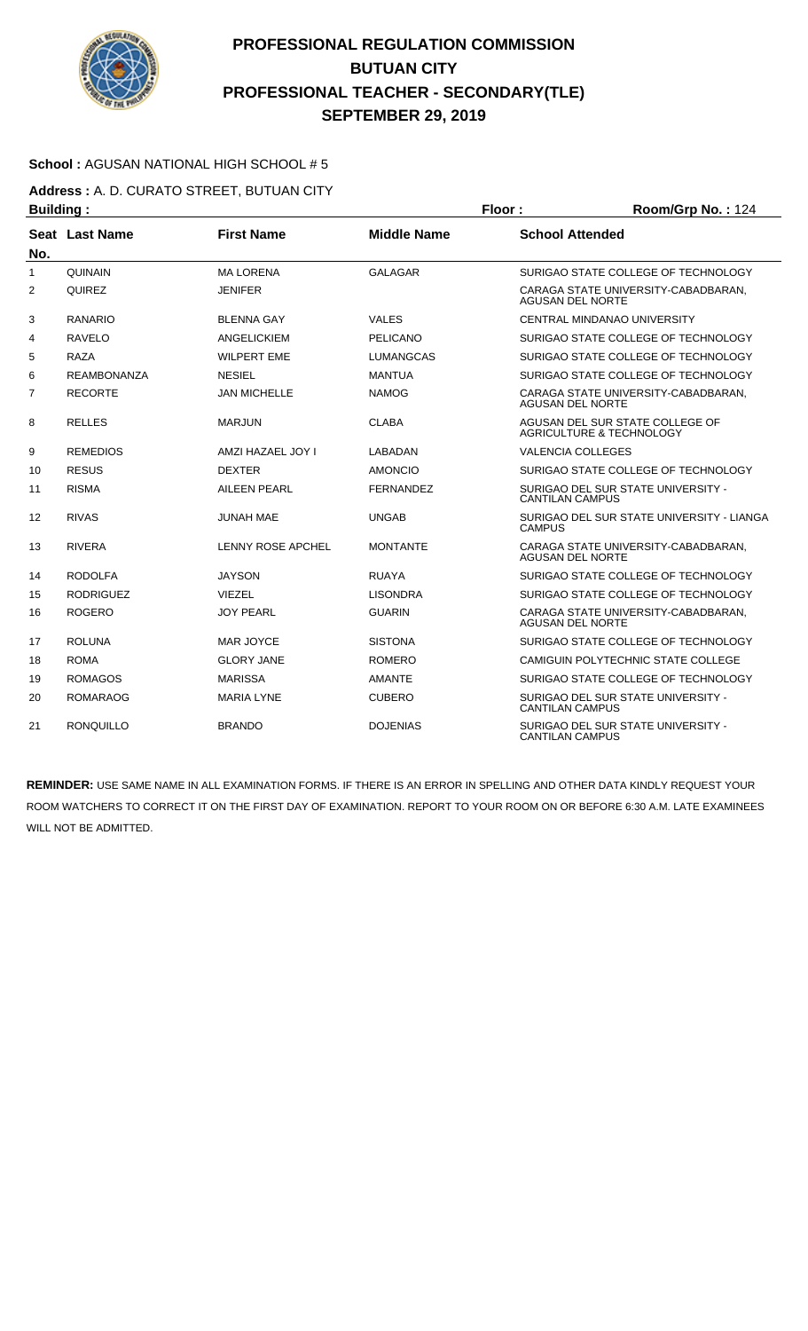# PROFESSIONAL REGULATION COMMISSION
## BUTUAN CITY
## PROFESSIONAL TEACHER - SECONDARY(TLE)
## SEPTEMBER 29, 2019

**School :** AGUSAN NATIONAL HIGH SCHOOL # 5

**Address :** A. D. CURATO STREET, BUTUAN CITY

**Building :** **Floor :** **Room/Grp No. :** 124

| Seat No. | Last Name | First Name | Middle Name | School Attended |
|---|---|---|---|---|
| 1 | QUINAIN | MA LORENA | GALAGAR | SURIGAO STATE COLLEGE OF TECHNOLOGY |
| 2 | QUIREZ | JENIFER | | CARAGA STATE UNIVERSITY-CABADBARAN, AGUSAN DEL NORTE |
| 3 | RANARIO | BLENNA GAY | VALES | CENTRAL MINDANAO UNIVERSITY |
| 4 | RAVELO | ANGELICKIEM | PELICANO | SURIGAO STATE COLLEGE OF TECHNOLOGY |
| 5 | RAZA | WILPERT EME | LUMANGCAS | SURIGAO STATE COLLEGE OF TECHNOLOGY |
| 6 | REAMBONANZA | NESIEL | MANTUA | SURIGAO STATE COLLEGE OF TECHNOLOGY |
| 7 | RECORTE | JAN MICHELLE | NAMOG | CARAGA STATE UNIVERSITY-CABADBARAN, AGUSAN DEL NORTE |
| 8 | RELLES | MARJUN | CLABA | AGUSAN DEL SUR STATE COLLEGE OF AGRICULTURE & TECHNOLOGY |
| 9 | REMEDIOS | AMZI HAZAEL JOY I | LABADAN | VALENCIA COLLEGES |
| 10 | RESUS | DEXTER | AMONCIO | SURIGAO STATE COLLEGE OF TECHNOLOGY |
| 11 | RISMA | AILEEN PEARL | FERNANDEZ | SURIGAO DEL SUR STATE UNIVERSITY - CANTILAN CAMPUS |
| 12 | RIVAS | JUNAH MAE | UNGAB | SURIGAO DEL SUR STATE UNIVERSITY - LIANGA CAMPUS |
| 13 | RIVERA | LENNY ROSE APCHEL | MONTANTE | CARAGA STATE UNIVERSITY-CABADBARAN, AGUSAN DEL NORTE |
| 14 | RODOLFA | JAYSON | RUAYA | SURIGAO STATE COLLEGE OF TECHNOLOGY |
| 15 | RODRIGUEZ | VIEZEL | LISONDRA | SURIGAO STATE COLLEGE OF TECHNOLOGY |
| 16 | ROGERO | JOY PEARL | GUARIN | CARAGA STATE UNIVERSITY-CABADBARAN, AGUSAN DEL NORTE |
| 17 | ROLUNA | MAR JOYCE | SISTONA | SURIGAO STATE COLLEGE OF TECHNOLOGY |
| 18 | ROMA | GLORY JANE | ROMERO | CAMIGUIN POLYTECHNIC STATE COLLEGE |
| 19 | ROMAGOS | MARISSA | AMANTE | SURIGAO STATE COLLEGE OF TECHNOLOGY |
| 20 | ROMARAOG | MARIA LYNE | CUBERO | SURIGAO DEL SUR STATE UNIVERSITY - CANTILAN CAMPUS |
| 21 | RONQUILLO | BRANDO | DOJENIAS | SURIGAO DEL SUR STATE UNIVERSITY - CANTILAN CAMPUS |

**REMINDER:** USE SAME NAME IN ALL EXAMINATION FORMS. IF THERE IS AN ERROR IN SPELLING AND OTHER DATA KINDLY REQUEST YOUR ROOM WATCHERS TO CORRECT IT ON THE FIRST DAY OF EXAMINATION. REPORT TO YOUR ROOM ON OR BEFORE 6:30 A.M. LATE EXAMINEES WILL NOT BE ADMITTED.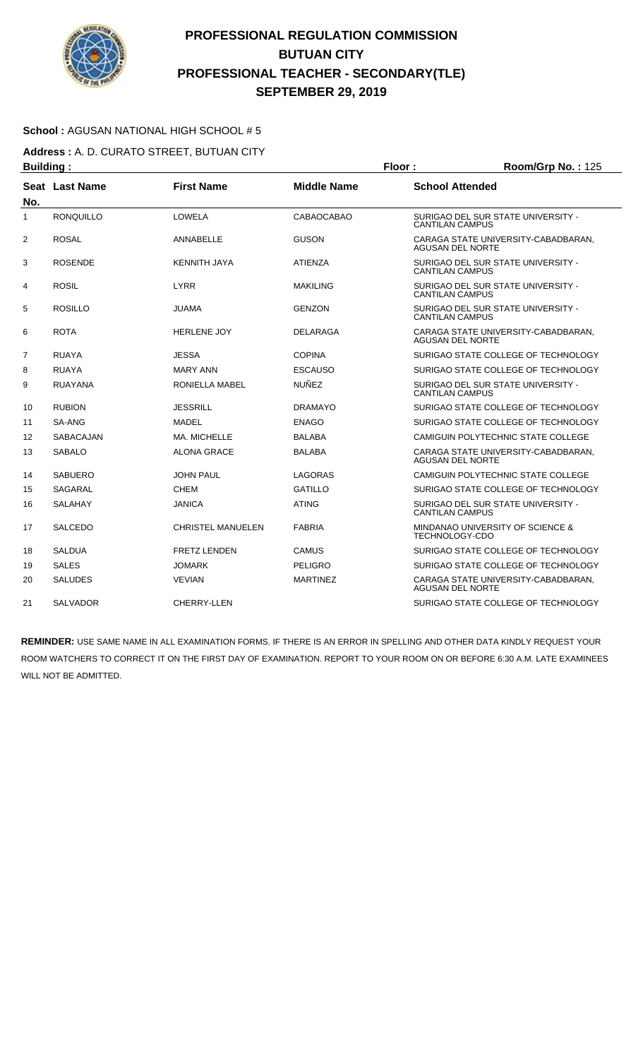# PROFESSIONAL REGULATION COMMISSION
## BUTUAN CITY
## PROFESSIONAL TEACHER - SECONDARY(TLE)
## SEPTEMBER 29, 2019

**School :** AGUSAN NATIONAL HIGH SCHOOL # 5

**Address :** A. D. CURATO STREET, BUTUAN CITY

**Building :** **Floor :** **Room/Grp No. :** 125

| Seat No. | Last Name | First Name | Middle Name | School Attended |
|---|---|---|---|---|
| 1 | RONQUILLO | LOWELA | CABAOCABAO | SURIGAO DEL SUR STATE UNIVERSITY - CANTILAN CAMPUS |
| 2 | ROSAL | ANNABELLE | GUSON | CARAGA STATE UNIVERSITY-CABADBARAN, AGUSAN DEL NORTE |
| 3 | ROSENDE | KENNITH JAYA | ATIENZA | SURIGAO DEL SUR STATE UNIVERSITY - CANTILAN CAMPUS |
| 4 | ROSIL | LYRR | MAKILING | SURIGAO DEL SUR STATE UNIVERSITY - CANTILAN CAMPUS |
| 5 | ROSILLO | JUAMA | GENZON | SURIGAO DEL SUR STATE UNIVERSITY - CANTILAN CAMPUS |
| 6 | ROTA | HERLENE JOY | DELARAGA | CARAGA STATE UNIVERSITY-CABADBARAN, AGUSAN DEL NORTE |
| 7 | RUAYA | JESSA | COPINA | SURIGAO STATE COLLEGE OF TECHNOLOGY |
| 8 | RUAYA | MARY ANN | ESCAUSO | SURIGAO STATE COLLEGE OF TECHNOLOGY |
| 9 | RUAYANA | RONIELLA MABEL | NUÑEZ | SURIGAO DEL SUR STATE UNIVERSITY - CANTILAN CAMPUS |
| 10 | RUBION | JESSRILL | DRAMAYO | SURIGAO STATE COLLEGE OF TECHNOLOGY |
| 11 | SA-ANG | MADEL | ENAGO | SURIGAO STATE COLLEGE OF TECHNOLOGY |
| 12 | SABACAJAN | MA. MICHELLE | BALABA | CAMIGUIN POLYTECHNIC STATE COLLEGE |
| 13 | SABALO | ALONA GRACE | BALABA | CARAGA STATE UNIVERSITY-CABADBARAN, AGUSAN DEL NORTE |
| 14 | SABUERO | JOHN PAUL | LAGORAS | CAMIGUIN POLYTECHNIC STATE COLLEGE |
| 15 | SAGARAL | CHEM | GATILLO | SURIGAO STATE COLLEGE OF TECHNOLOGY |
| 16 | SALAHAY | JANICA | ATING | SURIGAO DEL SUR STATE UNIVERSITY - CANTILAN CAMPUS |
| 17 | SALCEDO | CHRISTEL MANUELEN | FABRIA | MINDANAO UNIVERSITY OF SCIENCE & TECHNOLOGY-CDO |
| 18 | SALDUA | FRETZ LENDEN | CAMUS | SURIGAO STATE COLLEGE OF TECHNOLOGY |
| 19 | SALES | JOMARK | PELIGRO | SURIGAO STATE COLLEGE OF TECHNOLOGY |
| 20 | SALUDES | VEVIAN | MARTINEZ | CARAGA STATE UNIVERSITY-CABADBARAN, AGUSAN DEL NORTE |
| 21 | SALVADOR | CHERRY-LLEN | | SURIGAO STATE COLLEGE OF TECHNOLOGY |

**REMINDER:** USE SAME NAME IN ALL EXAMINATION FORMS. IF THERE IS AN ERROR IN SPELLING AND OTHER DATA KINDLY REQUEST YOUR ROOM WATCHERS TO CORRECT IT ON THE FIRST DAY OF EXAMINATION. REPORT TO YOUR ROOM ON OR BEFORE 6:30 A.M. LATE EXAMINEES WILL NOT BE ADMITTED.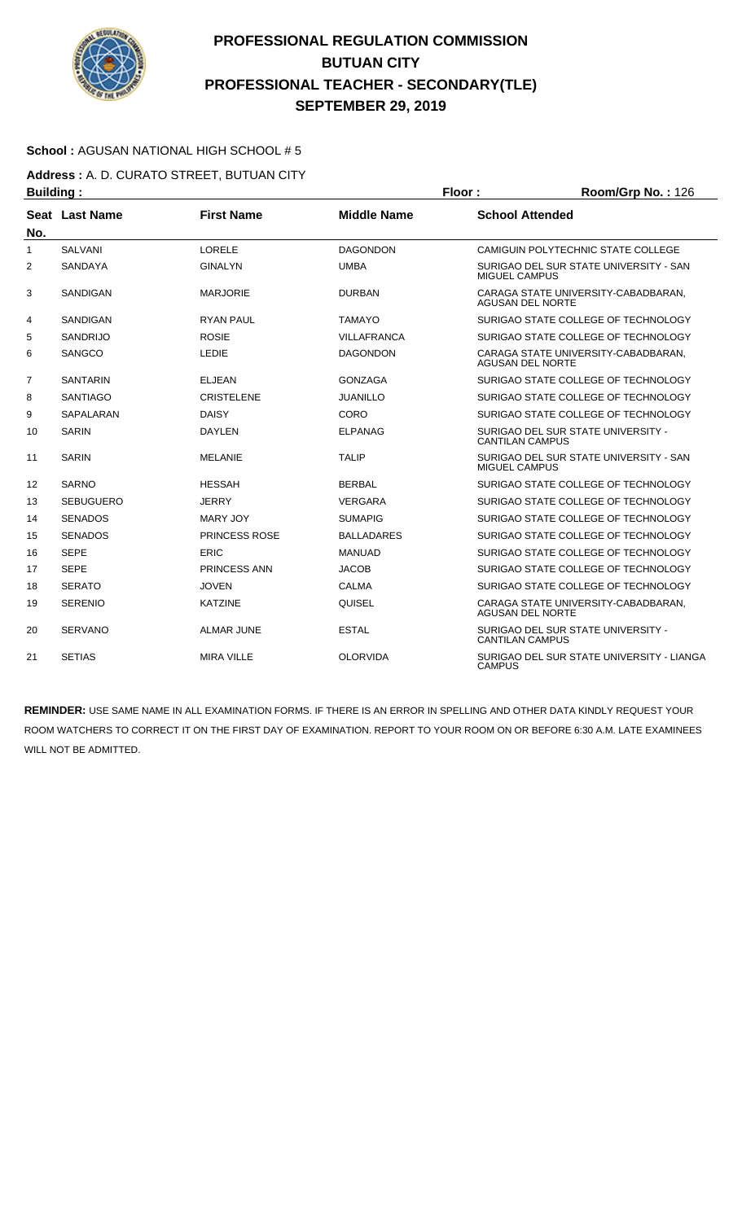# PROFESSIONAL REGULATION COMMISSION
## BUTUAN CITY
## PROFESSIONAL TEACHER - SECONDARY(TLE)
## SEPTEMBER 29, 2019

**School :** AGUSAN NATIONAL HIGH SCHOOL # 5

**Address :** A. D. CURATO STREET, BUTUAN CITY

**Building :** **Floor :** **Room/Grp No. :** 126

| Seat No. | Last Name | First Name | Middle Name | School Attended |
|---|---|---|---|---|
| 1 | SALVANI | LORELE | DAGONDON | CAMIGUIN POLYTECHNIC STATE COLLEGE |
| 2 | SANDAYA | GINALYN | UMBA | SURIGAO DEL SUR STATE UNIVERSITY - SAN MIGUEL CAMPUS |
| 3 | SANDIGAN | MARJORIE | DURBAN | CARAGA STATE UNIVERSITY-CABADBARAN, AGUSAN DEL NORTE |
| 4 | SANDIGAN | RYAN PAUL | TAMAYO | SURIGAO STATE COLLEGE OF TECHNOLOGY |
| 5 | SANDRIJO | ROSIE | VILLAFRANCA | SURIGAO STATE COLLEGE OF TECHNOLOGY |
| 6 | SANGCO | LEDIE | DAGONDON | CARAGA STATE UNIVERSITY-CABADBARAN, AGUSAN DEL NORTE |
| 7 | SANTARIN | ELJEAN | GONZAGA | SURIGAO STATE COLLEGE OF TECHNOLOGY |
| 8 | SANTIAGO | CRISTELENE | JUANILLO | SURIGAO STATE COLLEGE OF TECHNOLOGY |
| 9 | SAPALARAN | DAISY | CORO | SURIGAO STATE COLLEGE OF TECHNOLOGY |
| 10 | SARIN | DAYLEN | ELPANAG | SURIGAO DEL SUR STATE UNIVERSITY - CANTILAN CAMPUS |
| 11 | SARIN | MELANIE | TALIP | SURIGAO DEL SUR STATE UNIVERSITY - SAN MIGUEL CAMPUS |
| 12 | SARNO | HESSAH | BERBAL | SURIGAO STATE COLLEGE OF TECHNOLOGY |
| 13 | SEBUGUERO | JERRY | VERGARA | SURIGAO STATE COLLEGE OF TECHNOLOGY |
| 14 | SENADOS | MARY JOY | SUMAPIG | SURIGAO STATE COLLEGE OF TECHNOLOGY |
| 15 | SENADOS | PRINCESS ROSE | BALLADARES | SURIGAO STATE COLLEGE OF TECHNOLOGY |
| 16 | SEPE | ERIC | MANUAD | SURIGAO STATE COLLEGE OF TECHNOLOGY |
| 17 | SEPE | PRINCESS ANN | JACOB | SURIGAO STATE COLLEGE OF TECHNOLOGY |
| 18 | SERATO | JOVEN | CALMA | SURIGAO STATE COLLEGE OF TECHNOLOGY |
| 19 | SERENIO | KATZINE | QUISEL | CARAGA STATE UNIVERSITY-CABADBARAN, AGUSAN DEL NORTE |
| 20 | SERVANO | ALMAR JUNE | ESTAL | SURIGAO DEL SUR STATE UNIVERSITY - CANTILAN CAMPUS |
| 21 | SETIAS | MIRA VILLE | OLORVIDA | SURIGAO DEL SUR STATE UNIVERSITY - LIANGA CAMPUS |

**REMINDER:** USE SAME NAME IN ALL EXAMINATION FORMS. IF THERE IS AN ERROR IN SPELLING AND OTHER DATA KINDLY REQUEST YOUR ROOM WATCHERS TO CORRECT IT ON THE FIRST DAY OF EXAMINATION. REPORT TO YOUR ROOM ON OR BEFORE 6:30 A.M. LATE EXAMINEES WILL NOT BE ADMITTED.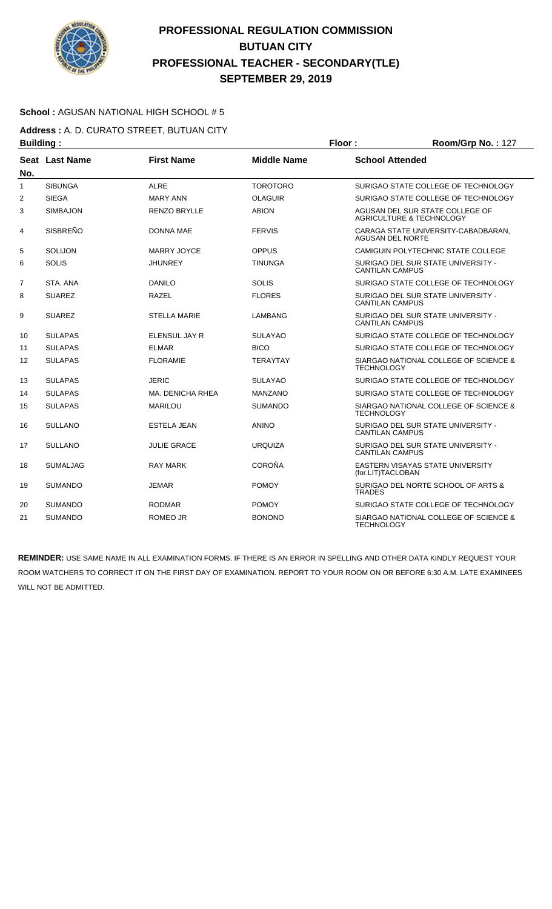# PROFESSIONAL REGULATION COMMISSION
## BUTUAN CITY
## PROFESSIONAL TEACHER - SECONDARY(TLE)
## SEPTEMBER 29, 2019

**School :** AGUSAN NATIONAL HIGH SCHOOL # 5

**Address :** A. D. CURATO STREET, BUTUAN CITY

**Building :** **Floor :** **Room/Grp No. :** 127

| Seat No. | Last Name | First Name | Middle Name | School Attended |
|---|---|---|---|---|
| 1 | SIBUNGA | ALRE | TOROTORO | SURIGAO STATE COLLEGE OF TECHNOLOGY |
| 2 | SIEGA | MARY ANN | OLAGUIR | SURIGAO STATE COLLEGE OF TECHNOLOGY |
| 3 | SIMBAJON | RENZO BRYLLE | ABION | AGUSAN DEL SUR STATE COLLEGE OF AGRICULTURE & TECHNOLOGY |
| 4 | SISBREÑO | DONNA MAE | FERVIS | CARAGA STATE UNIVERSITY-CABADBARAN, AGUSAN DEL NORTE |
| 5 | SOLIJON | MARRY JOYCE | OPPUS | CAMIGUIN POLYTECHNIC STATE COLLEGE |
| 6 | SOLIS | JHUNREY | TINUNGA | SURIGAO DEL SUR STATE UNIVERSITY - CANTILAN CAMPUS |
| 7 | STA. ANA | DANILO | SOLIS | SURIGAO STATE COLLEGE OF TECHNOLOGY |
| 8 | SUAREZ | RAZEL | FLORES | SURIGAO DEL SUR STATE UNIVERSITY - CANTILAN CAMPUS |
| 9 | SUAREZ | STELLA MARIE | LAMBANG | SURIGAO DEL SUR STATE UNIVERSITY - CANTILAN CAMPUS |
| 10 | SULAPAS | ELENSUL JAY R | SULAYAO | SURIGAO STATE COLLEGE OF TECHNOLOGY |
| 11 | SULAPAS | ELMAR | BICO | SURIGAO STATE COLLEGE OF TECHNOLOGY |
| 12 | SULAPAS | FLORAMIE | TERAYTAY | SIARGAO NATIONAL COLLEGE OF SCIENCE & TECHNOLOGY |
| 13 | SULAPAS | JERIC | SULAYAO | SURIGAO STATE COLLEGE OF TECHNOLOGY |
| 14 | SULAPAS | MA. DENICHA RHEA | MANZANO | SURIGAO STATE COLLEGE OF TECHNOLOGY |
| 15 | SULAPAS | MARILOU | SUMANDO | SIARGAO NATIONAL COLLEGE OF SCIENCE & TECHNOLOGY |
| 16 | SULLANO | ESTELA JEAN | ANINO | SURIGAO DEL SUR STATE UNIVERSITY - CANTILAN CAMPUS |
| 17 | SULLANO | JULIE GRACE | URQUIZA | SURIGAO DEL SUR STATE UNIVERSITY - CANTILAN CAMPUS |
| 18 | SUMALJAG | RAY MARK | COROÑA | EASTERN VISAYAS STATE UNIVERSITY (for.LIT)TACLOBAN |
| 19 | SUMANDO | JEMAR | POMOY | SURIGAO DEL NORTE SCHOOL OF ARTS & TRADES |
| 20 | SUMANDO | RODMAR | POMOY | SURIGAO STATE COLLEGE OF TECHNOLOGY |
| 21 | SUMANDO | ROMEO JR | BONONO | SIARGAO NATIONAL COLLEGE OF SCIENCE & TECHNOLOGY |

**REMINDER:** USE SAME NAME IN ALL EXAMINATION FORMS. IF THERE IS AN ERROR IN SPELLING AND OTHER DATA KINDLY REQUEST YOUR ROOM WATCHERS TO CORRECT IT ON THE FIRST DAY OF EXAMINATION. REPORT TO YOUR ROOM ON OR BEFORE 6:30 A.M. LATE EXAMINEES WILL NOT BE ADMITTED.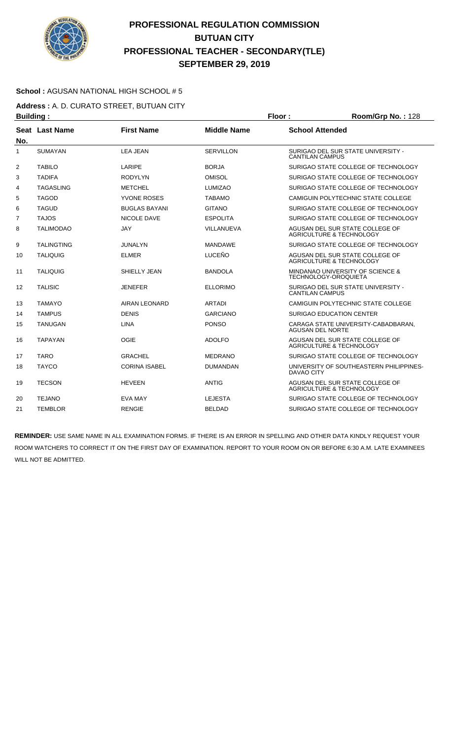# PROFESSIONAL REGULATION COMMISSION
## BUTUAN CITY
## PROFESSIONAL TEACHER - SECONDARY(TLE)
## SEPTEMBER 29, 2019

**School :** AGUSAN NATIONAL HIGH SCHOOL # 5

**Address :** A. D. CURATO STREET, BUTUAN CITY

**Building :** **Floor :** **Room/Grp No. :** 128

| Seat No. | Last Name | First Name | Middle Name | School Attended |
|---|---|---|---|---|
| 1 | SUMAYAN | LEA JEAN | SERVILLON | SURIGAO DEL SUR STATE UNIVERSITY - CANTILAN CAMPUS |
| 2 | TABILO | LARIPE | BORJA | SURIGAO STATE COLLEGE OF TECHNOLOGY |
| 3 | TADIFA | RODYLYN | OMISOL | SURIGAO STATE COLLEGE OF TECHNOLOGY |
| 4 | TAGASLING | METCHEL | LUMIZAO | SURIGAO STATE COLLEGE OF TECHNOLOGY |
| 5 | TAGOD | YVONE ROSES | TABAMO | CAMIGUIN POLYTECHNIC STATE COLLEGE |
| 6 | TAGUD | BUGLAS BAYANI | GITANO | SURIGAO STATE COLLEGE OF TECHNOLOGY |
| 7 | TAJOS | NICOLE DAVE | ESPOLITA | SURIGAO STATE COLLEGE OF TECHNOLOGY |
| 8 | TALIMODAO | JAY | VILLANUEVA | AGUSAN DEL SUR STATE COLLEGE OF AGRICULTURE & TECHNOLOGY |
| 9 | TALINGTING | JUNALYN | MANDAWE | SURIGAO STATE COLLEGE OF TECHNOLOGY |
| 10 | TALIQUIG | ELMER | LUCEÑO | AGUSAN DEL SUR STATE COLLEGE OF AGRICULTURE & TECHNOLOGY |
| 11 | TALIQUIG | SHIELLY JEAN | BANDOLA | MINDANAO UNIVERSITY OF SCIENCE & TECHNOLOGY-OROQUIETA |
| 12 | TALISIC | JENEFER | ELLORIMO | SURIGAO DEL SUR STATE UNIVERSITY - CANTILAN CAMPUS |
| 13 | TAMAYO | AIRAN LEONARD | ARTADI | CAMIGUIN POLYTECHNIC STATE COLLEGE |
| 14 | TAMPUS | DENIS | GARCIANO | SURIGAO EDUCATION CENTER |
| 15 | TANUGAN | LINA | PONSO | CARAGA STATE UNIVERSITY-CABADBARAN, AGUSAN DEL NORTE |
| 16 | TAPAYAN | OGIE | ADOLFO | AGUSAN DEL SUR STATE COLLEGE OF AGRICULTURE & TECHNOLOGY |
| 17 | TARO | GRACHEL | MEDRANO | SURIGAO STATE COLLEGE OF TECHNOLOGY |
| 18 | TAYCO | CORINA ISABEL | DUMANDAN | UNIVERSITY OF SOUTHEASTERN PHILIPPINES-DAVAO CITY |
| 19 | TECSON | HEVEEN | ANTIG | AGUSAN DEL SUR STATE COLLEGE OF AGRICULTURE & TECHNOLOGY |
| 20 | TEJANO | EVA MAY | LEJESTA | SURIGAO STATE COLLEGE OF TECHNOLOGY |
| 21 | TEMBLOR | RENGIE | BELDAD | SURIGAO STATE COLLEGE OF TECHNOLOGY |

**REMINDER:** USE SAME NAME IN ALL EXAMINATION FORMS. IF THERE IS AN ERROR IN SPELLING AND OTHER DATA KINDLY REQUEST YOUR ROOM WATCHERS TO CORRECT IT ON THE FIRST DAY OF EXAMINATION. REPORT TO YOUR ROOM ON OR BEFORE 6:30 A.M. LATE EXAMINEES WILL NOT BE ADMITTED.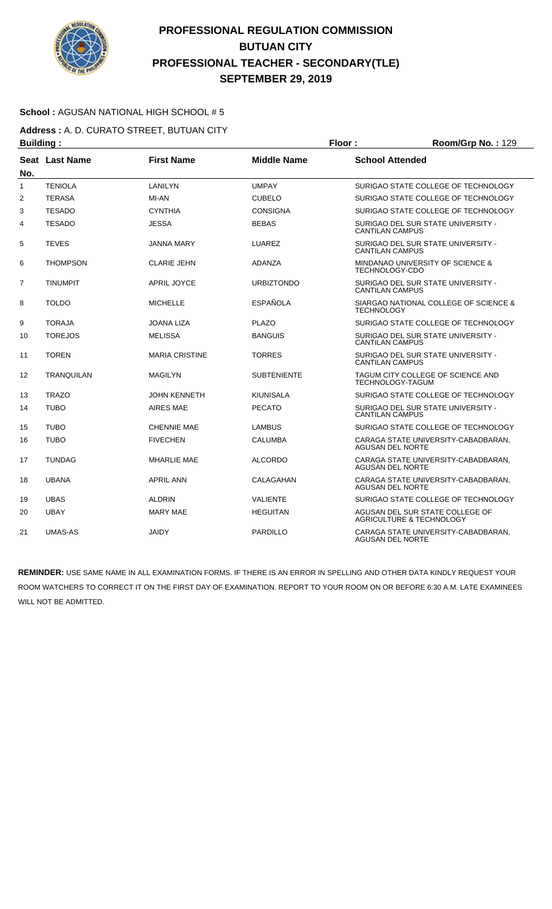# PROFESSIONAL REGULATION COMMISSION
## BUTUAN CITY
## PROFESSIONAL TEACHER - SECONDARY(TLE)
## SEPTEMBER 29, 2019

**School :** AGUSAN NATIONAL HIGH SCHOOL # 5

**Address :** A. D. CURATO STREET, BUTUAN CITY

**Building :** | **Floor :** | **Room/Grp No. :** 129

| Seat No. | Last Name | First Name | Middle Name | School Attended |
|---|---|---|---|---|
| 1 | TENIOLA | LANILYN | UMPAY | SURIGAO STATE COLLEGE OF TECHNOLOGY |
| 2 | TERASA | MI-AN | CUBELO | SURIGAO STATE COLLEGE OF TECHNOLOGY |
| 3 | TESADO | CYNTHIA | CONSIGNA | SURIGAO STATE COLLEGE OF TECHNOLOGY |
| 4 | TESADO | JESSA | BEBAS | SURIGAO DEL SUR STATE UNIVERSITY - CANTILAN CAMPUS |
| 5 | TEVES | JANNA MARY | LUAREZ | SURIGAO DEL SUR STATE UNIVERSITY - CANTILAN CAMPUS |
| 6 | THOMPSON | CLARIE JEHN | ADANZA | MINDANAO UNIVERSITY OF SCIENCE & TECHNOLOGY-CDO |
| 7 | TINUMPIT | APRIL JOYCE | URBIZTONDO | SURIGAO DEL SUR STATE UNIVERSITY - CANTILAN CAMPUS |
| 8 | TOLDO | MICHELLE | ESPAÑOLA | SIARGAO NATIONAL COLLEGE OF SCIENCE & TECHNOLOGY |
| 9 | TORAJA | JOANA LIZA | PLAZO | SURIGAO STATE COLLEGE OF TECHNOLOGY |
| 10 | TOREJOS | MELISSA | BANGUIS | SURIGAO DEL SUR STATE UNIVERSITY - CANTILAN CAMPUS |
| 11 | TOREN | MARIA CRISTINE | TORRES | SURIGAO DEL SUR STATE UNIVERSITY - CANTILAN CAMPUS |
| 12 | TRANQUILAN | MAGILYN | SUBTENIENTE | TAGUM CITY COLLEGE OF SCIENCE AND TECHNOLOGY-TAGUM |
| 13 | TRAZO | JOHN KENNETH | KIUNISALA | SURIGAO STATE COLLEGE OF TECHNOLOGY |
| 14 | TUBO | AIRES MAE | PECATO | SURIGAO DEL SUR STATE UNIVERSITY - CANTILAN CAMPUS |
| 15 | TUBO | CHENNIE MAE | LAMBUS | SURIGAO STATE COLLEGE OF TECHNOLOGY |
| 16 | TUBO | FIVECHEN | CALUMBA | CARAGA STATE UNIVERSITY-CABADBARAN, AGUSAN DEL NORTE |
| 17 | TUNDAG | MHARLIE MAE | ALCORDO | CARAGA STATE UNIVERSITY-CABADBARAN, AGUSAN DEL NORTE |
| 18 | UBANA | APRIL ANN | CALAGAHAN | CARAGA STATE UNIVERSITY-CABADBARAN, AGUSAN DEL NORTE |
| 19 | UBAS | ALDRIN | VALIENTE | SURIGAO STATE COLLEGE OF TECHNOLOGY |
| 20 | UBAY | MARY MAE | HEGUITAN | AGUSAN DEL SUR STATE COLLEGE OF AGRICULTURE & TECHNOLOGY |
| 21 | UMAS-AS | JAIDY | PARDILLO | CARAGA STATE UNIVERSITY-CABADBARAN, AGUSAN DEL NORTE |

**REMINDER:** USE SAME NAME IN ALL EXAMINATION FORMS. IF THERE IS AN ERROR IN SPELLING AND OTHER DATA KINDLY REQUEST YOUR ROOM WATCHERS TO CORRECT IT ON THE FIRST DAY OF EXAMINATION. REPORT TO YOUR ROOM ON OR BEFORE 6:30 A.M. LATE EXAMINEES WILL NOT BE ADMITTED.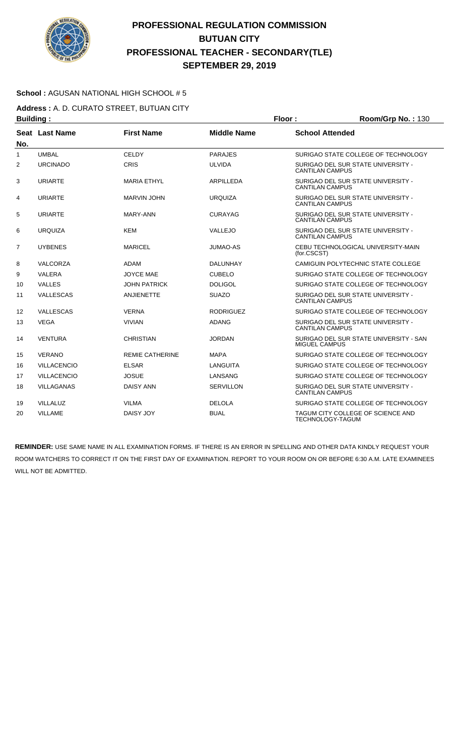# PROFESSIONAL REGULATION COMMISSION
## BUTUAN CITY
## PROFESSIONAL TEACHER - SECONDARY(TLE)
## SEPTEMBER 29, 2019

**School :** AGUSAN NATIONAL HIGH SCHOOL # 5

**Address :** A. D. CURATO STREET, BUTUAN CITY

**Building :** **Floor :** **Room/Grp No. :** 130

| Seat No. | Last Name | First Name | Middle Name | School Attended |
|---|---|---|---|---|
| 1 | UMBAL | CELDY | PARAJES | SURIGAO STATE COLLEGE OF TECHNOLOGY |
| 2 | URCINADO | CRIS | ULVIDA | SURIGAO DEL SUR STATE UNIVERSITY - CANTILAN CAMPUS |
| 3 | URIARTE | MARIA ETHYL | ARPILLEDA | SURIGAO DEL SUR STATE UNIVERSITY - CANTILAN CAMPUS |
| 4 | URIARTE | MARVIN JOHN | URQUIZA | SURIGAO DEL SUR STATE UNIVERSITY - CANTILAN CAMPUS |
| 5 | URIARTE | MARY-ANN | CURAYAG | SURIGAO DEL SUR STATE UNIVERSITY - CANTILAN CAMPUS |
| 6 | URQUIZA | KEM | VALLEJO | SURIGAO DEL SUR STATE UNIVERSITY - CANTILAN CAMPUS |
| 7 | UYBENES | MARICEL | JUMAO-AS | CEBU TECHNOLOGICAL UNIVERSITY-MAIN (for.CSCST) |
| 8 | VALCORZA | ADAM | DALUNHAY | CAMIGUIN POLYTECHNIC STATE COLLEGE |
| 9 | VALERA | JOYCE MAE | CUBELO | SURIGAO STATE COLLEGE OF TECHNOLOGY |
| 10 | VALLES | JOHN PATRICK | DOLIGOL | SURIGAO STATE COLLEGE OF TECHNOLOGY |
| 11 | VALLESCAS | ANJIENETTE | SUAZO | SURIGAO DEL SUR STATE UNIVERSITY - CANTILAN CAMPUS |
| 12 | VALLESCAS | VERNA | RODRIGUEZ | SURIGAO STATE COLLEGE OF TECHNOLOGY |
| 13 | VEGA | VIVIAN | ADANG | SURIGAO DEL SUR STATE UNIVERSITY - CANTILAN CAMPUS |
| 14 | VENTURA | CHRISTIAN | JORDAN | SURIGAO DEL SUR STATE UNIVERSITY - SAN MIGUEL CAMPUS |
| 15 | VERANO | REMIE CATHERINE | MAPA | SURIGAO STATE COLLEGE OF TECHNOLOGY |
| 16 | VILLACENCIO | ELSAR | LANGUITA | SURIGAO STATE COLLEGE OF TECHNOLOGY |
| 17 | VILLACENCIO | JOSUE | LANSANG | SURIGAO STATE COLLEGE OF TECHNOLOGY |
| 18 | VILLAGANAS | DAISY ANN | SERVILLON | SURIGAO DEL SUR STATE UNIVERSITY - CANTILAN CAMPUS |
| 19 | VILLALUZ | VILMA | DELOLA | SURIGAO STATE COLLEGE OF TECHNOLOGY |
| 20 | VILLAME | DAISY JOY | BUAL | TAGUM CITY COLLEGE OF SCIENCE AND TECHNOLOGY-TAGUM |

**REMINDER:** USE SAME NAME IN ALL EXAMINATION FORMS. IF THERE IS AN ERROR IN SPELLING AND OTHER DATA KINDLY REQUEST YOUR ROOM WATCHERS TO CORRECT IT ON THE FIRST DAY OF EXAMINATION. REPORT TO YOUR ROOM ON OR BEFORE 6:30 A.M. LATE EXAMINEES WILL NOT BE ADMITTED.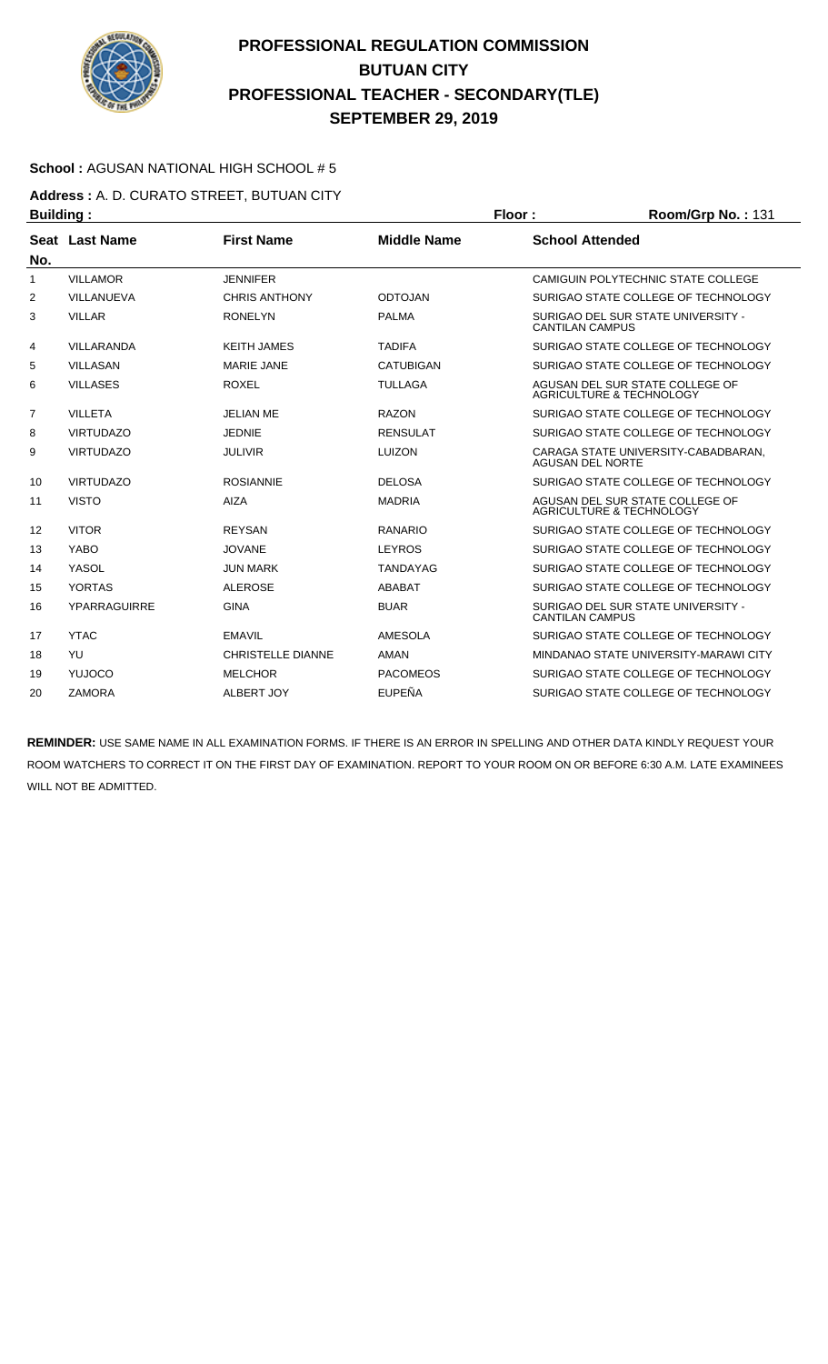# PROFESSIONAL REGULATION COMMISSION
## BUTUAN CITY
## PROFESSIONAL TEACHER - SECONDARY(TLE)
## SEPTEMBER 29, 2019

**School :** AGUSAN NATIONAL HIGH SCHOOL # 5

**Address :** A. D. CURATO STREET, BUTUAN CITY

**Building :** **Floor :** **Room/Grp No. :** 131

| Seat No. | Last Name | First Name | Middle Name | School Attended |
|---|---|---|---|---|
| 1 | VILLAMOR | JENNIFER | | CAMIGUIN POLYTECHNIC STATE COLLEGE |
| 2 | VILLANUEVA | CHRIS ANTHONY | ODTOJAN | SURIGAO STATE COLLEGE OF TECHNOLOGY |
| 3 | VILLAR | RONELYN | PALMA | SURIGAO DEL SUR STATE UNIVERSITY - CANTILAN CAMPUS |
| 4 | VILLARANDA | KEITH JAMES | TADIFA | SURIGAO STATE COLLEGE OF TECHNOLOGY |
| 5 | VILLASAN | MARIE JANE | CATUBIGAN | SURIGAO STATE COLLEGE OF TECHNOLOGY |
| 6 | VILLASES | ROXEL | TULLAGA | AGUSAN DEL SUR STATE COLLEGE OF AGRICULTURE & TECHNOLOGY |
| 7 | VILLETA | JELIAN ME | RAZON | SURIGAO STATE COLLEGE OF TECHNOLOGY |
| 8 | VIRTUDAZO | JEDNIE | RENSULAT | SURIGAO STATE COLLEGE OF TECHNOLOGY |
| 9 | VIRTUDAZO | JULIVIR | LUIZON | CARAGA STATE UNIVERSITY-CABADBARAN, AGUSAN DEL NORTE |
| 10 | VIRTUDAZO | ROSIANNIE | DELOSA | SURIGAO STATE COLLEGE OF TECHNOLOGY |
| 11 | VISTO | AIZA | MADRIA | AGUSAN DEL SUR STATE COLLEGE OF AGRICULTURE & TECHNOLOGY |
| 12 | VITOR | REYSAN | RANARIO | SURIGAO STATE COLLEGE OF TECHNOLOGY |
| 13 | YABO | JOVANE | LEYROS | SURIGAO STATE COLLEGE OF TECHNOLOGY |
| 14 | YASOL | JUN MARK | TANDAYAG | SURIGAO STATE COLLEGE OF TECHNOLOGY |
| 15 | YORTAS | ALEROSE | ABABAT | SURIGAO STATE COLLEGE OF TECHNOLOGY |
| 16 | YPARRAGUIRRE | GINA | BUAR | SURIGAO DEL SUR STATE UNIVERSITY - CANTILAN CAMPUS |
| 17 | YTAC | EMAVIL | AMESOLA | SURIGAO STATE COLLEGE OF TECHNOLOGY |
| 18 | YU | CHRISTELLE DIANNE | AMAN | MINDANAO STATE UNIVERSITY-MARAWI CITY |
| 19 | YUJOCO | MELCHOR | PACOMEOS | SURIGAO STATE COLLEGE OF TECHNOLOGY |
| 20 | ZAMORA | ALBERT JOY | EUPEÑA | SURIGAO STATE COLLEGE OF TECHNOLOGY |

**REMINDER:** USE SAME NAME IN ALL EXAMINATION FORMS. IF THERE IS AN ERROR IN SPELLING AND OTHER DATA KINDLY REQUEST YOUR ROOM WATCHERS TO CORRECT IT ON THE FIRST DAY OF EXAMINATION. REPORT TO YOUR ROOM ON OR BEFORE 6:30 A.M. LATE EXAMINEES WILL NOT BE ADMITTED.